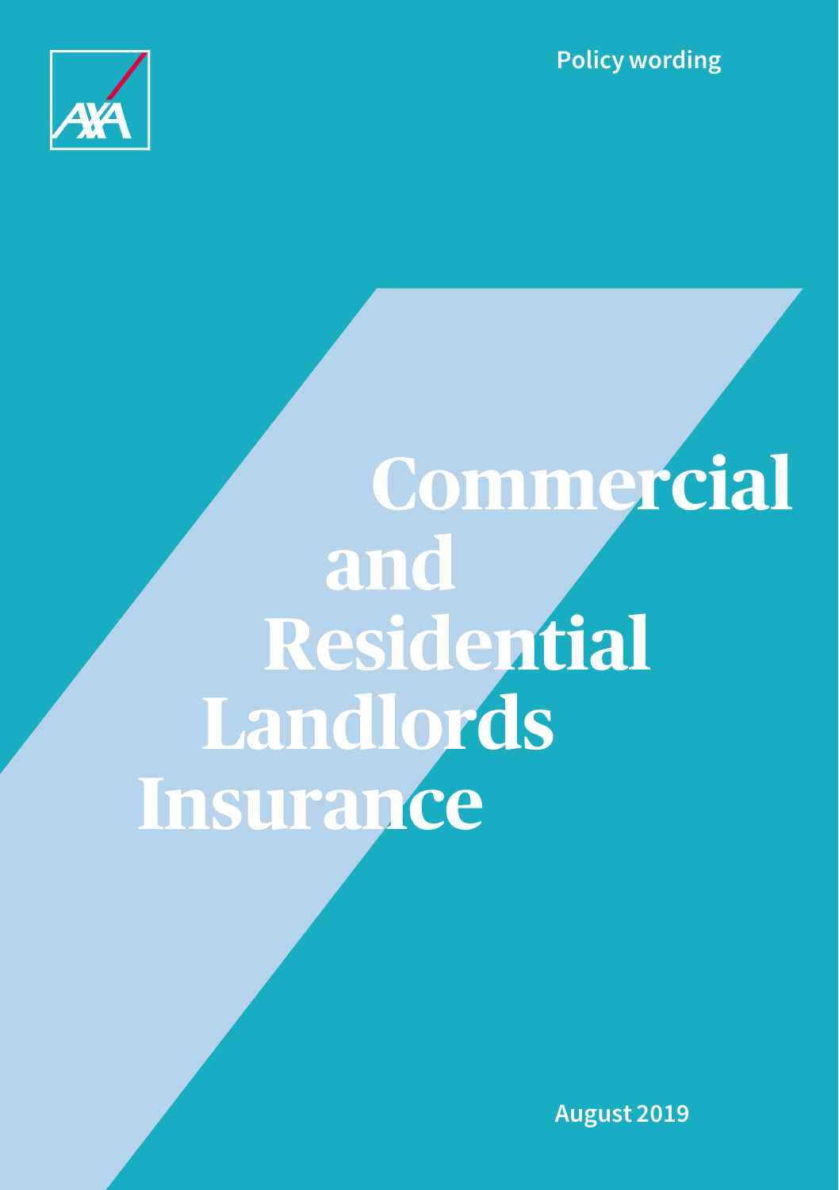AXA

Policy wording

# Commercial and Residential Landlords Insurance

August 2019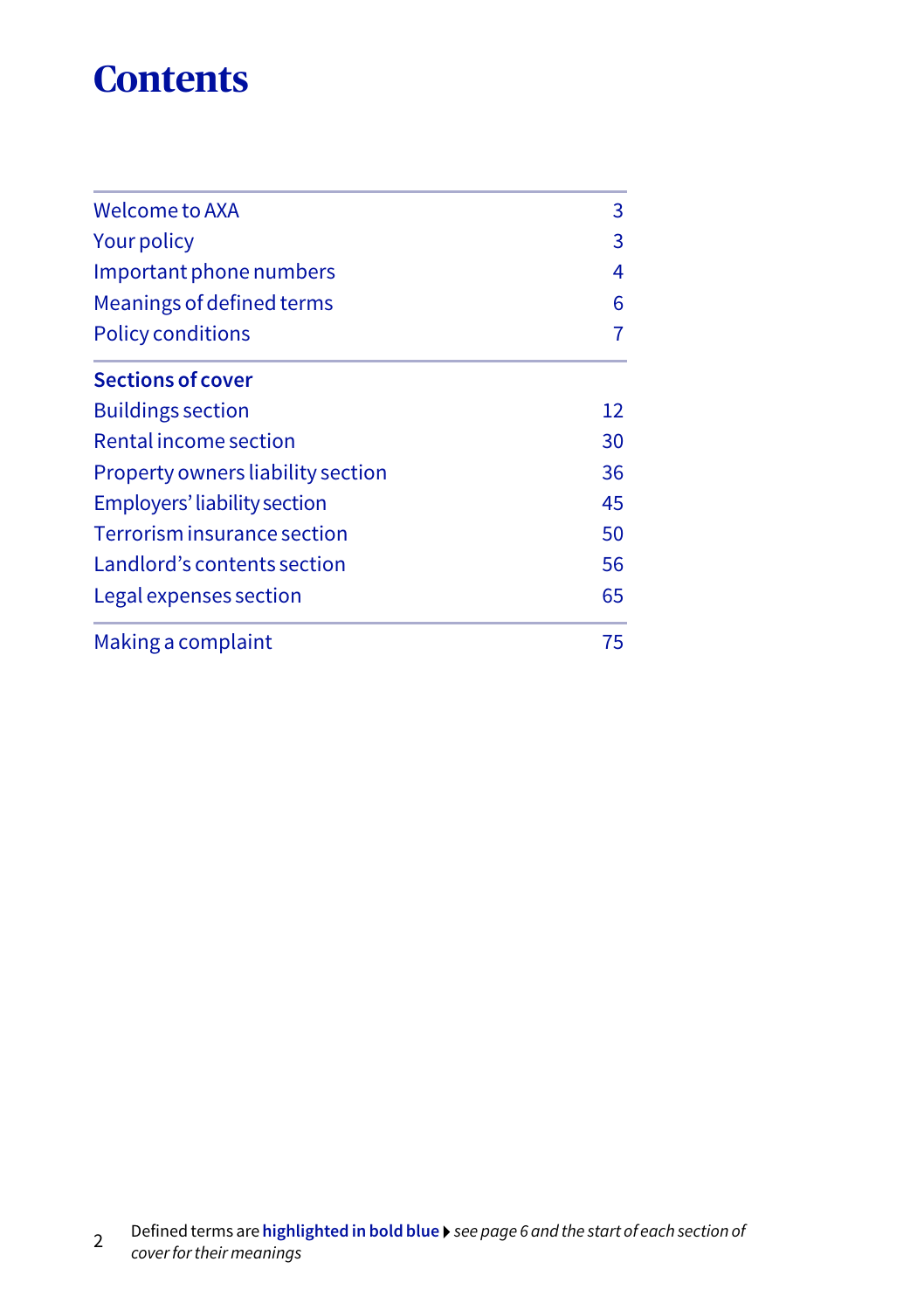# Contents

| | |
|---|---|
| Welcome to AXA | 3 |
| Your policy | 3 |
| Important phone numbers | 4 |
| Meanings of defined terms | 6 |
| Policy conditions | 7 |
| **Sections of cover** | |
| Buildings section | 12 |
| Rental income section | 30 |
| Property owners liability section | 36 |
| Employers' liability section | 45 |
| Terrorism insurance section | 50 |
| Landlord's contents section | 56 |
| Legal expenses section | 65 |
| Making a complaint | 75 |

Defined terms are **highlighted in bold blue** ▸ *see page 6 and the start of each section of cover for their meanings*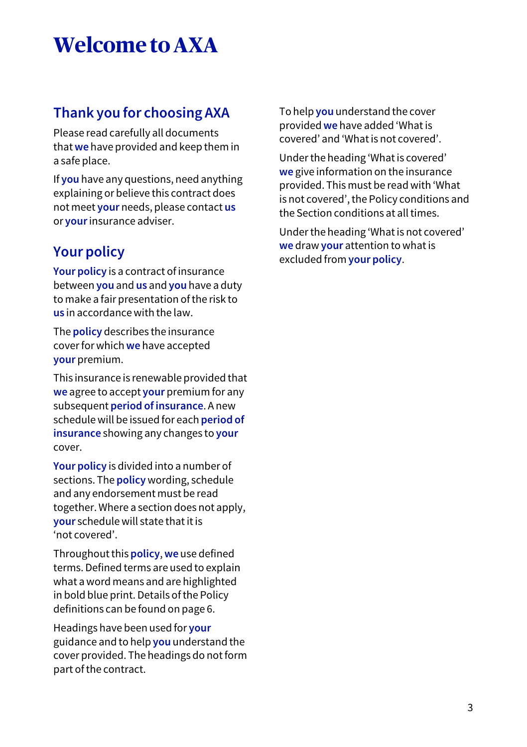# Welcome to AXA

## Thank you for choosing AXA

Please read carefully all documents that **we** have provided and keep them in a safe place.

If **you** have any questions, need anything explaining or believe this contract does not meet **your** needs, please contact **us** or **your** insurance adviser.

## Your policy

**Your policy** is a contract of insurance between **you** and **us** and **you** have a duty to make a fair presentation of the risk to **us** in accordance with the law.

The **policy** describes the insurance cover for which **we** have accepted **your** premium.

This insurance is renewable provided that **we** agree to accept **your** premium for any subsequent **period of insurance**. A new schedule will be issued for each **period of insurance** showing any changes to **your** cover.

**Your policy** is divided into a number of sections. The **policy** wording, schedule and any endorsement must be read together. Where a section does not apply, **your** schedule will state that it is 'not covered'.

Throughout this **policy**, **we** use defined terms. Defined terms are used to explain what a word means and are highlighted in bold blue print. Details of the Policy definitions can be found on page 6.

Headings have been used for **your** guidance and to help **you** understand the cover provided. The headings do not form part of the contract.

To help **you** understand the cover provided **we** have added 'What is covered' and 'What is not covered'.

Under the heading 'What is covered' **we** give information on the insurance provided. This must be read with 'What is not covered', the Policy conditions and the Section conditions at all times.

Under the heading 'What is not covered' **we** draw **your** attention to what is excluded from **your policy**.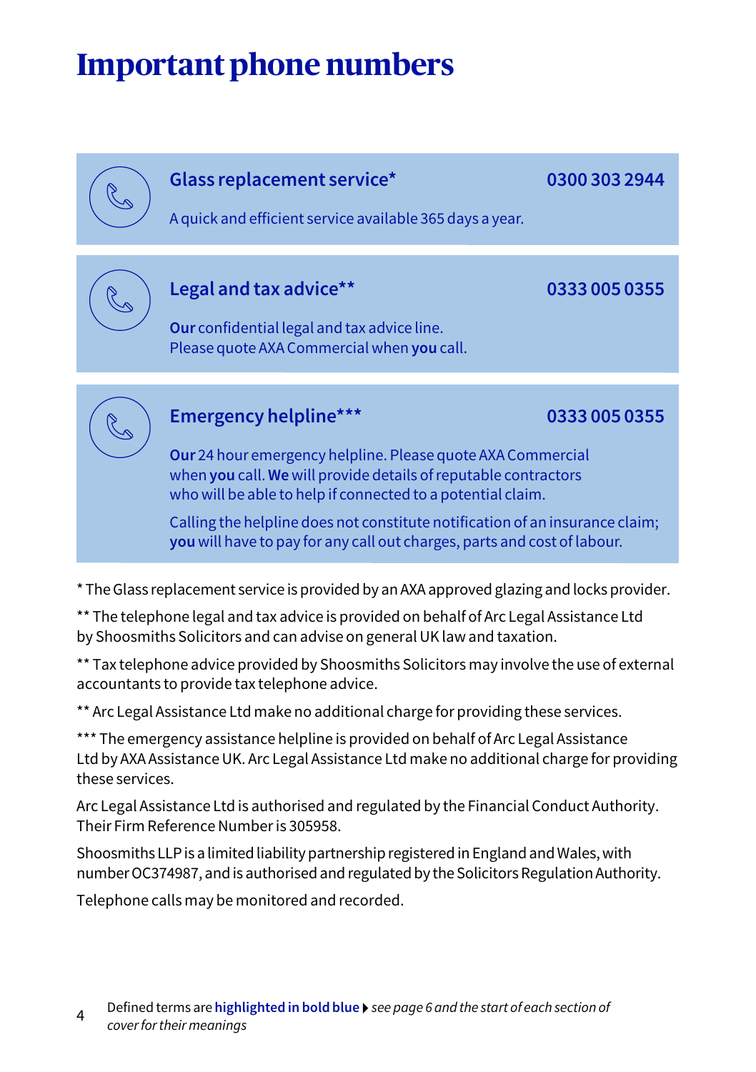# Important phone numbers

## Glass replacement service* — 0300 303 2944

A quick and efficient service available 365 days a year.

## Legal and tax advice** — 0333 005 0355

**Our** confidential legal and tax advice line.
Please quote AXA Commercial when **you** call.

## Emergency helpline*** — 0333 005 0355

**Our** 24 hour emergency helpline. Please quote AXA Commercial when **you** call. **We** will provide details of reputable contractors who will be able to help if connected to a potential claim.

Calling the helpline does not constitute notification of an insurance claim; **you** will have to pay for any call out charges, parts and cost of labour.

\* The Glass replacement service is provided by an AXA approved glazing and locks provider.

\*\* The telephone legal and tax advice is provided on behalf of Arc Legal Assistance Ltd by Shoosmiths Solicitors and can advise on general UK law and taxation.

\*\* Tax telephone advice provided by Shoosmiths Solicitors may involve the use of external accountants to provide tax telephone advice.

\*\* Arc Legal Assistance Ltd make no additional charge for providing these services.

\*\*\* The emergency assistance helpline is provided on behalf of Arc Legal Assistance Ltd by AXA Assistance UK. Arc Legal Assistance Ltd make no additional charge for providing these services.

Arc Legal Assistance Ltd is authorised and regulated by the Financial Conduct Authority. Their Firm Reference Number is 305958.

Shoosmiths LLP is a limited liability partnership registered in England and Wales, with number OC374987, and is authorised and regulated by the Solicitors Regulation Authority.

Telephone calls may be monitored and recorded.

Defined terms are **highlighted in bold blue** ▸ *see page 6 and the start of each section of cover for their meanings*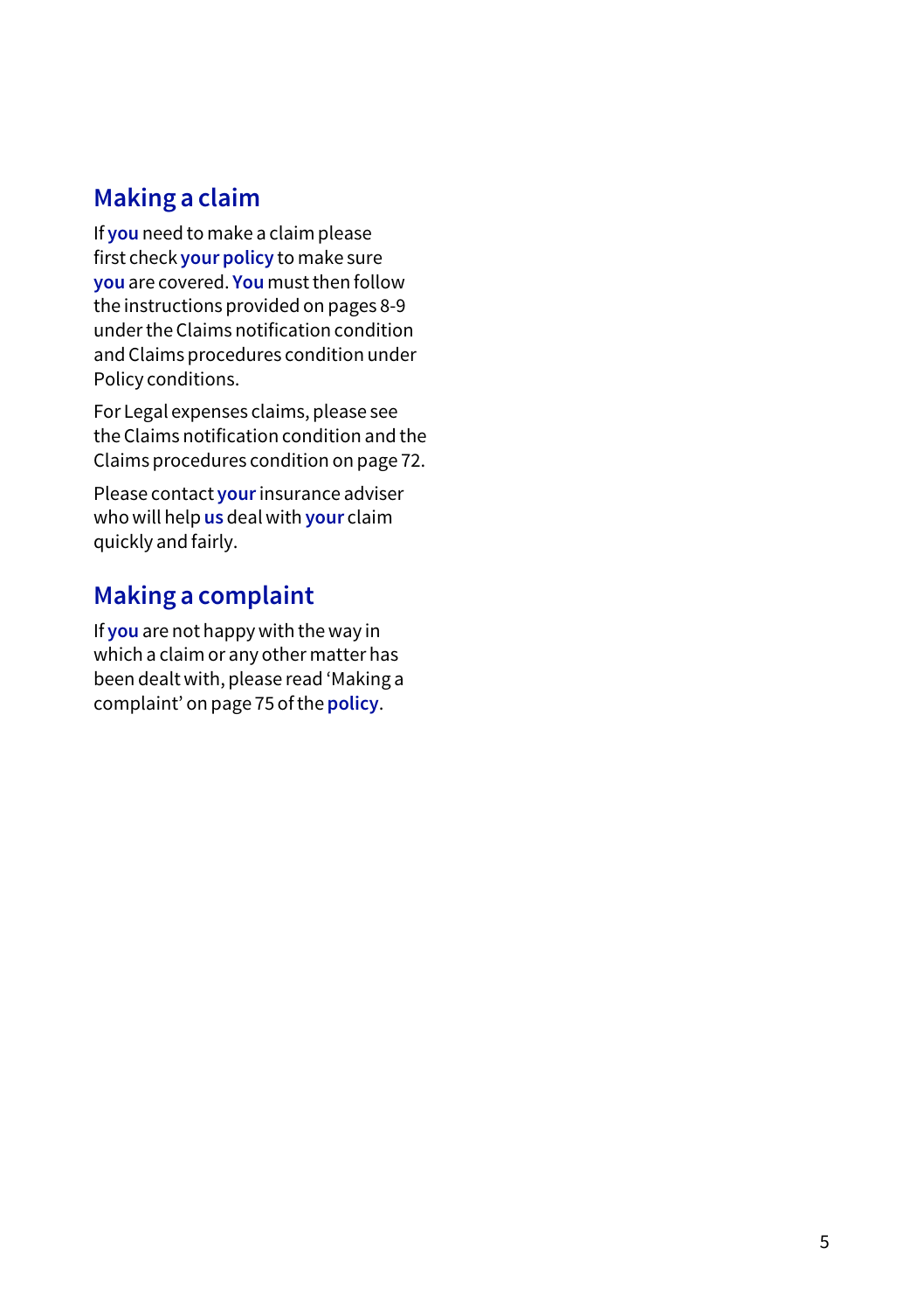## Making a claim

If **you** need to make a claim please first check **your policy** to make sure **you** are covered. **You** must then follow the instructions provided on pages 8-9 under the Claims notification condition and Claims procedures condition under Policy conditions.

For Legal expenses claims, please see the Claims notification condition and the Claims procedures condition on page 72.

Please contact **your** insurance adviser who will help **us** deal with **your** claim quickly and fairly.

## Making a complaint

If **you** are not happy with the way in which a claim or any other matter has been dealt with, please read 'Making a complaint' on page 75 of the **policy**.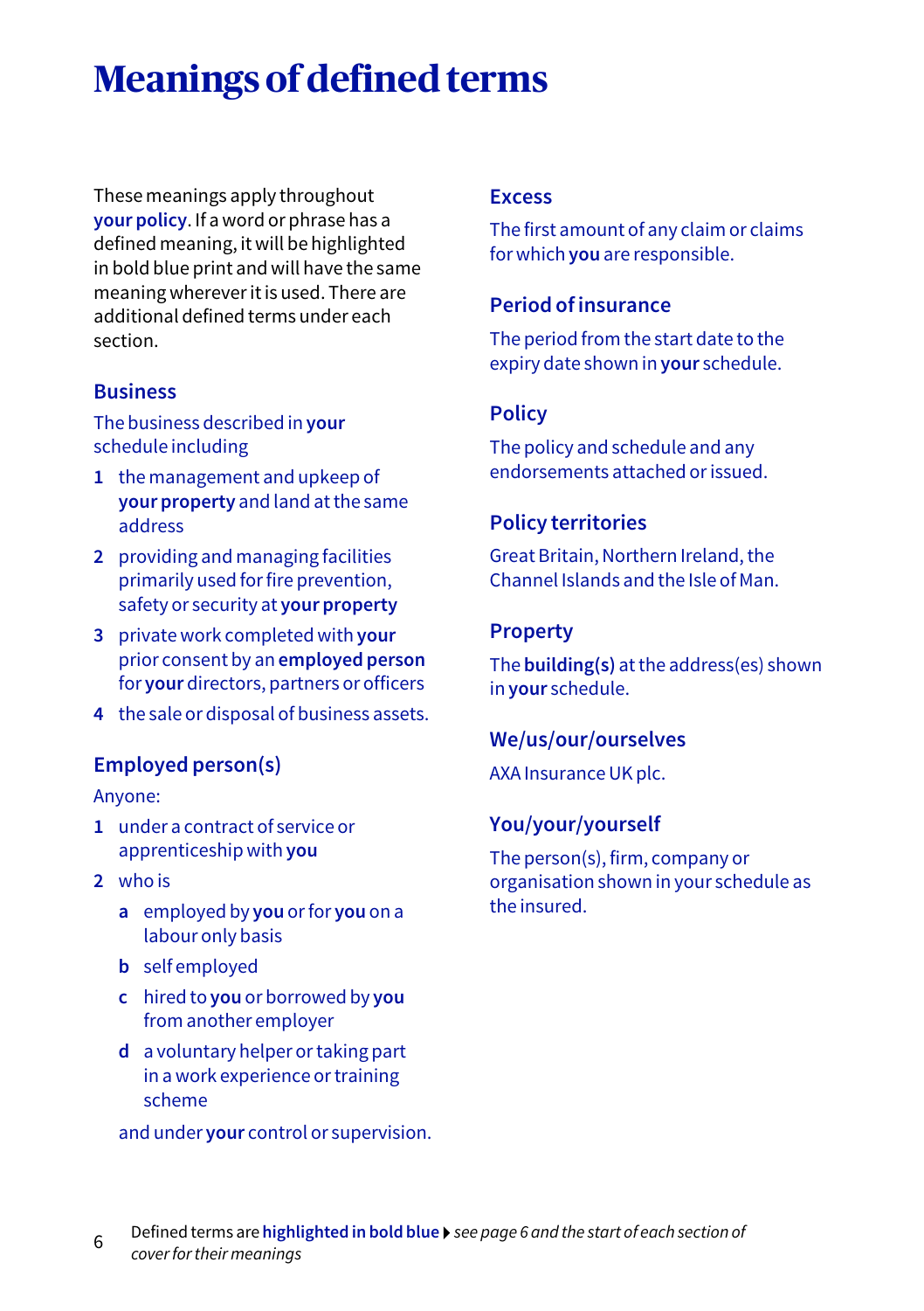# Meanings of defined terms

These meanings apply throughout **your policy**. If a word or phrase has a defined meaning, it will be highlighted in bold blue print and will have the same meaning wherever it is used. There are additional defined terms under each section.

## Business

The business described in **your** schedule including

1. the management and upkeep of **your property** and land at the same address
2. providing and managing facilities primarily used for fire prevention, safety or security at **your property**
3. private work completed with **your** prior consent by an **employed person** for **your** directors, partners or officers
4. the sale or disposal of business assets.

## Employed person(s)

Anyone:

1. under a contract of service or apprenticeship with **you**
2. who is
   a. employed by **you** or for **you** on a labour only basis
   b. self employed
   c. hired to **you** or borrowed by **you** from another employer
   d. a voluntary helper or taking part in a work experience or training scheme

   and under **your** control or supervision.

## Excess

The first amount of any claim or claims for which **you** are responsible.

## Period of insurance

The period from the start date to the expiry date shown in **your** schedule.

## Policy

The policy and schedule and any endorsements attached or issued.

## Policy territories

Great Britain, Northern Ireland, the Channel Islands and the Isle of Man.

## Property

The **building(s)** at the address(es) shown in **your** schedule.

## We/us/our/ourselves

AXA Insurance UK plc.

## You/your/yourself

The person(s), firm, company or organisation shown in your schedule as the insured.

Defined terms are **highlighted in bold blue** ▶ *see page 6 and the start of each section of cover for their meanings*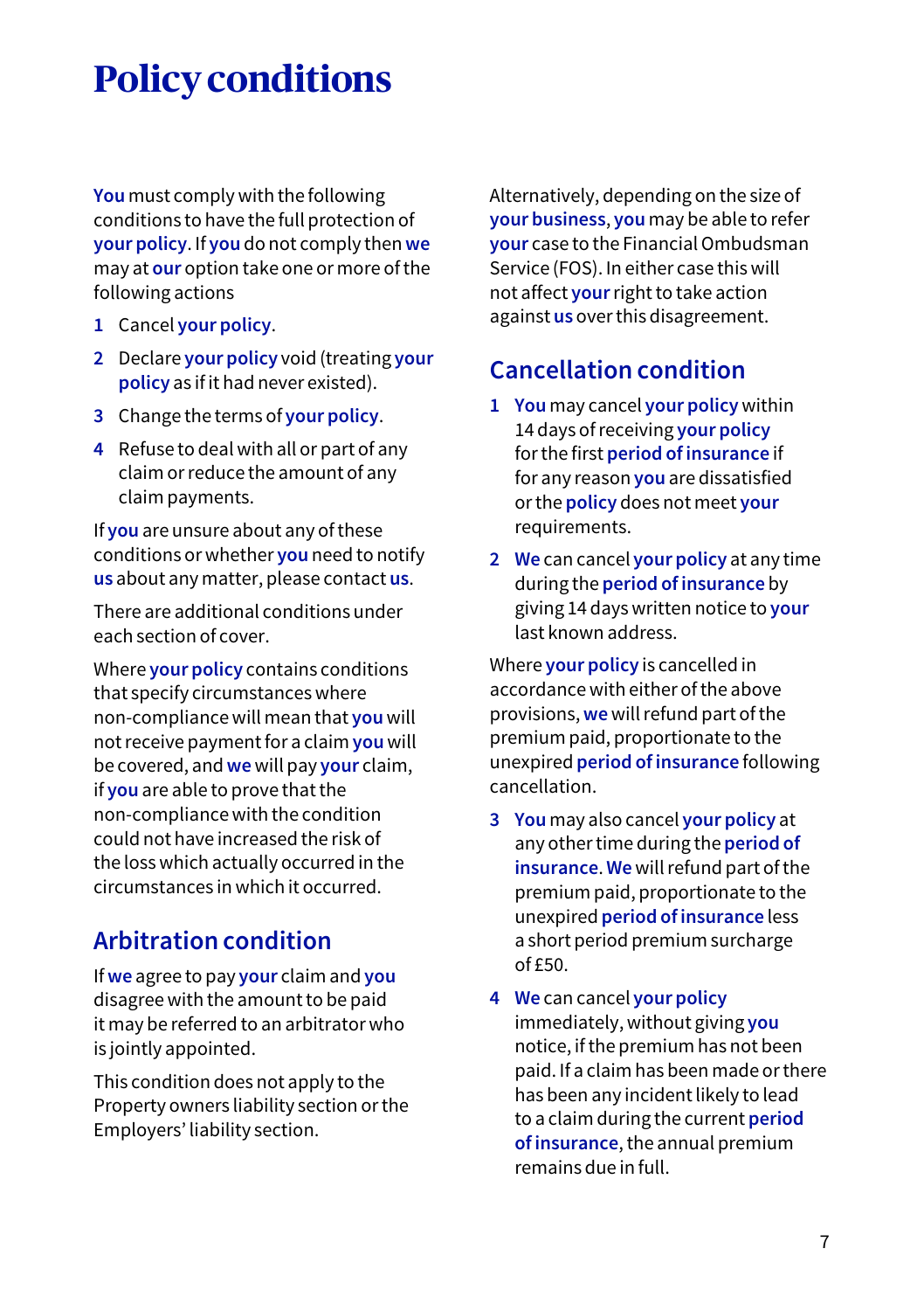# Policy conditions

You must comply with the following conditions to have the full protection of your policy. If you do not comply then we may at our option take one or more of the following actions

1. Cancel your policy.
2. Declare your policy void (treating your policy as if it had never existed).
3. Change the terms of your policy.
4. Refuse to deal with all or part of any claim or reduce the amount of any claim payments.

If you are unsure about any of these conditions or whether you need to notify us about any matter, please contact us.

There are additional conditions under each section of cover.

Where your policy contains conditions that specify circumstances where non-compliance will mean that you will not receive payment for a claim you will be covered, and we will pay your claim, if you are able to prove that the non-compliance with the condition could not have increased the risk of the loss which actually occurred in the circumstances in which it occurred.

## Arbitration condition

If we agree to pay your claim and you disagree with the amount to be paid it may be referred to an arbitrator who is jointly appointed.

This condition does not apply to the Property owners liability section or the Employers' liability section.

Alternatively, depending on the size of your business, you may be able to refer your case to the Financial Ombudsman Service (FOS). In either case this will not affect your right to take action against us over this disagreement.

## Cancellation condition

1. You may cancel your policy within 14 days of receiving your policy for the first period of insurance if for any reason you are dissatisfied or the policy does not meet your requirements.
2. We can cancel your policy at any time during the period of insurance by giving 14 days written notice to your last known address.

Where your policy is cancelled in accordance with either of the above provisions, we will refund part of the premium paid, proportionate to the unexpired period of insurance following cancellation.

3. You may also cancel your policy at any other time during the period of insurance. We will refund part of the premium paid, proportionate to the unexpired period of insurance less a short period premium surcharge of £50.
4. We can cancel your policy immediately, without giving you notice, if the premium has not been paid. If a claim has been made or there has been any incident likely to lead to a claim during the current period of insurance, the annual premium remains due in full.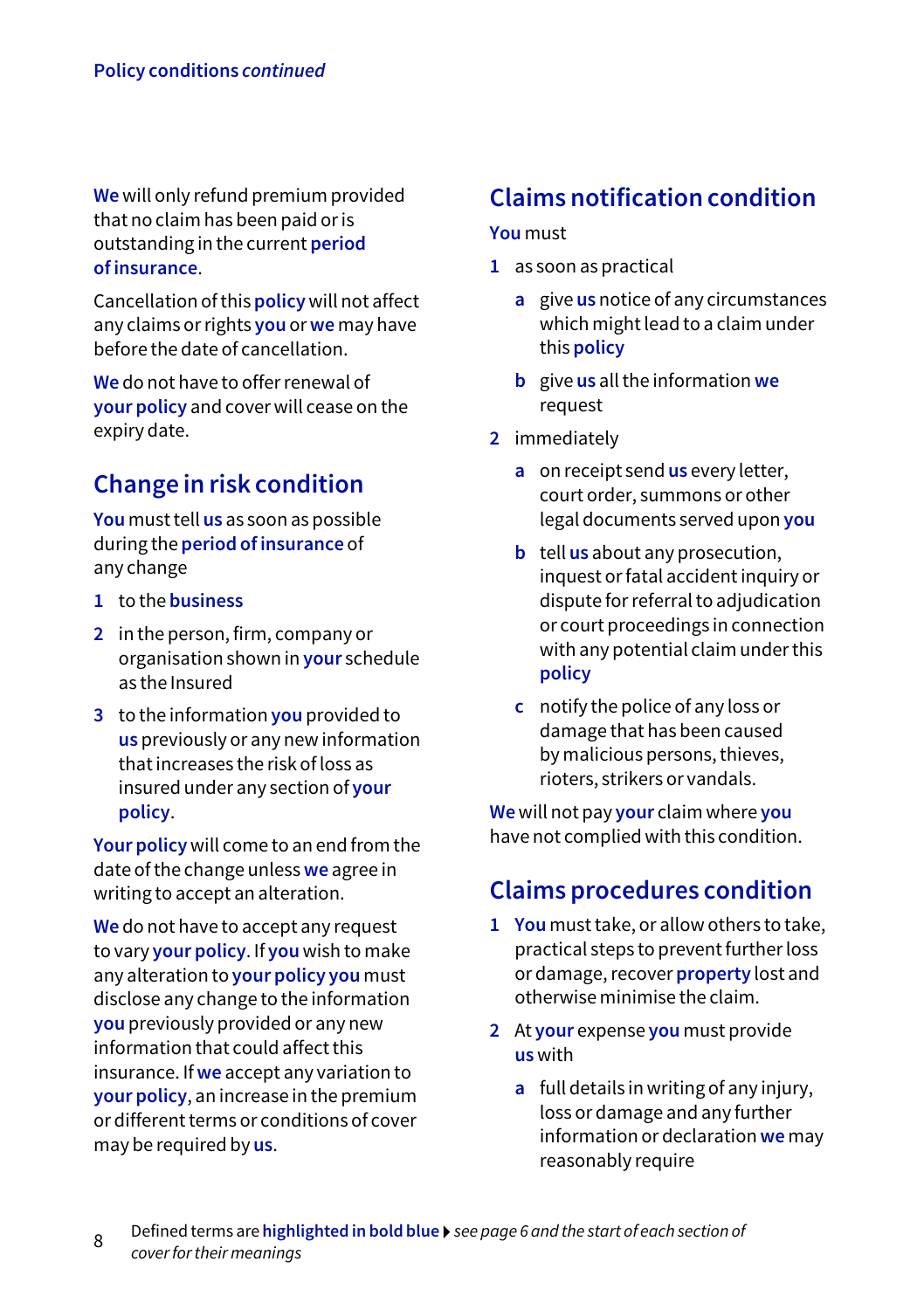We will only refund premium provided that no claim has been paid or is outstanding in the current **period of insurance**.

Cancellation of this **policy** will not affect any claims or rights **you** or **we** may have before the date of cancellation.

**We** do not have to offer renewal of **your policy** and cover will cease on the expiry date.

## Change in risk condition

**You** must tell **us** as soon as possible during the **period of insurance** of any change

1. to the **business**
2. in the person, firm, company or organisation shown in **your** schedule as the Insured
3. to the information **you** provided to **us** previously or any new information that increases the risk of loss as insured under any section of **your policy**.

**Your policy** will come to an end from the date of the change unless **we** agree in writing to accept an alteration.

**We** do not have to accept any request to vary **your policy**. If **you** wish to make any alteration to **your policy you** must disclose any change to the information **you** previously provided or any new information that could affect this insurance. If **we** accept any variation to **your policy**, an increase in the premium or different terms or conditions of cover may be required by **us**.

## Claims notification condition

**You** must

1. as soon as practical
   - a. give **us** notice of any circumstances which might lead to a claim under this **policy**
   - b. give **us** all the information **we** request
2. immediately
   - a. on receipt send **us** every letter, court order, summons or other legal documents served upon **you**
   - b. tell **us** about any prosecution, inquest or fatal accident inquiry or dispute for referral to adjudication or court proceedings in connection with any potential claim under this **policy**
   - c. notify the police of any loss or damage that has been caused by malicious persons, thieves, rioters, strikers or vandals.

**We** will not pay **your** claim where **you** have not complied with this condition.

## Claims procedures condition

1. **You** must take, or allow others to take, practical steps to prevent further loss or damage, recover **property** lost and otherwise minimise the claim.
2. At **your** expense **you** must provide **us** with
   - a. full details in writing of any injury, loss or damage and any further information or declaration **we** may reasonably require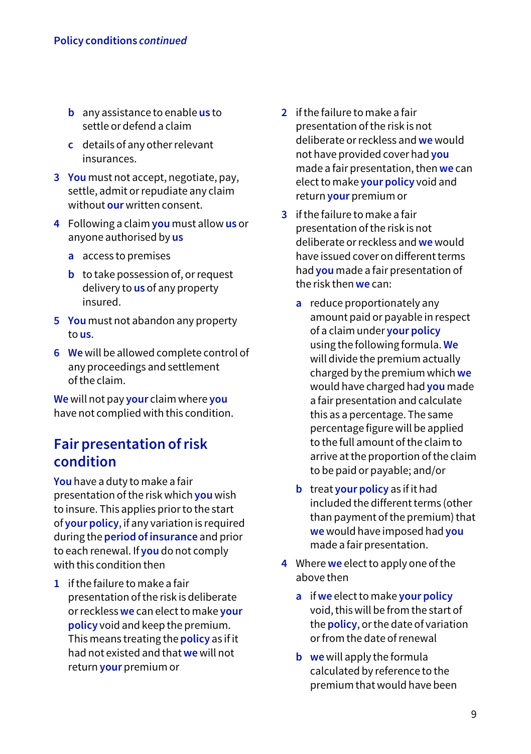- b any assistance to enable **us** to settle or defend a claim
- c details of any other relevant insurances.

3 **You** must not accept, negotiate, pay, settle, admit or repudiate any claim without **our** written consent.

4 Following a claim **you** must allow **us** or anyone authorised by **us**

- a access to premises
- b to take possession of, or request delivery to **us** of any property insured.

5 **You** must not abandon any property to **us**.

6 **We** will be allowed complete control of any proceedings and settlement of the claim.

**We** will not pay **your** claim where **you** have not complied with this condition.

## Fair presentation of risk condition

**You** have a duty to make a fair presentation of the risk which **you** wish to insure. This applies prior to the start of **your policy**, if any variation is required during the **period of insurance** and prior to each renewal. If **you** do not comply with this condition then

1 if the failure to make a fair presentation of the risk is deliberate or reckless **we** can elect to make **your policy** void and keep the premium. This means treating the **policy** as if it had not existed and that **we** will not return **your** premium or

2 if the failure to make a fair presentation of the risk is not deliberate or reckless and **we** would not have provided cover had **you** made a fair presentation, then **we** can elect to make **your policy** void and return **your** premium or

3 if the failure to make a fair presentation of the risk is not deliberate or reckless and **we** would have issued cover on different terms had **you** made a fair presentation of the risk then **we** can:

- a reduce proportionately any amount paid or payable in respect of a claim under **your policy** using the following formula. **We** will divide the premium actually charged by the premium which **we** would have charged had **you** made a fair presentation and calculate this as a percentage. The same percentage figure will be applied to the full amount of the claim to arrive at the proportion of the claim to be paid or payable; and/or
- b treat **your policy** as if it had included the different terms (other than payment of the premium) that **we** would have imposed had **you** made a fair presentation.

4 Where **we** elect to apply one of the above then

- a if **we** elect to make **your policy** void, this will be from the start of the **policy**, or the date of variation or from the date of renewal
- b **we** will apply the formula calculated by reference to the premium that would have been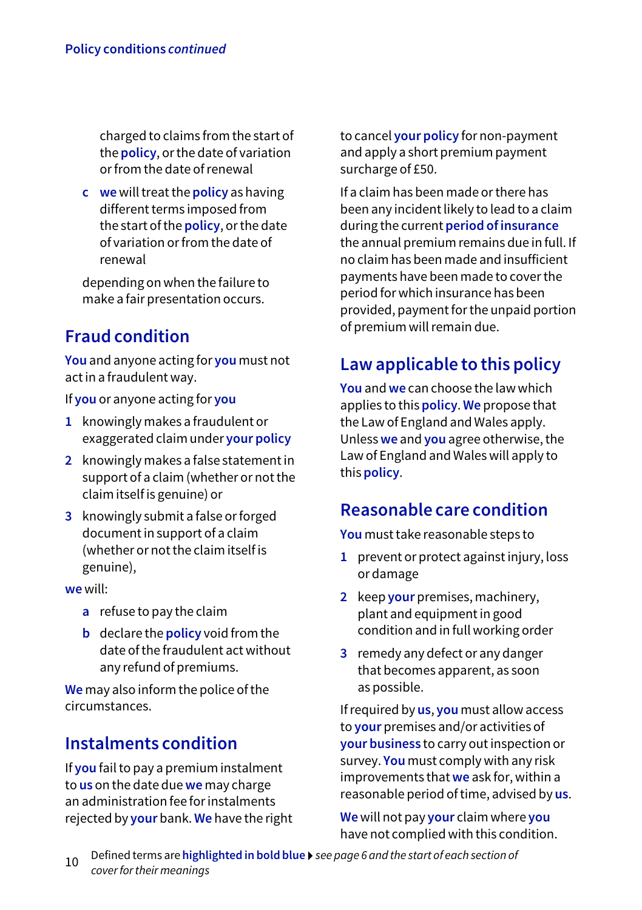charged to claims from the start of the **policy**, or the date of variation or from the date of renewal

c **we** will treat the **policy** as having different terms imposed from the start of the **policy**, or the date of variation or from the date of renewal

depending on when the failure to make a fair presentation occurs.

## Fraud condition

**You** and anyone acting for **you** must not act in a fraudulent way.

If **you** or anyone acting for **you**

1. knowingly makes a fraudulent or exaggerated claim under **your policy**
2. knowingly makes a false statement in support of a claim (whether or not the claim itself is genuine) or
3. knowingly submit a false or forged document in support of a claim (whether or not the claim itself is genuine),

**we** will:

a refuse to pay the claim

b declare the **policy** void from the date of the fraudulent act without any refund of premiums.

**We** may also inform the police of the circumstances.

## Instalments condition

If **you** fail to pay a premium instalment to **us** on the date due **we** may charge an administration fee for instalments rejected by **your** bank. **We** have the right to cancel **your policy** for non-payment and apply a short premium payment surcharge of £50.

If a claim has been made or there has been any incident likely to lead to a claim during the current **period of insurance** the annual premium remains due in full. If no claim has been made and insufficient payments have been made to cover the period for which insurance has been provided, payment for the unpaid portion of premium will remain due.

## Law applicable to this policy

**You** and **we** can choose the law which applies to this **policy**. **We** propose that the Law of England and Wales apply. Unless **we** and **you** agree otherwise, the Law of England and Wales will apply to this **policy**.

## Reasonable care condition

**You** must take reasonable steps to

1. prevent or protect against injury, loss or damage
2. keep **your** premises, machinery, plant and equipment in good condition and in full working order
3. remedy any defect or any danger that becomes apparent, as soon as possible.

If required by **us**, **you** must allow access to **your** premises and/or activities of **your business** to carry out inspection or survey. **You** must comply with any risk improvements that **we** ask for, within a reasonable period of time, advised by **us**.

**We** will not pay **your** claim where **you** have not complied with this condition.

Defined terms are **highlighted in bold blue** ▸ *see page 6 and the start of each section of cover for their meanings*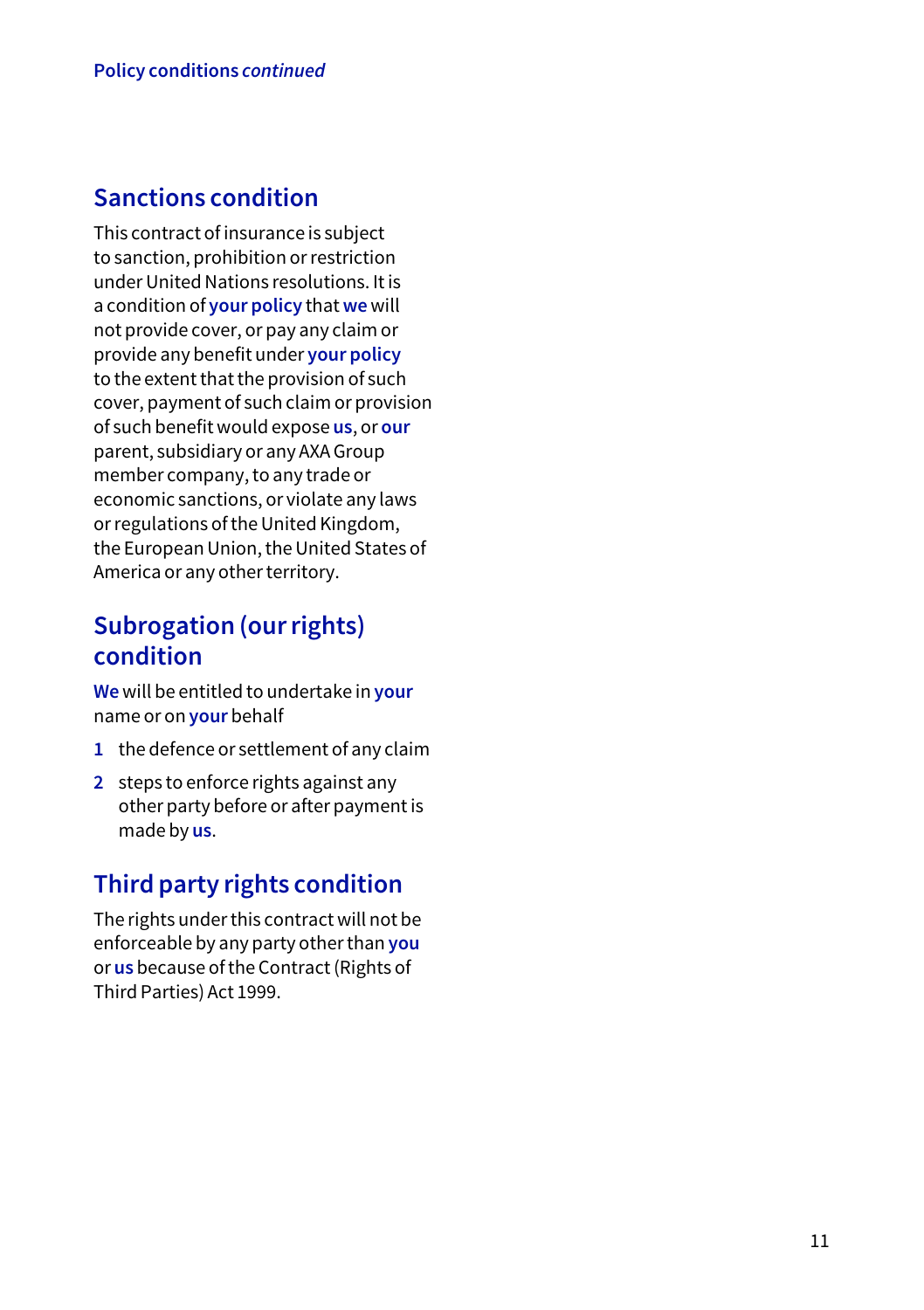## Sanctions condition

This contract of insurance is subject to sanction, prohibition or restriction under United Nations resolutions. It is a condition of **your policy** that **we** will not provide cover, or pay any claim or provide any benefit under **your policy** to the extent that the provision of such cover, payment of such claim or provision of such benefit would expose **us**, or **our** parent, subsidiary or any AXA Group member company, to any trade or economic sanctions, or violate any laws or regulations of the United Kingdom, the European Union, the United States of America or any other territory.

## Subrogation (our rights) condition

**We** will be entitled to undertake in **your** name or on **your** behalf

1. the defence or settlement of any claim
2. steps to enforce rights against any other party before or after payment is made by **us**.

## Third party rights condition

The rights under this contract will not be enforceable by any party other than **you** or **us** because of the Contract (Rights of Third Parties) Act 1999.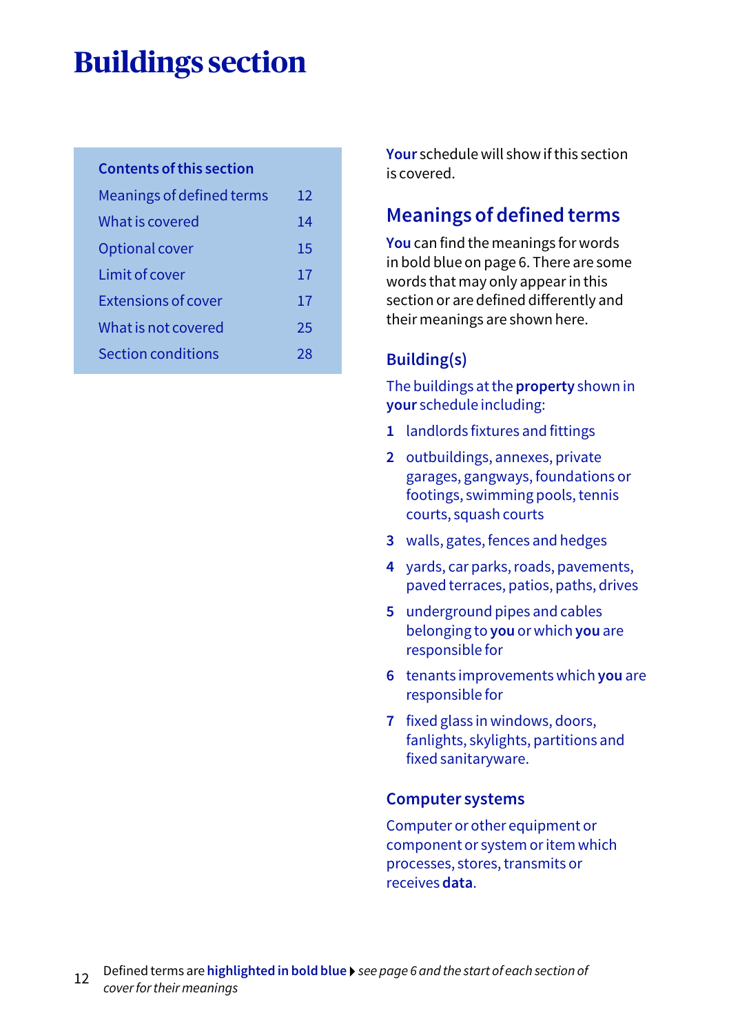# Buildings section

| Contents of this section | |
|---|---|
| Meanings of defined terms | 12 |
| What is covered | 14 |
| Optional cover | 15 |
| Limit of cover | 17 |
| Extensions of cover | 17 |
| What is not covered | 25 |
| Section conditions | 28 |

**Your** schedule will show if this section is covered.

## Meanings of defined terms

**You** can find the meanings for words in bold blue on page 6. There are some words that may only appear in this section or are defined differently and their meanings are shown here.

### Building(s)

The buildings at the **property** shown in **your** schedule including:

1. landlords fixtures and fittings
2. outbuildings, annexes, private garages, gangways, foundations or footings, swimming pools, tennis courts, squash courts
3. walls, gates, fences and hedges
4. yards, car parks, roads, pavements, paved terraces, patios, paths, drives
5. underground pipes and cables belonging to **you** or which **you** are responsible for
6. tenants improvements which **you** are responsible for
7. fixed glass in windows, doors, fanlights, skylights, partitions and fixed sanitaryware.

### Computer systems

Computer or other equipment or component or system or item which processes, stores, transmits or receives **data**.

Defined terms are **highlighted in bold blue** ▸ *see page 6 and the start of each section of cover for their meanings*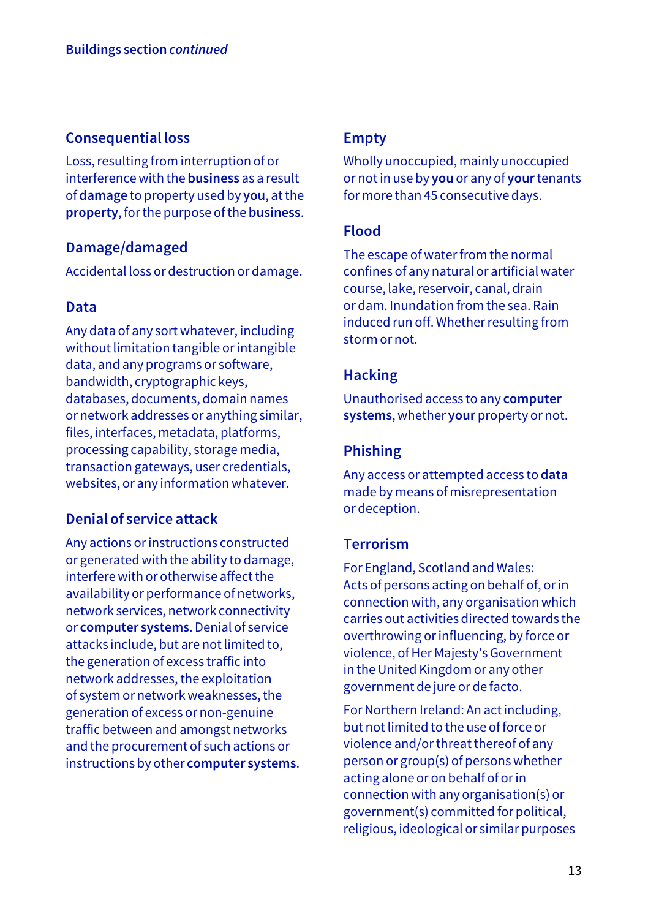## Consequential loss

Loss, resulting from interruption of or interference with the **business** as a result of **damage** to property used by **you**, at the **property**, for the purpose of the **business**.

## Damage/damaged

Accidental loss or destruction or damage.

## Data

Any data of any sort whatever, including without limitation tangible or intangible data, and any programs or software, bandwidth, cryptographic keys, databases, documents, domain names or network addresses or anything similar, files, interfaces, metadata, platforms, processing capability, storage media, transaction gateways, user credentials, websites, or any information whatever.

## Denial of service attack

Any actions or instructions constructed or generated with the ability to damage, interfere with or otherwise affect the availability or performance of networks, network services, network connectivity or **computer systems**. Denial of service attacks include, but are not limited to, the generation of excess traffic into network addresses, the exploitation of system or network weaknesses, the generation of excess or non-genuine traffic between and amongst networks and the procurement of such actions or instructions by other **computer systems**.

## Empty

Wholly unoccupied, mainly unoccupied or not in use by **you** or any of **your** tenants for more than 45 consecutive days.

## Flood

The escape of water from the normal confines of any natural or artificial water course, lake, reservoir, canal, drain or dam. Inundation from the sea. Rain induced run off. Whether resulting from storm or not.

## Hacking

Unauthorised access to any **computer systems**, whether **your** property or not.

## Phishing

Any access or attempted access to **data** made by means of misrepresentation or deception.

## Terrorism

For England, Scotland and Wales: Acts of persons acting on behalf of, or in connection with, any organisation which carries out activities directed towards the overthrowing or influencing, by force or violence, of Her Majesty's Government in the United Kingdom or any other government de jure or de facto.

For Northern Ireland: An act including, but not limited to the use of force or violence and/or threat thereof of any person or group(s) of persons whether acting alone or on behalf of or in connection with any organisation(s) or government(s) committed for political, religious, ideological or similar purposes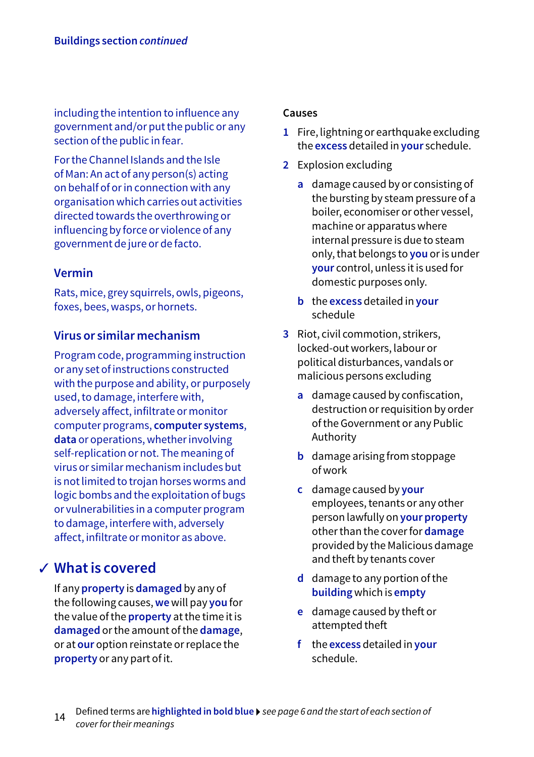including the intention to influence any government and/or put the public or any section of the public in fear.

For the Channel Islands and the Isle of Man: An act of any person(s) acting on behalf of or in connection with any organisation which carries out activities directed towards the overthrowing or influencing by force or violence of any government de jure or de facto.

### Vermin

Rats, mice, grey squirrels, owls, pigeons, foxes, bees, wasps, or hornets.

### Virus or similar mechanism

Program code, programming instruction or any set of instructions constructed with the purpose and ability, or purposely used, to damage, interfere with, adversely affect, infiltrate or monitor computer programs, **computer systems**, **data** or operations, whether involving self-replication or not. The meaning of virus or similar mechanism includes but is not limited to trojan horses worms and logic bombs and the exploitation of bugs or vulnerabilities in a computer program to damage, interfere with, adversely affect, infiltrate or monitor as above.

## ✓ What is covered

If any **property** is **damaged** by any of the following causes, **we** will pay **you** for the value of the **property** at the time it is **damaged** or the amount of the **damage**, or at **our** option reinstate or replace the **property** or any part of it.

**Causes**

1. Fire, lightning or earthquake excluding the **excess** detailed in **your** schedule.
2. Explosion excluding
   - **a** damage caused by or consisting of the bursting by steam pressure of a boiler, economiser or other vessel, machine or apparatus where internal pressure is due to steam only, that belongs to **you** or is under **your** control, unless it is used for domestic purposes only.
   - **b** the **excess** detailed in **your** schedule
3. Riot, civil commotion, strikers, locked-out workers, labour or political disturbances, vandals or malicious persons excluding
   - **a** damage caused by confiscation, destruction or requisition by order of the Government or any Public Authority
   - **b** damage arising from stoppage of work
   - **c** damage caused by **your** employees, tenants or any other person lawfully on **your property** other than the cover for **damage** provided by the Malicious damage and theft by tenants cover
   - **d** damage to any portion of the **building** which is **empty**
   - **e** damage caused by theft or attempted theft
   - **f** the **excess** detailed in **your** schedule.

Defined terms are **highlighted in bold blue** ▸ *see page 6 and the start of each section of cover for their meanings*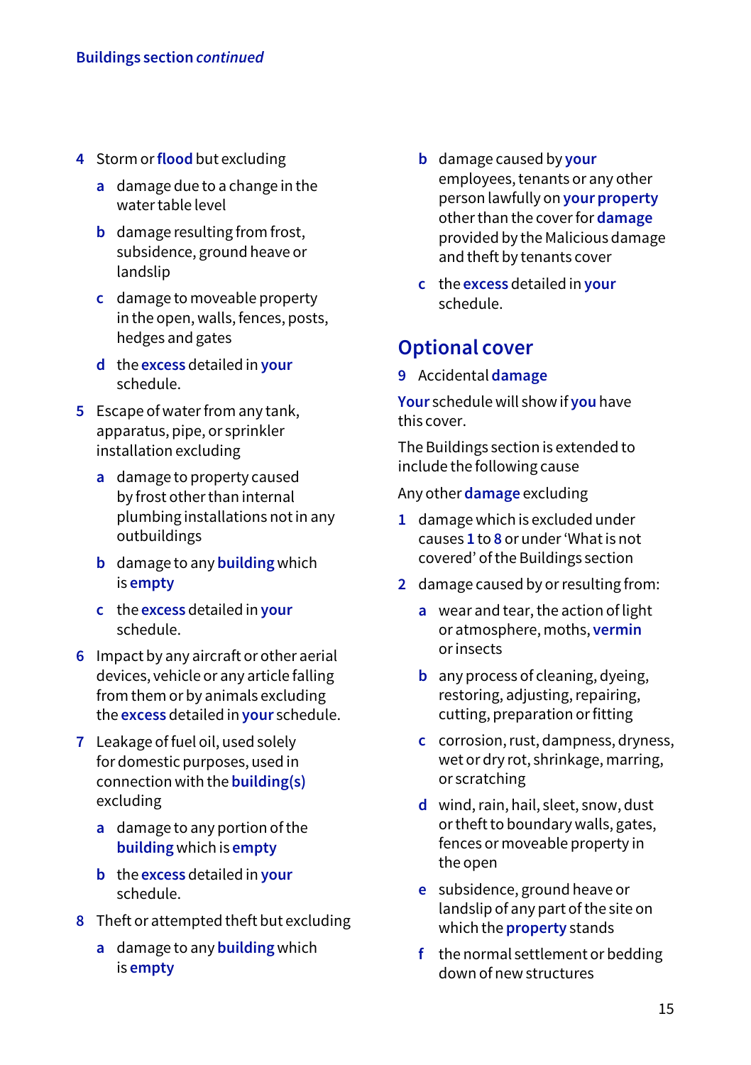Buildings section *continued*

4 Storm or **flood** but excluding

   a damage due to a change in the water table level

   b damage resulting from frost, subsidence, ground heave or landslip

   c damage to moveable property in the open, walls, fences, posts, hedges and gates

   d the **excess** detailed in **your** schedule.

5 Escape of water from any tank, apparatus, pipe, or sprinkler installation excluding

   a damage to property caused by frost other than internal plumbing installations not in any outbuildings

   b damage to any **building** which is **empty**

   c the **excess** detailed in **your** schedule.

6 Impact by any aircraft or other aerial devices, vehicle or any article falling from them or by animals excluding the **excess** detailed in **your** schedule.

7 Leakage of fuel oil, used solely for domestic purposes, used in connection with the **building(s)** excluding

   a damage to any portion of the **building** which is **empty**

   b the **excess** detailed in **your** schedule.

8 Theft or attempted theft but excluding

   a damage to any **building** which is **empty**

   b damage caused by **your** employees, tenants or any other person lawfully on **your property** other than the cover for **damage** provided by the Malicious damage and theft by tenants cover

   c the **excess** detailed in **your** schedule.

## Optional cover

9 Accidental **damage**

**Your** schedule will show if **you** have this cover.

The Buildings section is extended to include the following cause

Any other **damage** excluding

1 damage which is excluded under causes **1** to **8** or under 'What is not covered' of the Buildings section

2 damage caused by or resulting from:

   a wear and tear, the action of light or atmosphere, moths, **vermin** or insects

   b any process of cleaning, dyeing, restoring, adjusting, repairing, cutting, preparation or fitting

   c corrosion, rust, dampness, dryness, wet or dry rot, shrinkage, marring, or scratching

   d wind, rain, hail, sleet, snow, dust or theft to boundary walls, gates, fences or moveable property in the open

   e subsidence, ground heave or landslip of any part of the site on which the **property** stands

   f the normal settlement or bedding down of new structures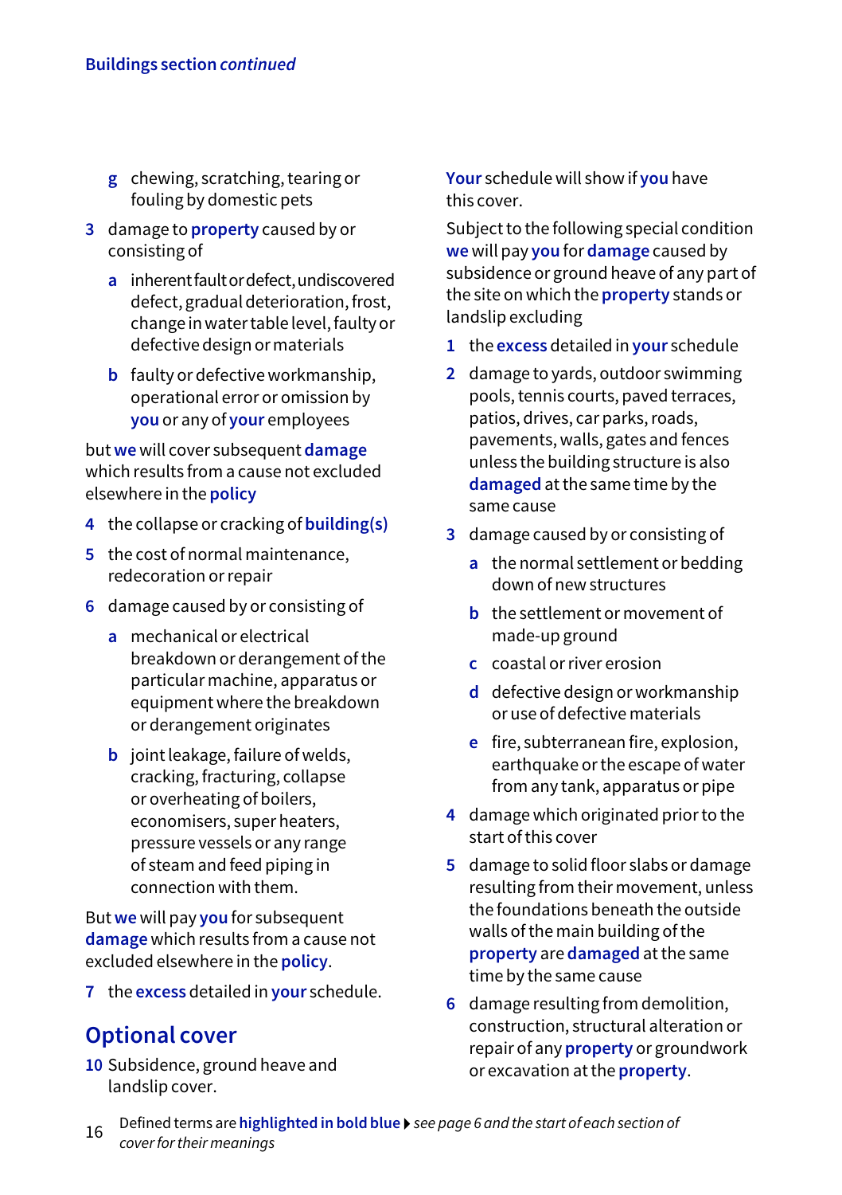g chewing, scratching, tearing or fouling by domestic pets

3 damage to **property** caused by or consisting of

a inherent fault or defect, undiscovered defect, gradual deterioration, frost, change in water table level, faulty or defective design or materials

b faulty or defective workmanship, operational error or omission by **you** or any of **your** employees

but **we** will cover subsequent **damage** which results from a cause not excluded elsewhere in the **policy**

4 the collapse or cracking of **building(s)**

5 the cost of normal maintenance, redecoration or repair

6 damage caused by or consisting of

a mechanical or electrical breakdown or derangement of the particular machine, apparatus or equipment where the breakdown or derangement originates

b joint leakage, failure of welds, cracking, fracturing, collapse or overheating of boilers, economisers, super heaters, pressure vessels or any range of steam and feed piping in connection with them.

But **we** will pay **you** for subsequent **damage** which results from a cause not excluded elsewhere in the **policy**.

7 the **excess** detailed in **your** schedule.

## Optional cover

10 Subsidence, ground heave and landslip cover.

**Your** schedule will show if **you** have this cover.

Subject to the following special condition **we** will pay **you** for **damage** caused by subsidence or ground heave of any part of the site on which the **property** stands or landslip excluding

1 the **excess** detailed in **your** schedule

2 damage to yards, outdoor swimming pools, tennis courts, paved terraces, patios, drives, car parks, roads, pavements, walls, gates and fences unless the building structure is also **damaged** at the same time by the same cause

3 damage caused by or consisting of

a the normal settlement or bedding down of new structures

b the settlement or movement of made-up ground

c coastal or river erosion

d defective design or workmanship or use of defective materials

e fire, subterranean fire, explosion, earthquake or the escape of water from any tank, apparatus or pipe

4 damage which originated prior to the start of this cover

5 damage to solid floor slabs or damage resulting from their movement, unless the foundations beneath the outside walls of the main building of the **property** are **damaged** at the same time by the same cause

6 damage resulting from demolition, construction, structural alteration or repair of any **property** or groundwork or excavation at the **property**.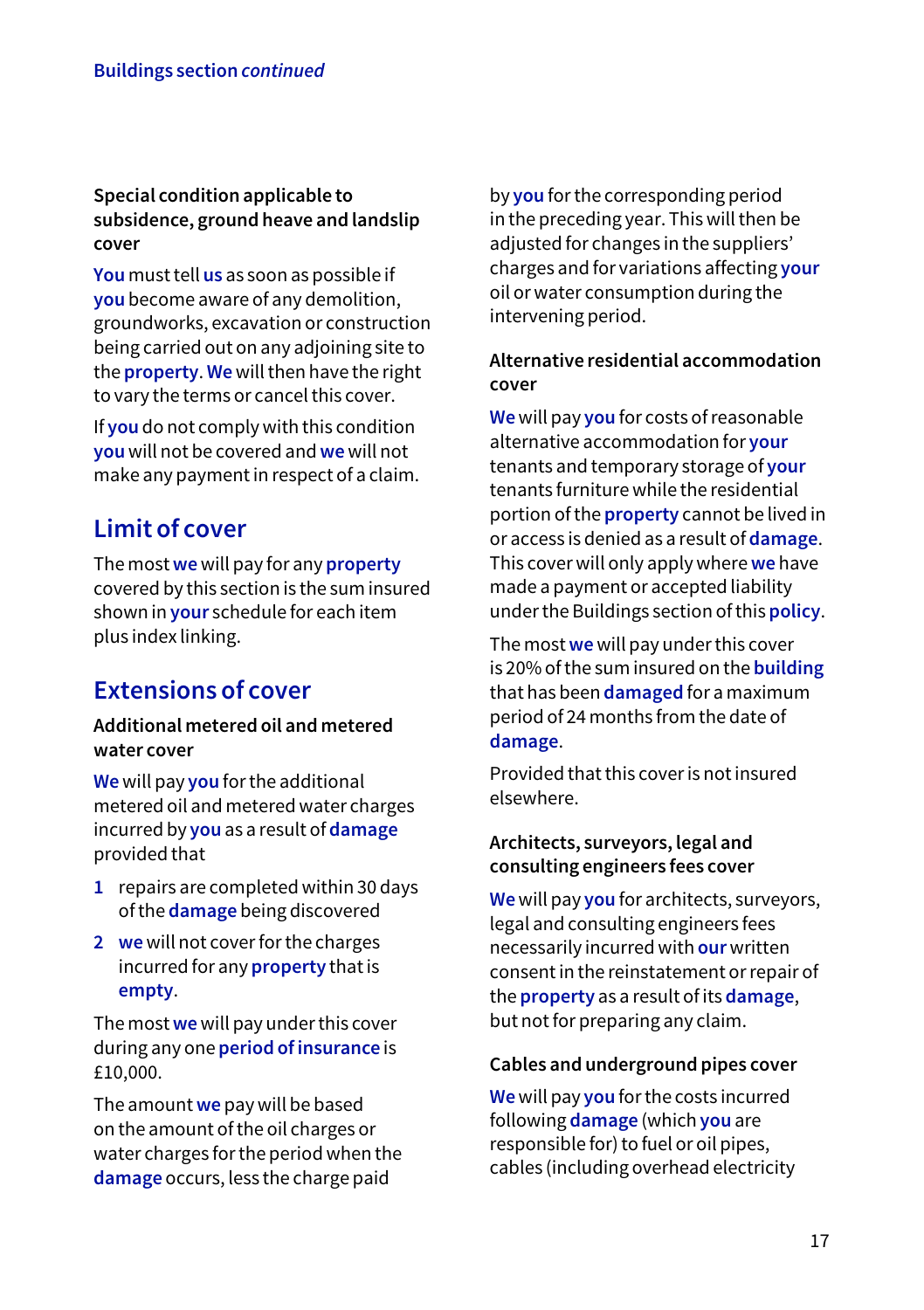#### Special condition applicable to subsidence, ground heave and landslip cover

**You** must tell **us** as soon as possible if **you** become aware of any demolition, groundworks, excavation or construction being carried out on any adjoining site to the **property**. **We** will then have the right to vary the terms or cancel this cover.

If **you** do not comply with this condition **you** will not be covered and **we** will not make any payment in respect of a claim.

## Limit of cover

The most **we** will pay for any **property** covered by this section is the sum insured shown in **your** schedule for each item plus index linking.

## Extensions of cover

#### Additional metered oil and metered water cover

**We** will pay **you** for the additional metered oil and metered water charges incurred by **you** as a result of **damage** provided that

1. repairs are completed within 30 days of the **damage** being discovered
2. **we** will not cover for the charges incurred for any **property** that is **empty**.

The most **we** will pay under this cover during any one **period of insurance** is £10,000.

The amount **we** pay will be based on the amount of the oil charges or water charges for the period when the **damage** occurs, less the charge paid by **you** for the corresponding period in the preceding year. This will then be adjusted for changes in the suppliers' charges and for variations affecting **your** oil or water consumption during the intervening period.

#### Alternative residential accommodation cover

**We** will pay **you** for costs of reasonable alternative accommodation for **your** tenants and temporary storage of **your** tenants furniture while the residential portion of the **property** cannot be lived in or access is denied as a result of **damage**. This cover will only apply where **we** have made a payment or accepted liability under the Buildings section of this **policy**.

The most **we** will pay under this cover is 20% of the sum insured on the **building** that has been **damaged** for a maximum period of 24 months from the date of **damage**.

Provided that this cover is not insured elsewhere.

#### Architects, surveyors, legal and consulting engineers fees cover

**We** will pay **you** for architects, surveyors, legal and consulting engineers fees necessarily incurred with **our** written consent in the reinstatement or repair of the **property** as a result of its **damage**, but not for preparing any claim.

#### Cables and underground pipes cover

**We** will pay **you** for the costs incurred following **damage** (which **you** are responsible for) to fuel or oil pipes, cables (including overhead electricity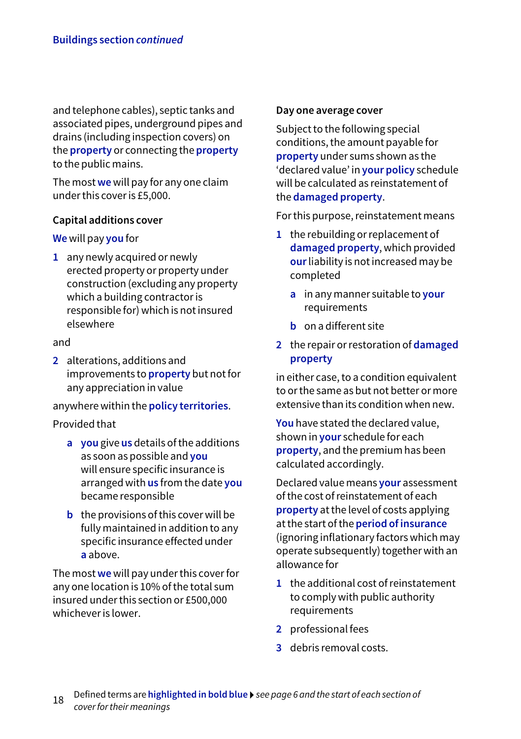and telephone cables), septic tanks and associated pipes, underground pipes and drains (including inspection covers) on the **property** or connecting the **property** to the public mains.

The most **we** will pay for any one claim under this cover is £5,000.

### Capital additions cover

**We** will pay **you** for

1. any newly acquired or newly erected property or property under construction (excluding any property which a building contractor is responsible for) which is not insured elsewhere

and

2. alterations, additions and improvements to **property** but not for any appreciation in value

anywhere within the **policy territories**.

Provided that

- a **you** give **us** details of the additions as soon as possible and **you** will ensure specific insurance is arranged with **us** from the date **you** became responsible
- b the provisions of this cover will be fully maintained in addition to any specific insurance effected under **a** above.

The most **we** will pay under this cover for any one location is 10% of the total sum insured under this section or £500,000 whichever is lower.

### Day one average cover

Subject to the following special conditions, the amount payable for **property** under sums shown as the 'declared value' in **your policy** schedule will be calculated as reinstatement of the **damaged property**.

For this purpose, reinstatement means

1. the rebuilding or replacement of **damaged property**, which provided **our** liability is not increased may be completed
   - a in any manner suitable to **your** requirements
   - b on a different site
2. the repair or restoration of **damaged property**

in either case, to a condition equivalent to or the same as but not better or more extensive than its condition when new.

**You** have stated the declared value, shown in **your** schedule for each **property**, and the premium has been calculated accordingly.

Declared value means **your** assessment of the cost of reinstatement of each **property** at the level of costs applying at the start of the **period of insurance** (ignoring inflationary factors which may operate subsequently) together with an allowance for

1. the additional cost of reinstatement to comply with public authority requirements
2. professional fees
3. debris removal costs.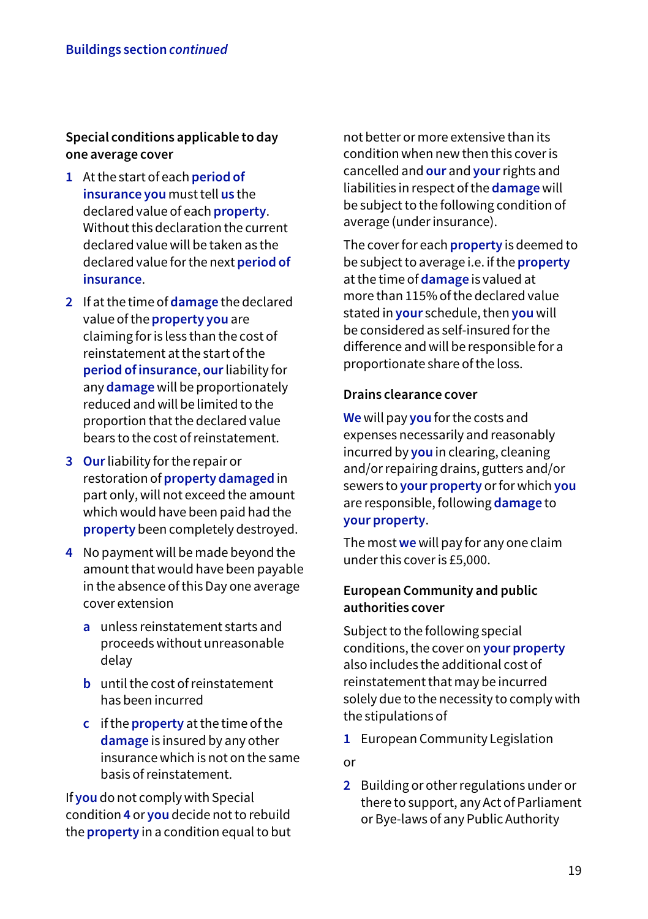### Special conditions applicable to day one average cover

1. At the start of each **period of insurance you** must tell **us** the declared value of each **property**. Without this declaration the current declared value will be taken as the declared value for the next **period of insurance**.
2. If at the time of **damage** the declared value of the **property you** are claiming for is less than the cost of reinstatement at the start of the **period of insurance**, **our** liability for any **damage** will be proportionately reduced and will be limited to the proportion that the declared value bears to the cost of reinstatement.
3. **Our** liability for the repair or restoration of **property damaged** in part only, will not exceed the amount which would have been paid had the **property** been completely destroyed.
4. No payment will be made beyond the amount that would have been payable in the absence of this Day one average cover extension
   a. unless reinstatement starts and proceeds without unreasonable delay
   b. until the cost of reinstatement has been incurred
   c. if the **property** at the time of the **damage** is insured by any other insurance which is not on the same basis of reinstatement.

If **you** do not comply with Special condition **4** or **you** decide not to rebuild the **property** in a condition equal to but not better or more extensive than its condition when new then this cover is cancelled and **our** and **your** rights and liabilities in respect of the **damage** will be subject to the following condition of average (under insurance).

The cover for each **property** is deemed to be subject to average i.e. if the **property** at the time of **damage** is valued at more than 115% of the declared value stated in **your** schedule, then **you** will be considered as self-insured for the difference and will be responsible for a proportionate share of the loss.

### Drains clearance cover

**We** will pay **you** for the costs and expenses necessarily and reasonably incurred by **you** in clearing, cleaning and/or repairing drains, gutters and/or sewers to **your property** or for which **you** are responsible, following **damage** to **your property**.

The most **we** will pay for any one claim under this cover is £5,000.

### European Community and public authorities cover

Subject to the following special conditions, the cover on **your property** also includes the additional cost of reinstatement that may be incurred solely due to the necessity to comply with the stipulations of

1. European Community Legislation

or

2. Building or other regulations under or there to support, any Act of Parliament or Bye-laws of any Public Authority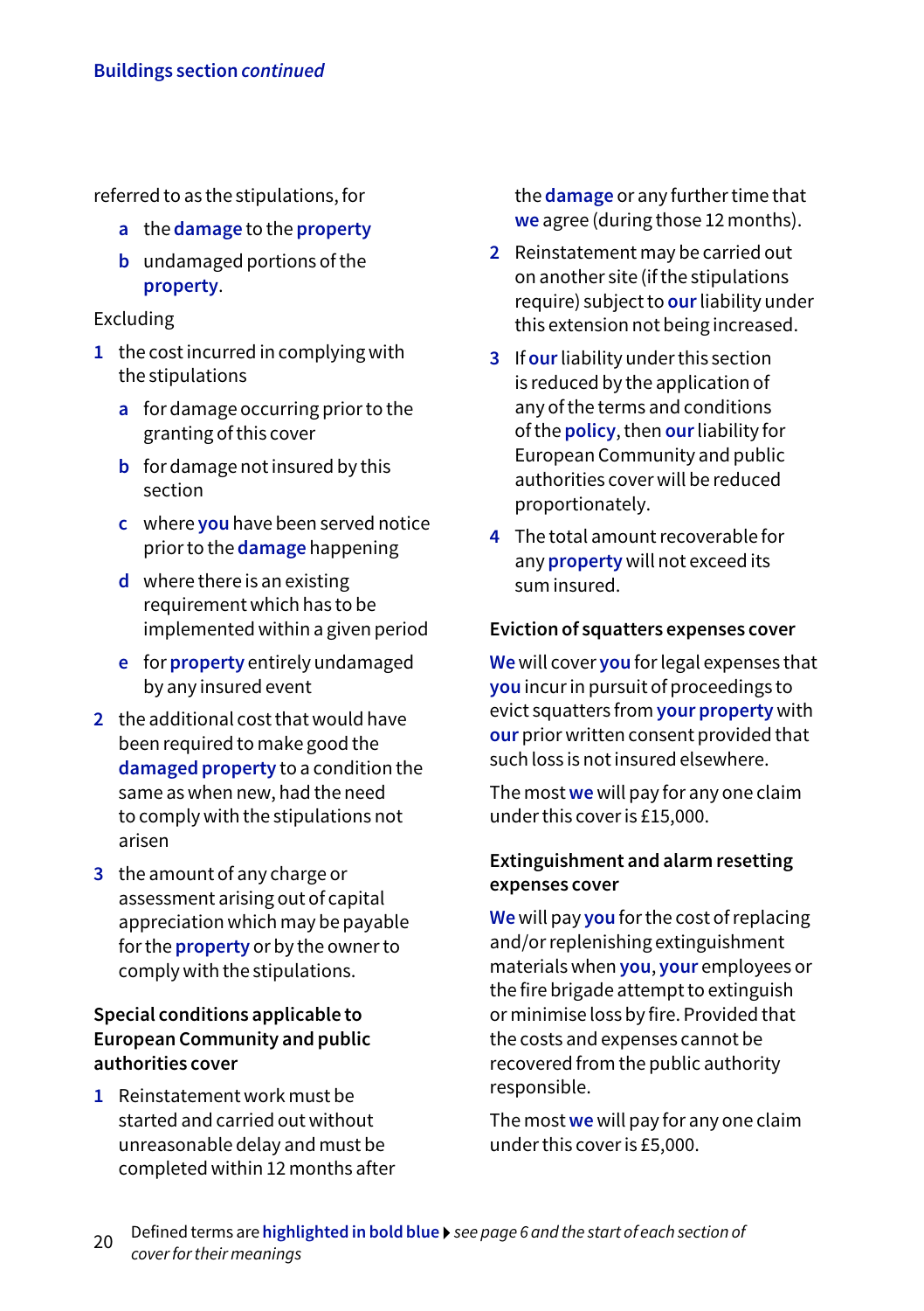referred to as the stipulations, for

- a the **damage** to the **property**
- b undamaged portions of the **property**.

Excluding

1. the cost incurred in complying with the stipulations
   - a for damage occurring prior to the granting of this cover
   - b for damage not insured by this section
   - c where **you** have been served notice prior to the **damage** happening
   - d where there is an existing requirement which has to be implemented within a given period
   - e for **property** entirely undamaged by any insured event
2. the additional cost that would have been required to make good the **damaged property** to a condition the same as when new, had the need to comply with the stipulations not arisen
3. the amount of any charge or assessment arising out of capital appreciation which may be payable for the **property** or by the owner to comply with the stipulations.

**Special conditions applicable to European Community and public authorities cover**

1. Reinstatement work must be started and carried out without unreasonable delay and must be completed within 12 months after the **damage** or any further time that **we** agree (during those 12 months).
2. Reinstatement may be carried out on another site (if the stipulations require) subject to **our** liability under this extension not being increased.
3. If **our** liability under this section is reduced by the application of any of the terms and conditions of the **policy**, then **our** liability for European Community and public authorities cover will be reduced proportionately.
4. The total amount recoverable for any **property** will not exceed its sum insured.

**Eviction of squatters expenses cover**

**We** will cover **you** for legal expenses that **you** incur in pursuit of proceedings to evict squatters from **your property** with **our** prior written consent provided that such loss is not insured elsewhere.

The most **we** will pay for any one claim under this cover is £15,000.

**Extinguishment and alarm resetting expenses cover**

**We** will pay **you** for the cost of replacing and/or replenishing extinguishment materials when **you**, **your** employees or the fire brigade attempt to extinguish or minimise loss by fire. Provided that the costs and expenses cannot be recovered from the public authority responsible.

The most **we** will pay for any one claim under this cover is £5,000.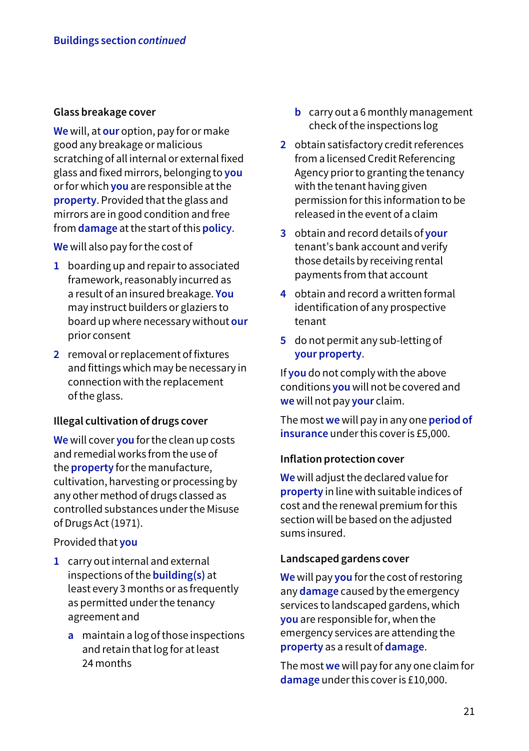## Glass breakage cover

**We** will, at **our** option, pay for or make good any breakage or malicious scratching of all internal or external fixed glass and fixed mirrors, belonging to **you** or for which **you** are responsible at the **property**. Provided that the glass and mirrors are in good condition and free from **damage** at the start of this **policy**.

**We** will also pay for the cost of

1. boarding up and repair to associated framework, reasonably incurred as a result of an insured breakage. **You** may instruct builders or glaziers to board up where necessary without **our** prior consent
2. removal or replacement of fixtures and fittings which may be necessary in connection with the replacement of the glass.

## Illegal cultivation of drugs cover

**We** will cover **you** for the clean up costs and remedial works from the use of the **property** for the manufacture, cultivation, harvesting or processing by any other method of drugs classed as controlled substances under the Misuse of Drugs Act (1971).

Provided that **you**

1. carry out internal and external inspections of the **building(s)** at least every 3 months or as frequently as permitted under the tenancy agreement and
   a. maintain a log of those inspections and retain that log for at least 24 months
   b. carry out a 6 monthly management check of the inspections log
2. obtain satisfactory credit references from a licensed Credit Referencing Agency prior to granting the tenancy with the tenant having given permission for this information to be released in the event of a claim
3. obtain and record details of **your** tenant's bank account and verify those details by receiving rental payments from that account
4. obtain and record a written formal identification of any prospective tenant
5. do not permit any sub-letting of **your property**.

If **you** do not comply with the above conditions **you** will not be covered and **we** will not pay **your** claim.

The most **we** will pay in any one **period of insurance** under this cover is £5,000.

## Inflation protection cover

**We** will adjust the declared value for **property** in line with suitable indices of cost and the renewal premium for this section will be based on the adjusted sums insured.

## Landscaped gardens cover

**We** will pay **you** for the cost of restoring any **damage** caused by the emergency services to landscaped gardens, which **you** are responsible for, when the emergency services are attending the **property** as a result of **damage**.

The most **we** will pay for any one claim for **damage** under this cover is £10,000.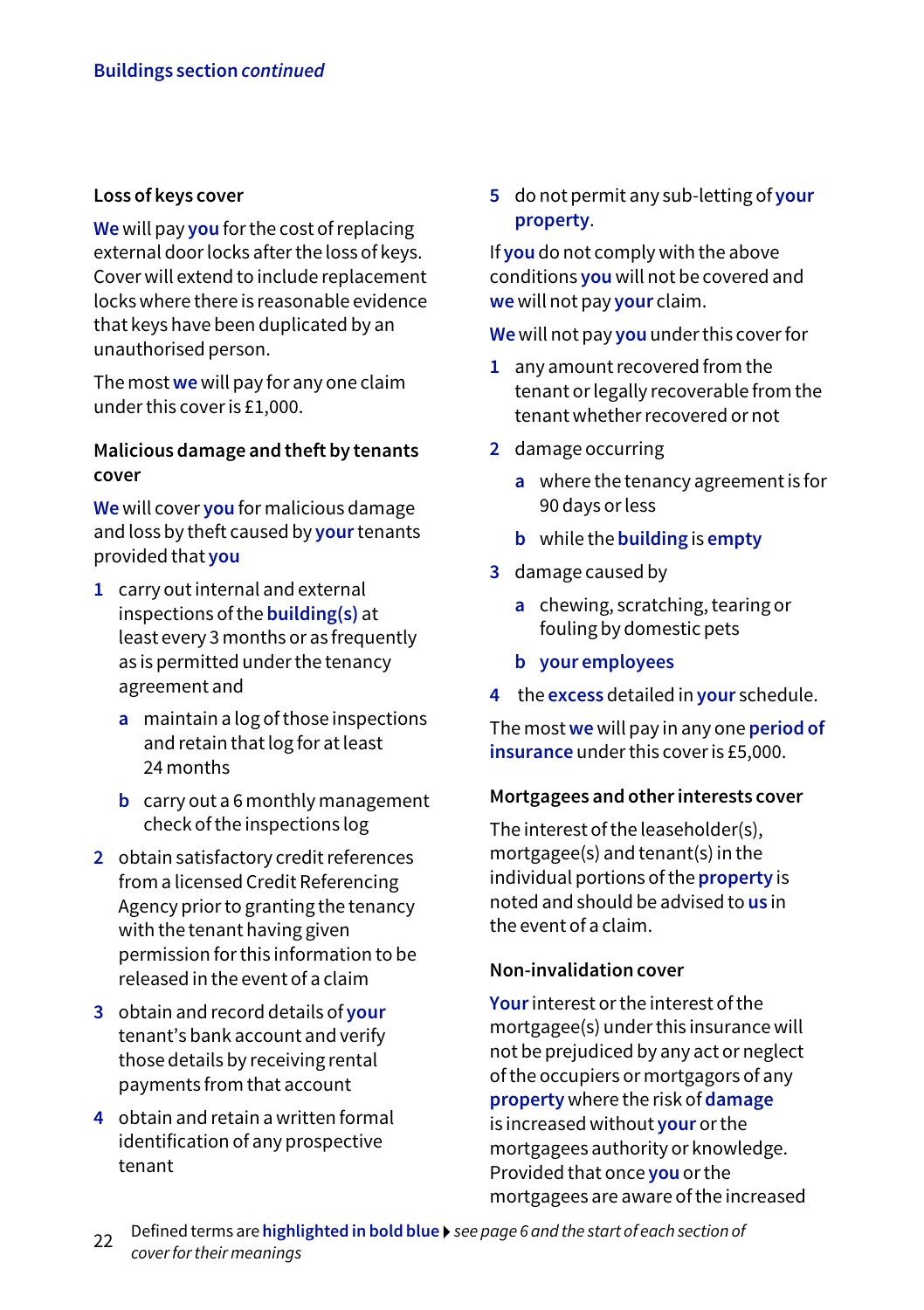### Loss of keys cover

**We** will pay **you** for the cost of replacing external door locks after the loss of keys. Cover will extend to include replacement locks where there is reasonable evidence that keys have been duplicated by an unauthorised person.

The most **we** will pay for any one claim under this cover is £1,000.

### Malicious damage and theft by tenants cover

**We** will cover **you** for malicious damage and loss by theft caused by **your** tenants provided that **you**

1. carry out internal and external inspections of the **building(s)** at least every 3 months or as frequently as is permitted under the tenancy agreement and
   a. maintain a log of those inspections and retain that log for at least 24 months
   b. carry out a 6 monthly management check of the inspections log
2. obtain satisfactory credit references from a licensed Credit Referencing Agency prior to granting the tenancy with the tenant having given permission for this information to be released in the event of a claim
3. obtain and record details of **your** tenant's bank account and verify those details by receiving rental payments from that account
4. obtain and retain a written formal identification of any prospective tenant
5. do not permit any sub-letting of **your property**.

If **you** do not comply with the above conditions **you** will not be covered and **we** will not pay **your** claim.

**We** will not pay **you** under this cover for

1. any amount recovered from the tenant or legally recoverable from the tenant whether recovered or not
2. damage occurring
   a. where the tenancy agreement is for 90 days or less
   b. while the **building** is **empty**
3. damage caused by
   a. chewing, scratching, tearing or fouling by domestic pets
   b. **your employees**
4. the **excess** detailed in **your** schedule.

The most **we** will pay in any one **period of insurance** under this cover is £5,000.

### Mortgagees and other interests cover

The interest of the leaseholder(s), mortgagee(s) and tenant(s) in the individual portions of the **property** is noted and should be advised to **us** in the event of a claim.

### Non-invalidation cover

**Your** interest or the interest of the mortgagee(s) under this insurance will not be prejudiced by any act or neglect of the occupiers or mortgagors of any **property** where the risk of **damage** is increased without **your** or the mortgagees authority or knowledge. Provided that once **you** or the mortgagees are aware of the increased

Defined terms are **highlighted in bold blue** ▸ *see page 6 and the start of each section of cover for their meanings*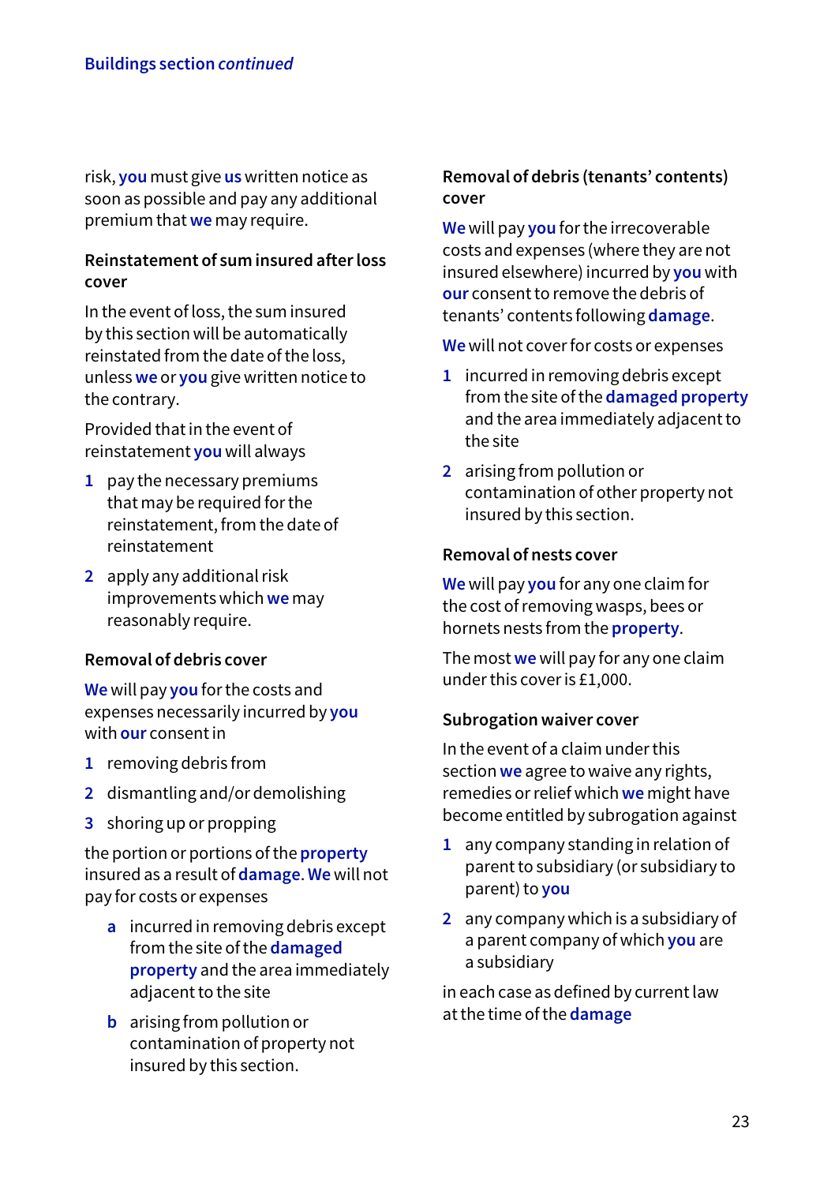risk, **you** must give **us** written notice as soon as possible and pay any additional premium that **we** may require.

### Reinstatement of sum insured after loss cover

In the event of loss, the sum insured by this section will be automatically reinstated from the date of the loss, unless **we** or **you** give written notice to the contrary.

Provided that in the event of reinstatement **you** will always

1. pay the necessary premiums that may be required for the reinstatement, from the date of reinstatement
2. apply any additional risk improvements which **we** may reasonably require.

### Removal of debris cover

**We** will pay **you** for the costs and expenses necessarily incurred by **you** with **our** consent in

1. removing debris from
2. dismantling and/or demolishing
3. shoring up or propping

the portion or portions of the **property** insured as a result of **damage**. **We** will not pay for costs or expenses

- a. incurred in removing debris except from the site of the **damaged property** and the area immediately adjacent to the site
- b. arising from pollution or contamination of property not insured by this section.

### Removal of debris (tenants' contents) cover

**We** will pay **you** for the irrecoverable costs and expenses (where they are not insured elsewhere) incurred by **you** with **our** consent to remove the debris of tenants' contents following **damage**.

**We** will not cover for costs or expenses

1. incurred in removing debris except from the site of the **damaged property** and the area immediately adjacent to the site
2. arising from pollution or contamination of other property not insured by this section.

### Removal of nests cover

**We** will pay **you** for any one claim for the cost of removing wasps, bees or hornets nests from the **property**.

The most **we** will pay for any one claim under this cover is £1,000.

### Subrogation waiver cover

In the event of a claim under this section **we** agree to waive any rights, remedies or relief which **we** might have become entitled by subrogation against

1. any company standing in relation of parent to subsidiary (or subsidiary to parent) to **you**
2. any company which is a subsidiary of a parent company of which **you** are a subsidiary

in each case as defined by current law at the time of the **damage**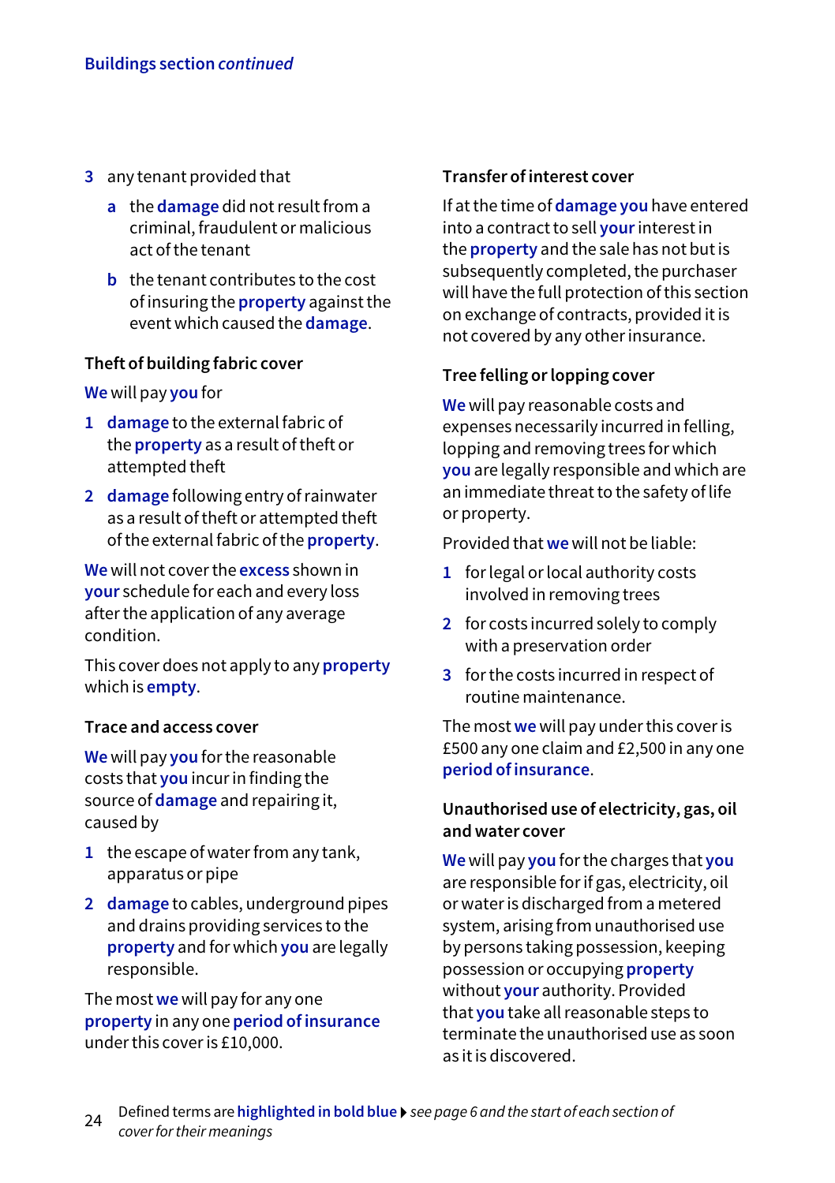3 any tenant provided that

   a the **damage** did not result from a criminal, fraudulent or malicious act of the tenant

   b the tenant contributes to the cost of insuring the **property** against the event which caused the **damage**.

### Theft of building fabric cover

**We** will pay **you** for

1 **damage** to the external fabric of the **property** as a result of theft or attempted theft

2 **damage** following entry of rainwater as a result of theft or attempted theft of the external fabric of the **property**.

**We** will not cover the **excess** shown in **your** schedule for each and every loss after the application of any average condition.

This cover does not apply to any **property** which is **empty**.

### Trace and access cover

**We** will pay **you** for the reasonable costs that **you** incur in finding the source of **damage** and repairing it, caused by

1 the escape of water from any tank, apparatus or pipe

2 **damage** to cables, underground pipes and drains providing services to the **property** and for which **you** are legally responsible.

The most **we** will pay for any one **property** in any one **period of insurance** under this cover is £10,000.

### Transfer of interest cover

If at the time of **damage** **you** have entered into a contract to sell **your** interest in the **property** and the sale has not but is subsequently completed, the purchaser will have the full protection of this section on exchange of contracts, provided it is not covered by any other insurance.

### Tree felling or lopping cover

**We** will pay reasonable costs and expenses necessarily incurred in felling, lopping and removing trees for which **you** are legally responsible and which are an immediate threat to the safety of life or property.

Provided that **we** will not be liable:

1 for legal or local authority costs involved in removing trees

2 for costs incurred solely to comply with a preservation order

3 for the costs incurred in respect of routine maintenance.

The most **we** will pay under this cover is £500 any one claim and £2,500 in any one **period of insurance**.

### Unauthorised use of electricity, gas, oil and water cover

**We** will pay **you** for the charges that **you** are responsible for if gas, electricity, oil or water is discharged from a metered system, arising from unauthorised use by persons taking possession, keeping possession or occupying **property** without **your** authority. Provided that **you** take all reasonable steps to terminate the unauthorised use as soon as it is discovered.

Defined terms are **highlighted in bold blue** ▸ *see page 6 and the start of each section of cover for their meanings*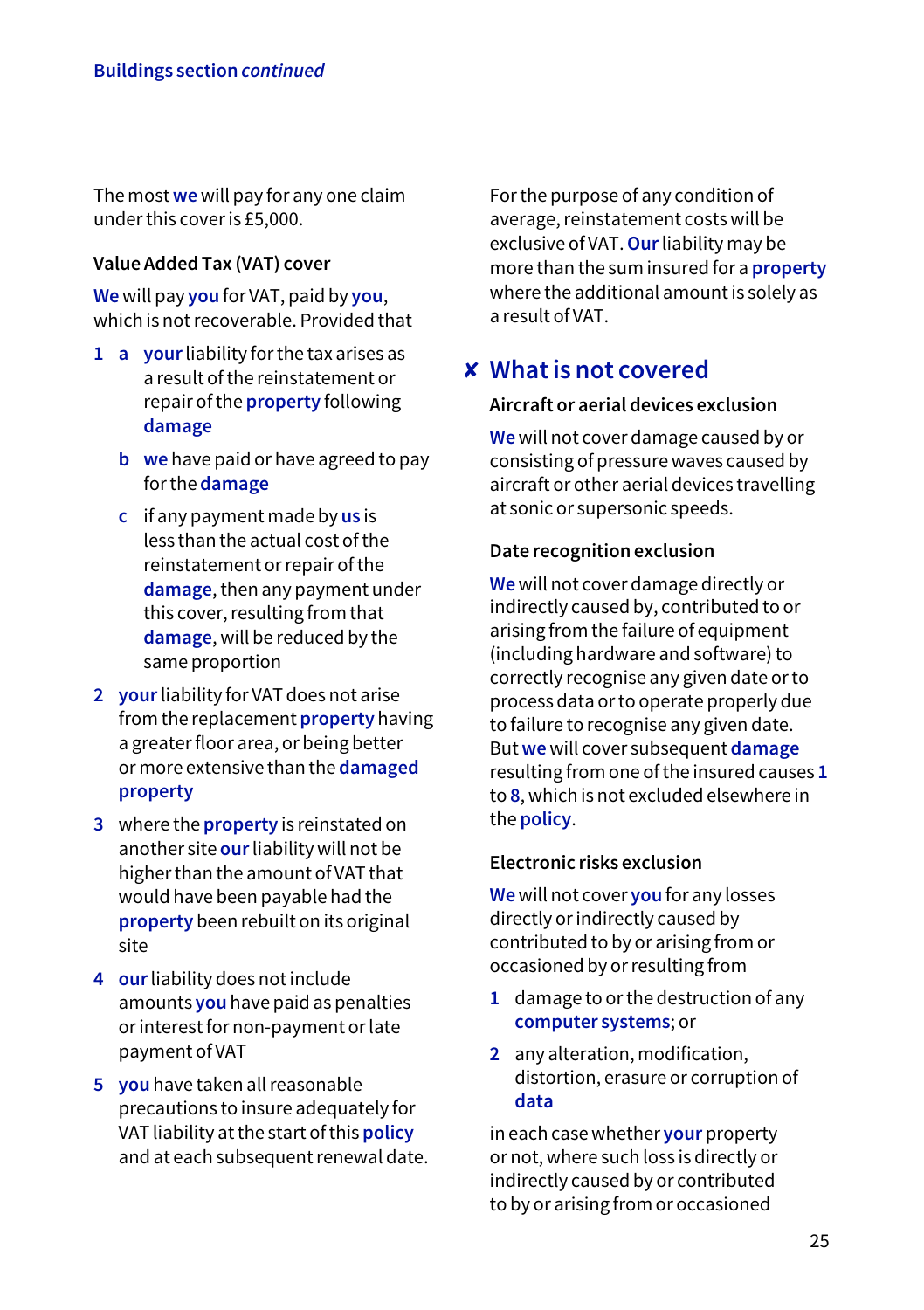The most **we** will pay for any one claim under this cover is £5,000.

### Value Added Tax (VAT) cover

**We** will pay **you** for VAT, paid by **you**, which is not recoverable. Provided that

1. a. **your** liability for the tax arises as a result of the reinstatement or repair of the **property** following **damage**

   b. **we** have paid or have agreed to pay for the **damage**

   c. if any payment made by **us** is less than the actual cost of the reinstatement or repair of the **damage**, then any payment under this cover, resulting from that **damage**, will be reduced by the same proportion

2. **your** liability for VAT does not arise from the replacement **property** having a greater floor area, or being better or more extensive than the **damaged property**

3. where the **property** is reinstated on another site **our** liability will not be higher than the amount of VAT that would have been payable had the **property** been rebuilt on its original site

4. **our** liability does not include amounts **you** have paid as penalties or interest for non-payment or late payment of VAT

5. **you** have taken all reasonable precautions to insure adequately for VAT liability at the start of this **policy** and at each subsequent renewal date.

For the purpose of any condition of average, reinstatement costs will be exclusive of VAT. **Our** liability may be more than the sum insured for a **property** where the additional amount is solely as a result of VAT.

## ✘ What is not covered

### Aircraft or aerial devices exclusion

**We** will not cover damage caused by or consisting of pressure waves caused by aircraft or other aerial devices travelling at sonic or supersonic speeds.

### Date recognition exclusion

**We** will not cover damage directly or indirectly caused by, contributed to or arising from the failure of equipment (including hardware and software) to correctly recognise any given date or to process data or to operate properly due to failure to recognise any given date. But **we** will cover subsequent **damage** resulting from one of the insured causes **1** to **8**, which is not excluded elsewhere in the **policy**.

### Electronic risks exclusion

**We** will not cover **you** for any losses directly or indirectly caused by contributed to by or arising from or occasioned by or resulting from

1. damage to or the destruction of any **computer systems**; or
2. any alteration, modification, distortion, erasure or corruption of **data**

in each case whether **your** property or not, where such loss is directly or indirectly caused by or contributed to by or arising from or occasioned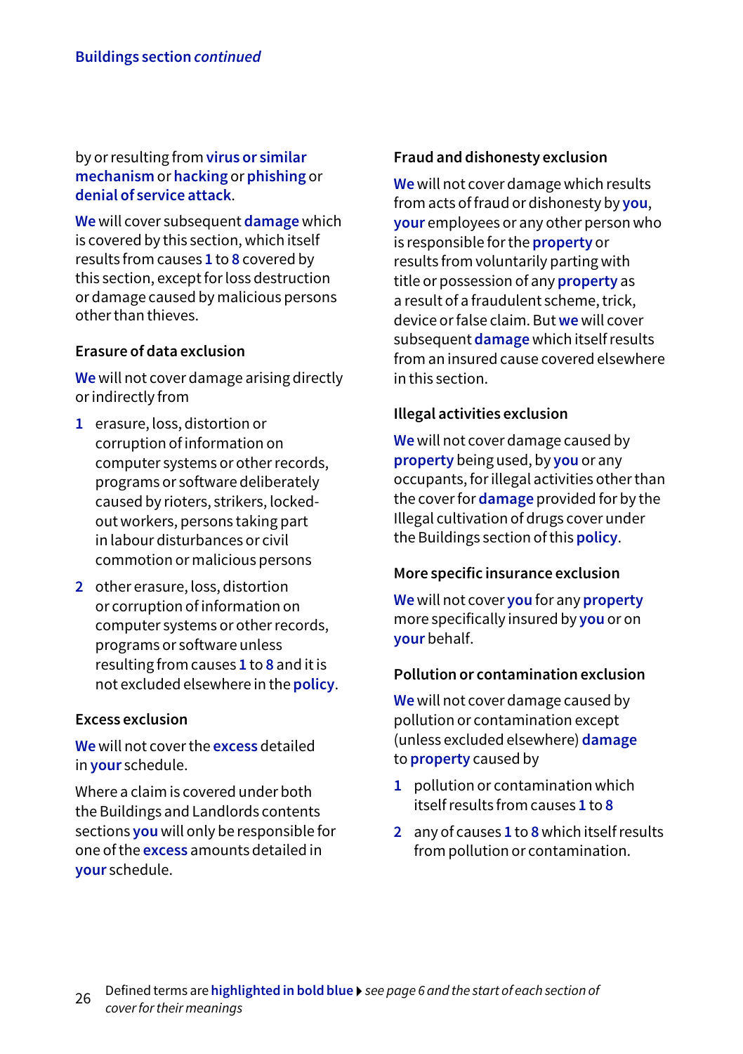by or resulting from **virus or similar mechanism** or **hacking** or **phishing** or **denial of service attack**.

**We** will cover subsequent **damage** which is covered by this section, which itself results from causes **1** to **8** covered by this section, except for loss destruction or damage caused by malicious persons other than thieves.

### Erasure of data exclusion

**We** will not cover damage arising directly or indirectly from

1. erasure, loss, distortion or corruption of information on computer systems or other records, programs or software deliberately caused by rioters, strikers, locked-out workers, persons taking part in labour disturbances or civil commotion or malicious persons
2. other erasure, loss, distortion or corruption of information on computer systems or other records, programs or software unless resulting from causes **1** to **8** and it is not excluded elsewhere in the **policy**.

### Excess exclusion

**We** will not cover the **excess** detailed in **your** schedule.

Where a claim is covered under both the Buildings and Landlords contents sections **you** will only be responsible for one of the **excess** amounts detailed in **your** schedule.

### Fraud and dishonesty exclusion

**We** will not cover damage which results from acts of fraud or dishonesty by **you**, **your** employees or any other person who is responsible for the **property** or results from voluntarily parting with title or possession of any **property** as a result of a fraudulent scheme, trick, device or false claim. But **we** will cover subsequent **damage** which itself results from an insured cause covered elsewhere in this section.

### Illegal activities exclusion

**We** will not cover damage caused by **property** being used, by **you** or any occupants, for illegal activities other than the cover for **damage** provided for by the Illegal cultivation of drugs cover under the Buildings section of this **policy**.

### More specific insurance exclusion

**We** will not cover **you** for any **property** more specifically insured by **you** or on **your** behalf.

### Pollution or contamination exclusion

**We** will not cover damage caused by pollution or contamination except (unless excluded elsewhere) **damage** to **property** caused by

1. pollution or contamination which itself results from causes **1** to **8**
2. any of causes **1** to **8** which itself results from pollution or contamination.

Defined terms are **highlighted in bold blue** ▸ *see page 6 and the start of each section of cover for their meanings*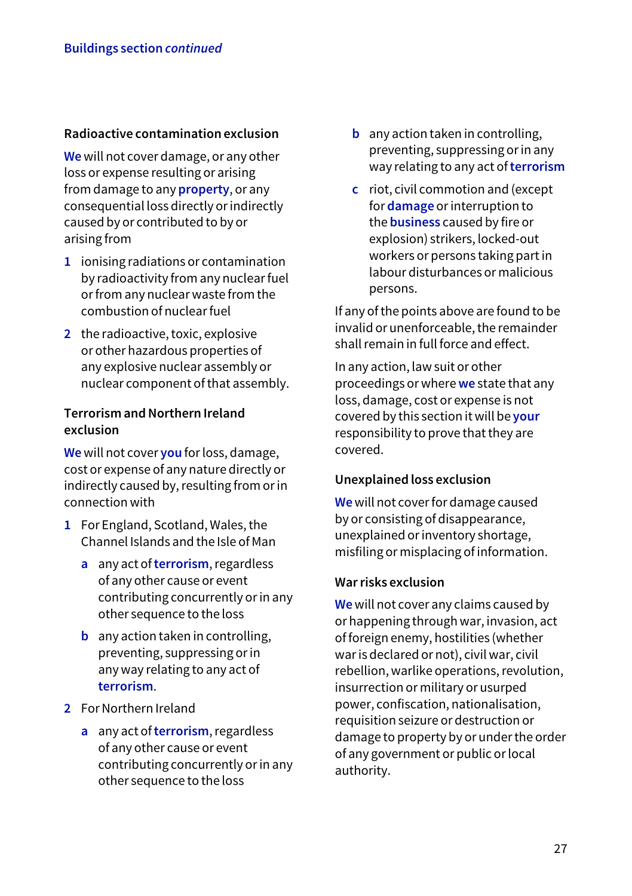Buildings section *continued*

### Radioactive contamination exclusion

**We** will not cover damage, or any other loss or expense resulting or arising from damage to any **property**, or any consequential loss directly or indirectly caused by or contributed to by or arising from

1. ionising radiations or contamination by radioactivity from any nuclear fuel or from any nuclear waste from the combustion of nuclear fuel
2. the radioactive, toxic, explosive or other hazardous properties of any explosive nuclear assembly or nuclear component of that assembly.

### Terrorism and Northern Ireland exclusion

**We** will not cover **you** for loss, damage, cost or expense of any nature directly or indirectly caused by, resulting from or in connection with

1. For England, Scotland, Wales, the Channel Islands and the Isle of Man
   - a. any act of **terrorism**, regardless of any other cause or event contributing concurrently or in any other sequence to the loss
   - b. any action taken in controlling, preventing, suppressing or in any way relating to any act of **terrorism**.
2. For Northern Ireland
   - a. any act of **terrorism**, regardless of any other cause or event contributing concurrently or in any other sequence to the loss
   - b. any action taken in controlling, preventing, suppressing or in any way relating to any act of **terrorism**
   - c. riot, civil commotion and (except for **damage** or interruption to the **business** caused by fire or explosion) strikers, locked-out workers or persons taking part in labour disturbances or malicious persons.

If any of the points above are found to be invalid or unenforceable, the remainder shall remain in full force and effect.

In any action, law suit or other proceedings or where **we** state that any loss, damage, cost or expense is not covered by this section it will be **your** responsibility to prove that they are covered.

### Unexplained loss exclusion

**We** will not cover for damage caused by or consisting of disappearance, unexplained or inventory shortage, misfiling or misplacing of information.

### War risks exclusion

**We** will not cover any claims caused by or happening through war, invasion, act of foreign enemy, hostilities (whether war is declared or not), civil war, civil rebellion, warlike operations, revolution, insurrection or military or usurped power, confiscation, nationalisation, requisition seizure or destruction or damage to property by or under the order of any government or public or local authority.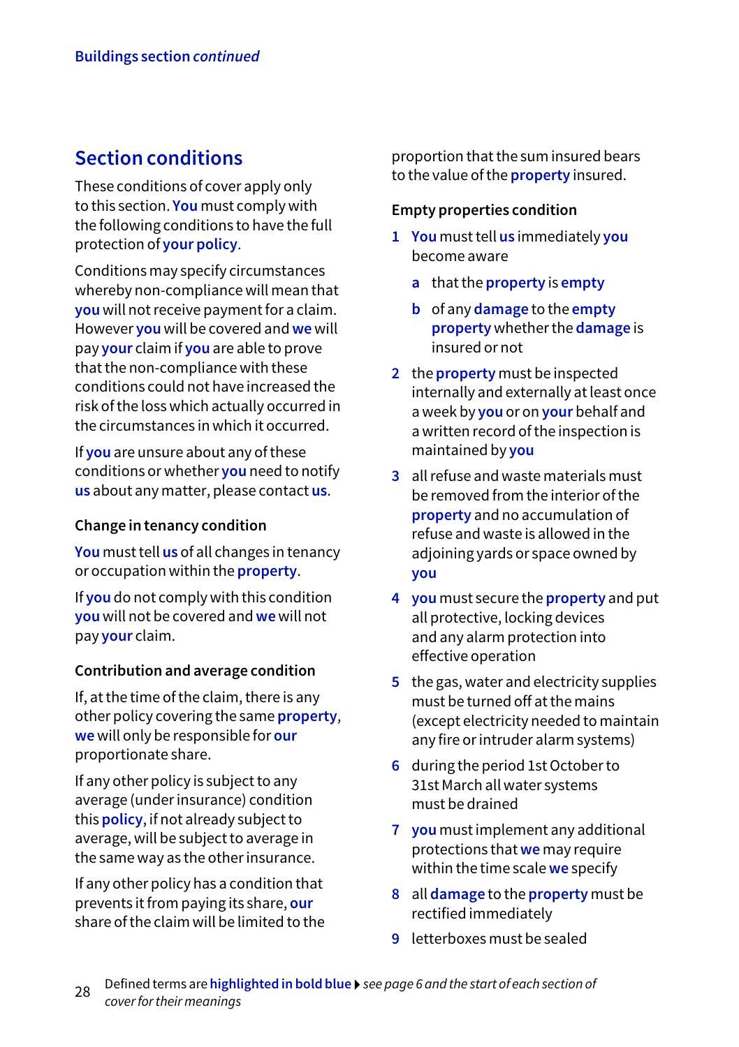## Section conditions

These conditions of cover apply only to this section. **You** must comply with the following conditions to have the full protection of **your policy**.

Conditions may specify circumstances whereby non-compliance will mean that **you** will not receive payment for a claim. However **you** will be covered and **we** will pay **your** claim if **you** are able to prove that the non-compliance with these conditions could not have increased the risk of the loss which actually occurred in the circumstances in which it occurred.

If **you** are unsure about any of these conditions or whether **you** need to notify **us** about any matter, please contact **us**.

### Change in tenancy condition

**You** must tell **us** of all changes in tenancy or occupation within the **property**.

If **you** do not comply with this condition **you** will not be covered and **we** will not pay **your** claim.

### Contribution and average condition

If, at the time of the claim, there is any other policy covering the same **property**, **we** will only be responsible for **our** proportionate share.

If any other policy is subject to any average (under insurance) condition this **policy**, if not already subject to average, will be subject to average in the same way as the other insurance.

If any other policy has a condition that prevents it from paying its share, **our** share of the claim will be limited to the proportion that the sum insured bears to the value of the **property** insured.

### Empty properties condition

1. **You** must tell **us** immediately **you** become aware
   a. that the **property** is **empty**
   b. of any **damage** to the **empty property** whether the **damage** is insured or not
2. the **property** must be inspected internally and externally at least once a week by **you** or on **your** behalf and a written record of the inspection is maintained by **you**
3. all refuse and waste materials must be removed from the interior of the **property** and no accumulation of refuse and waste is allowed in the adjoining yards or space owned by **you**
4. **you** must secure the **property** and put all protective, locking devices and any alarm protection into effective operation
5. the gas, water and electricity supplies must be turned off at the mains (except electricity needed to maintain any fire or intruder alarm systems)
6. during the period 1st October to 31st March all water systems must be drained
7. **you** must implement any additional protections that **we** may require within the time scale **we** specify
8. all **damage** to the **property** must be rectified immediately
9. letterboxes must be sealed

Defined terms are **highlighted in bold blue** ▸ *see page 6 and the start of each section of cover for their meanings*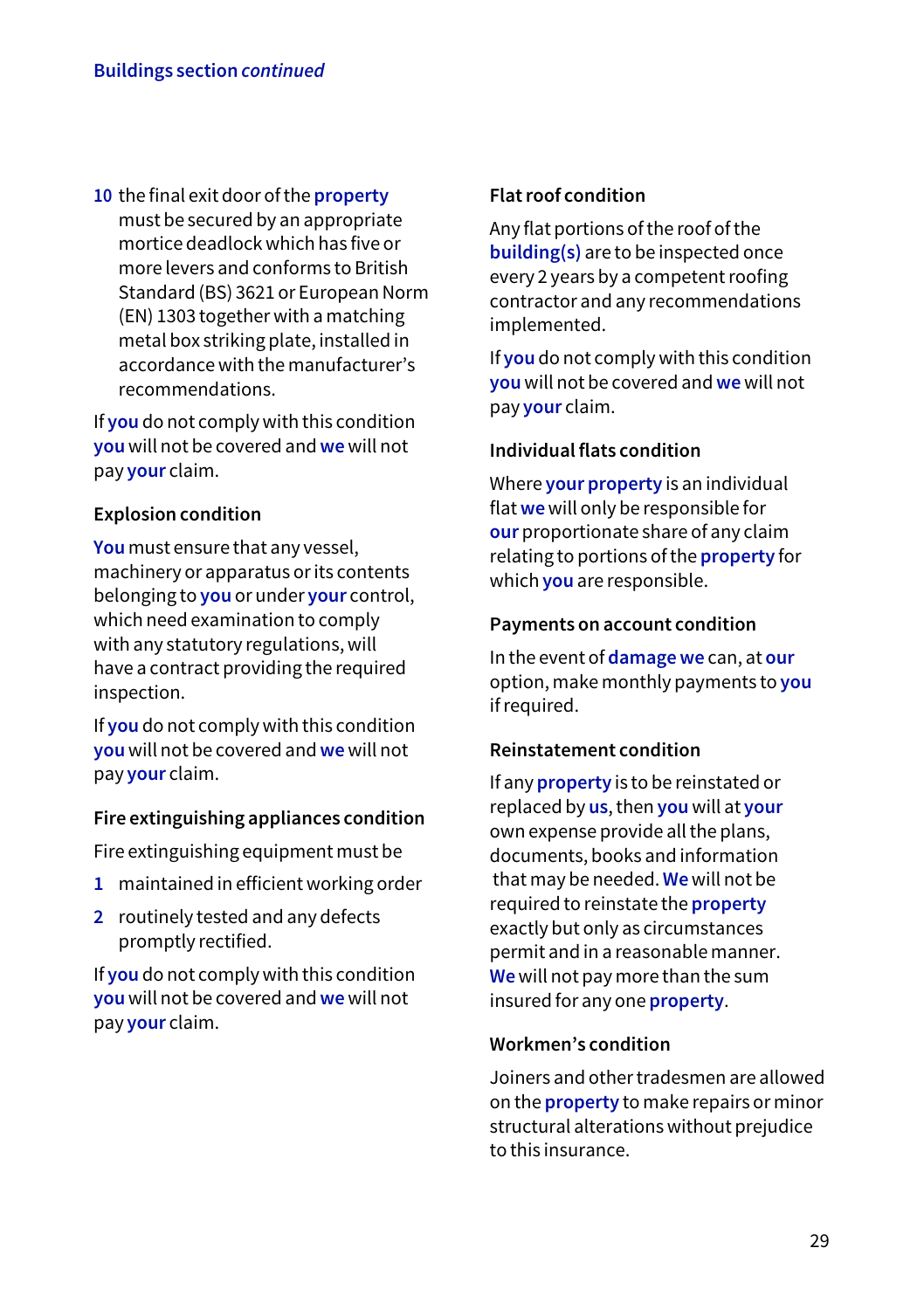10. the final exit door of the **property** must be secured by an appropriate mortice deadlock which has five or more levers and conforms to British Standard (BS) 3621 or European Norm (EN) 1303 together with a matching metal box striking plate, installed in accordance with the manufacturer's recommendations.

If **you** do not comply with this condition **you** will not be covered and **we** will not pay **your** claim.

### Explosion condition

**You** must ensure that any vessel, machinery or apparatus or its contents belonging to **you** or under **your** control, which need examination to comply with any statutory regulations, will have a contract providing the required inspection.

If **you** do not comply with this condition **you** will not be covered and **we** will not pay **your** claim.

### Fire extinguishing appliances condition

Fire extinguishing equipment must be

1. maintained in efficient working order
2. routinely tested and any defects promptly rectified.

If **you** do not comply with this condition **you** will not be covered and **we** will not pay **your** claim.

### Flat roof condition

Any flat portions of the roof of the **building(s)** are to be inspected once every 2 years by a competent roofing contractor and any recommendations implemented.

If **you** do not comply with this condition **you** will not be covered and **we** will not pay **your** claim.

### Individual flats condition

Where **your property** is an individual flat **we** will only be responsible for **our** proportionate share of any claim relating to portions of the **property** for which **you** are responsible.

### Payments on account condition

In the event of **damage we** can, at **our** option, make monthly payments to **you** if required.

### Reinstatement condition

If any **property** is to be reinstated or replaced by **us**, then **you** will at **your** own expense provide all the plans, documents, books and information that may be needed. **We** will not be required to reinstate the **property** exactly but only as circumstances permit and in a reasonable manner. **We** will not pay more than the sum insured for any one **property**.

### Workmen's condition

Joiners and other tradesmen are allowed on the **property** to make repairs or minor structural alterations without prejudice to this insurance.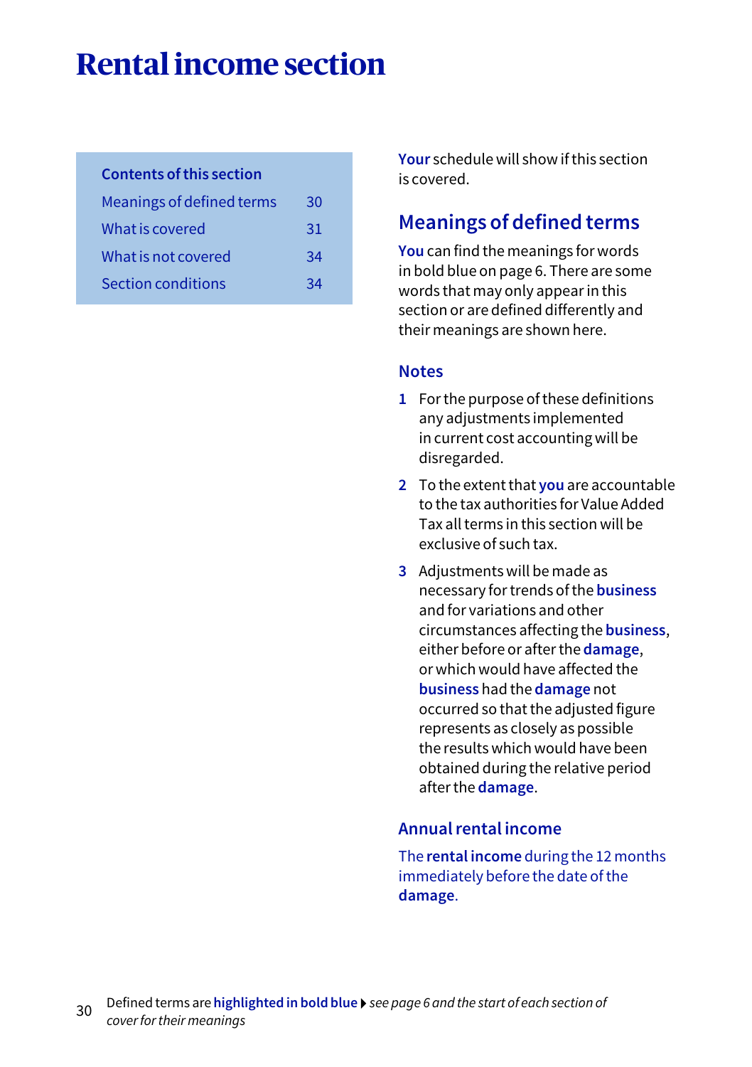# Rental income section

| Contents of this section | |
|---|---|
| Meanings of defined terms | 30 |
| What is covered | 31 |
| What is not covered | 34 |
| Section conditions | 34 |

**Your** schedule will show if this section is covered.

## Meanings of defined terms

**You** can find the meanings for words in bold blue on page 6. There are some words that may only appear in this section or are defined differently and their meanings are shown here.

### Notes

1. For the purpose of these definitions any adjustments implemented in current cost accounting will be disregarded.
2. To the extent that **you** are accountable to the tax authorities for Value Added Tax all terms in this section will be exclusive of such tax.
3. Adjustments will be made as necessary for trends of the **business** and for variations and other circumstances affecting the **business**, either before or after the **damage**, or which would have affected the **business** had the **damage** not occurred so that the adjusted figure represents as closely as possible the results which would have been obtained during the relative period after the **damage**.

### Annual rental income

The **rental income** during the 12 months immediately before the date of the **damage**.

Defined terms are **highlighted in bold blue** *see page 6 and the start of each section of cover for their meanings*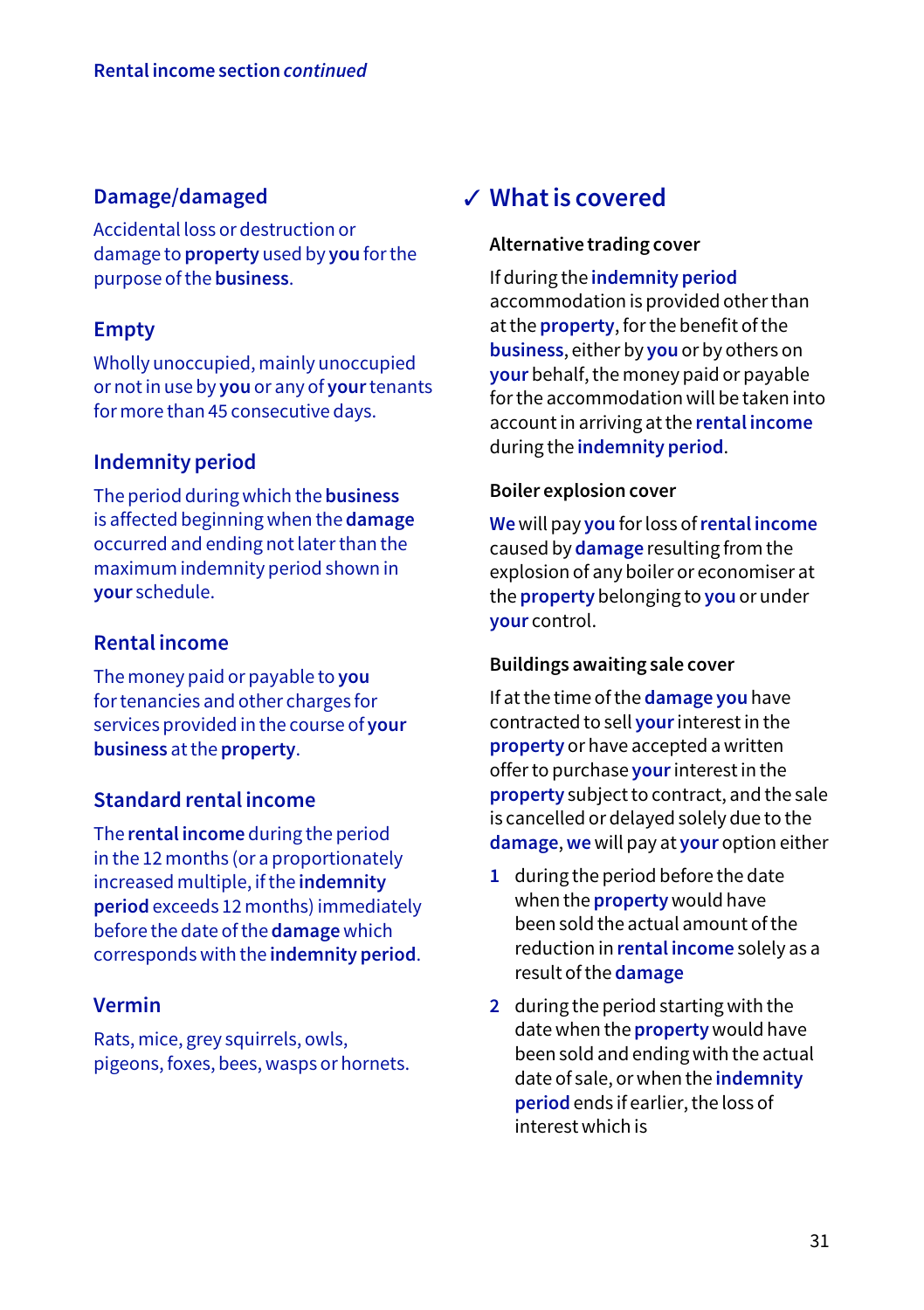Rental income section *continued*

### Damage/damaged

Accidental loss or destruction or damage to **property** used by **you** for the purpose of the **business**.

### Empty

Wholly unoccupied, mainly unoccupied or not in use by **you** or any of **your** tenants for more than 45 consecutive days.

### Indemnity period

The period during which the **business** is affected beginning when the **damage** occurred and ending not later than the maximum indemnity period shown in **your** schedule.

### Rental income

The money paid or payable to **you** for tenancies and other charges for services provided in the course of **your business** at the **property**.

### Standard rental income

The **rental income** during the period in the 12 months (or a proportionately increased multiple, if the **indemnity period** exceeds 12 months) immediately before the date of the **damage** which corresponds with the **indemnity period**.

### Vermin

Rats, mice, grey squirrels, owls, pigeons, foxes, bees, wasps or hornets.

## ✓ What is covered

**Alternative trading cover**

If during the **indemnity period** accommodation is provided other than at the **property**, for the benefit of the **business**, either by **you** or by others on **your** behalf, the money paid or payable for the accommodation will be taken into account in arriving at the **rental income** during the **indemnity period**.

**Boiler explosion cover**

**We** will pay **you** for loss of **rental income** caused by **damage** resulting from the explosion of any boiler or economiser at the **property** belonging to **you** or under **your** control.

**Buildings awaiting sale cover**

If at the time of the **damage you** have contracted to sell **your** interest in the **property** or have accepted a written offer to purchase **your** interest in the **property** subject to contract, and the sale is cancelled or delayed solely due to the **damage**, **we** will pay at **your** option either

1. during the period before the date when the **property** would have been sold the actual amount of the reduction in **rental income** solely as a result of the **damage**
2. during the period starting with the date when the **property** would have been sold and ending with the actual date of sale, or when the **indemnity period** ends if earlier, the loss of interest which is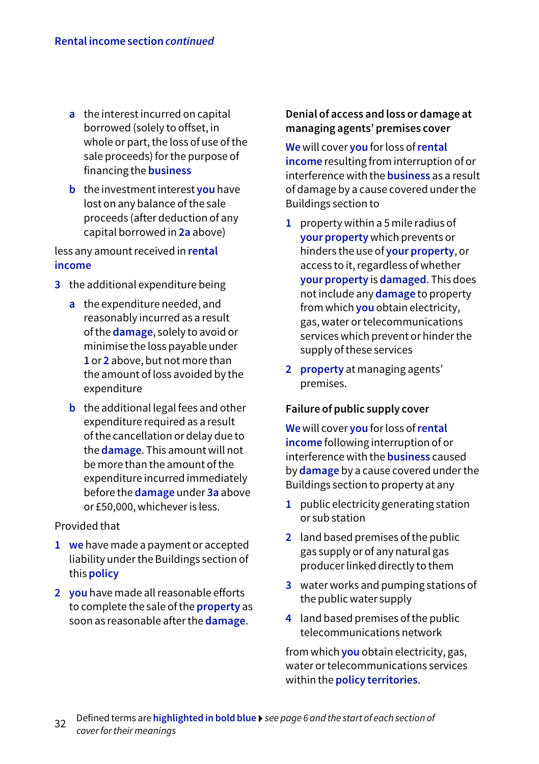**Rental income section** *continued*

  a. the interest incurred on capital borrowed (solely to offset, in whole or part, the loss of use of the sale proceeds) for the purpose of financing the **business**
  b. the investment interest **you** have lost on any balance of the sale proceeds (after deduction of any capital borrowed in **2a** above)

less any amount received in **rental income**

3. the additional expenditure being
   a. the expenditure needed, and reasonably incurred as a result of the **damage**, solely to avoid or minimise the loss payable under **1** or **2** above, but not more than the amount of loss avoided by the expenditure
   b. the additional legal fees and other expenditure required as a result of the cancellation or delay due to the **damage**. This amount will not be more than the amount of the expenditure incurred immediately before the **damage** under **3a** above or £50,000, whichever is less.

Provided that

1. **we** have made a payment or accepted liability under the Buildings section of this **policy**
2. **you** have made all reasonable efforts to complete the sale of the **property** as soon as reasonable after the **damage**.

### Denial of access and loss or damage at managing agents' premises cover

**We** will cover **you** for loss of **rental income** resulting from interruption of or interference with the **business** as a result of damage by a cause covered under the Buildings section to

1. property within a 5 mile radius of **your property** which prevents or hinders the use of **your property**, or access to it, regardless of whether **your property** is **damaged**. This does not include any **damage** to property from which **you** obtain electricity, gas, water or telecommunications services which prevent or hinder the supply of these services
2. **property** at managing agents' premises.

### Failure of public supply cover

**We** will cover **you** for loss of **rental income** following interruption of or interference with the **business** caused by **damage** by a cause covered under the Buildings section to property at any

1. public electricity generating station or sub station
2. land based premises of the public gas supply or of any natural gas producer linked directly to them
3. water works and pumping stations of the public water supply
4. land based premises of the public telecommunications network

from which **you** obtain electricity, gas, water or telecommunications services within the **policy territories**.

Defined terms are **highlighted in bold blue** ▸ *see page 6 and the start of each section of cover for their meanings*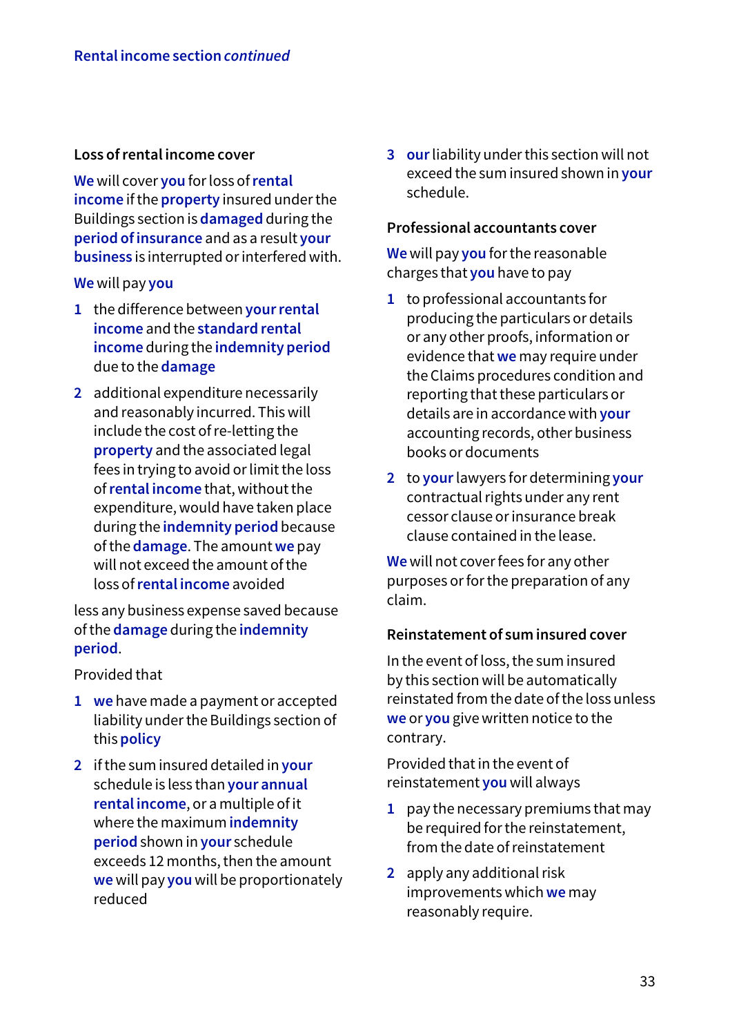### Loss of rental income cover

**We** will cover **you** for loss of **rental income** if the **property** insured under the Buildings section is **damaged** during the **period of insurance** and as a result **your business** is interrupted or interfered with.

**We** will pay **you**

1. the difference between **your rental income** and the **standard rental income** during the **indemnity period** due to the **damage**
2. additional expenditure necessarily and reasonably incurred. This will include the cost of re-letting the **property** and the associated legal fees in trying to avoid or limit the loss of **rental income** that, without the expenditure, would have taken place during the **indemnity period** because of the **damage**. The amount **we** pay will not exceed the amount of the loss of **rental income** avoided

less any business expense saved because of the **damage** during the **indemnity period**.

Provided that

1. **we** have made a payment or accepted liability under the Buildings section of this **policy**
2. if the sum insured detailed in **your** schedule is less than **your annual rental income**, or a multiple of it where the maximum **indemnity period** shown in **your** schedule exceeds 12 months, then the amount **we** will pay **you** will be proportionately reduced
3. **our** liability under this section will not exceed the sum insured shown in **your** schedule.

### Professional accountants cover

**We** will pay **you** for the reasonable charges that **you** have to pay

1. to professional accountants for producing the particulars or details or any other proofs, information or evidence that **we** may require under the Claims procedures condition and reporting that these particulars or details are in accordance with **your** accounting records, other business books or documents
2. to **your** lawyers for determining **your** contractual rights under any rent cessor clause or insurance break clause contained in the lease.

**We** will not cover fees for any other purposes or for the preparation of any claim.

### Reinstatement of sum insured cover

In the event of loss, the sum insured by this section will be automatically reinstated from the date of the loss unless **we** or **you** give written notice to the contrary.

Provided that in the event of reinstatement **you** will always

1. pay the necessary premiums that may be required for the reinstatement, from the date of reinstatement
2. apply any additional risk improvements which **we** may reasonably require.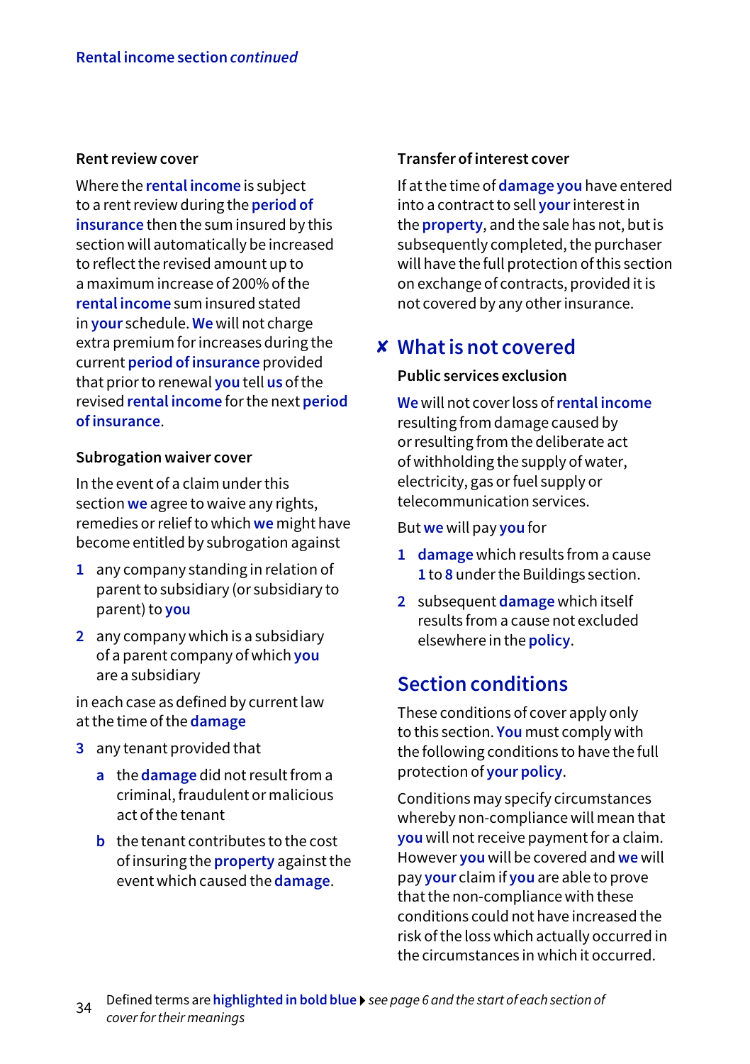### Rent review cover

Where the **rental income** is subject to a rent review during the **period of insurance** then the sum insured by this section will automatically be increased to reflect the revised amount up to a maximum increase of 200% of the **rental income** sum insured stated in **your** schedule. **We** will not charge extra premium for increases during the current **period of insurance** provided that prior to renewal **you** tell **us** of the revised **rental income** for the next **period of insurance**.

### Subrogation waiver cover

In the event of a claim under this section **we** agree to waive any rights, remedies or relief to which **we** might have become entitled by subrogation against

1. any company standing in relation of parent to subsidiary (or subsidiary to parent) to **you**
2. any company which is a subsidiary of a parent company of which **you** are a subsidiary

in each case as defined by current law at the time of the **damage**

3. any tenant provided that
   - a. the **damage** did not result from a criminal, fraudulent or malicious act of the tenant
   - b. the tenant contributes to the cost of insuring the **property** against the event which caused the **damage**.

### Transfer of interest cover

If at the time of **damage you** have entered into a contract to sell **your** interest in the **property**, and the sale has not, but is subsequently completed, the purchaser will have the full protection of this section on exchange of contracts, provided it is not covered by any other insurance.

## ✘ What is not covered

### Public services exclusion

**We** will not cover loss of **rental income** resulting from damage caused by or resulting from the deliberate act of withholding the supply of water, electricity, gas or fuel supply or telecommunication services.

But **we** will pay **you** for

1. **damage** which results from a cause **1** to **8** under the Buildings section.
2. subsequent **damage** which itself results from a cause not excluded elsewhere in the **policy**.

## Section conditions

These conditions of cover apply only to this section. **You** must comply with the following conditions to have the full protection of **your policy**.

Conditions may specify circumstances whereby non-compliance will mean that **you** will not receive payment for a claim. However **you** will be covered and **we** will pay **your** claim if **you** are able to prove that the non-compliance with these conditions could not have increased the risk of the loss which actually occurred in the circumstances in which it occurred.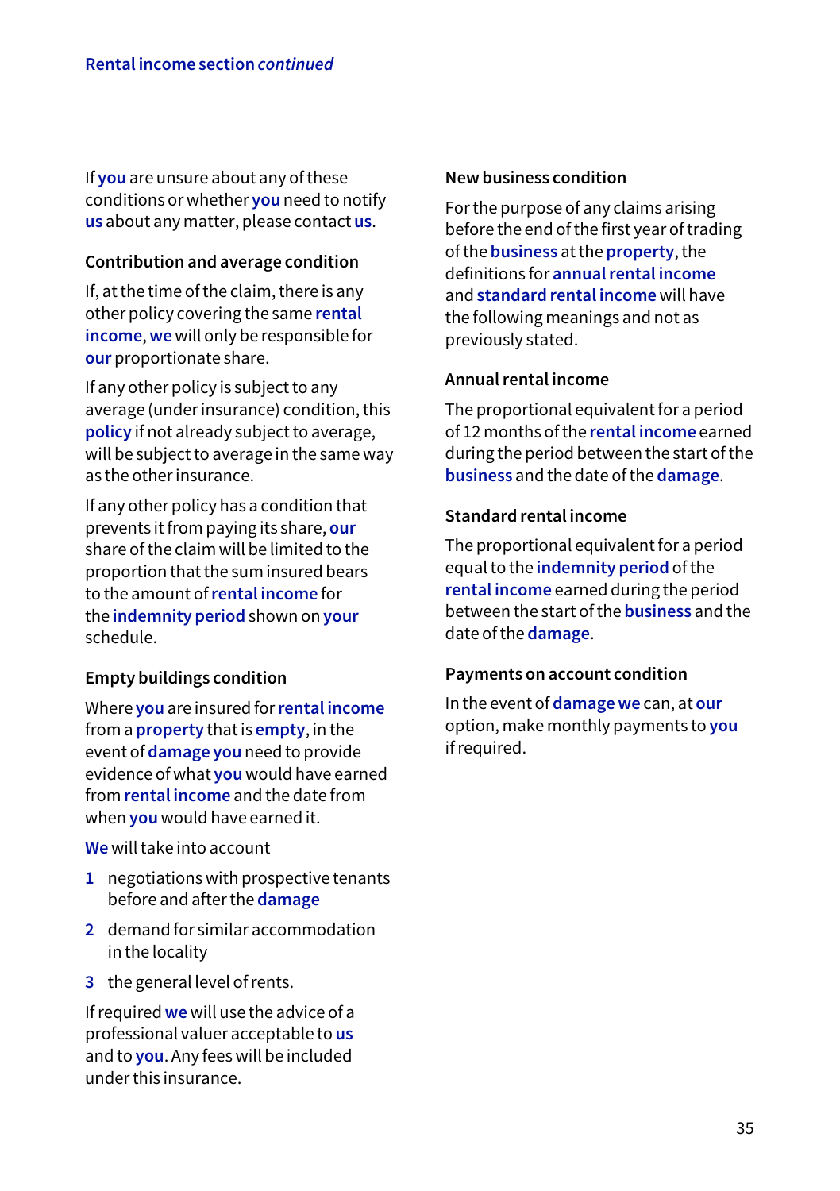If **you** are unsure about any of these conditions or whether **you** need to notify **us** about any matter, please contact **us**.

### Contribution and average condition

If, at the time of the claim, there is any other policy covering the same **rental income**, **we** will only be responsible for **our** proportionate share.

If any other policy is subject to any average (under insurance) condition, this **policy** if not already subject to average, will be subject to average in the same way as the other insurance.

If any other policy has a condition that prevents it from paying its share, **our** share of the claim will be limited to the proportion that the sum insured bears to the amount of **rental income** for the **indemnity period** shown on **your** schedule.

### Empty buildings condition

Where **you** are insured for **rental income** from a **property** that is **empty**, in the event of **damage you** need to provide evidence of what **you** would have earned from **rental income** and the date from when **you** would have earned it.

**We** will take into account

1. negotiations with prospective tenants before and after the **damage**
2. demand for similar accommodation in the locality
3. the general level of rents.

If required **we** will use the advice of a professional valuer acceptable to **us** and to **you**. Any fees will be included under this insurance.

### New business condition

For the purpose of any claims arising before the end of the first year of trading of the **business** at the **property**, the definitions for **annual rental income** and **standard rental income** will have the following meanings and not as previously stated.

### Annual rental income

The proportional equivalent for a period of 12 months of the **rental income** earned during the period between the start of the **business** and the date of the **damage**.

### Standard rental income

The proportional equivalent for a period equal to the **indemnity period** of the **rental income** earned during the period between the start of the **business** and the date of the **damage**.

### Payments on account condition

In the event of **damage we** can, at **our** option, make monthly payments to **you** if required.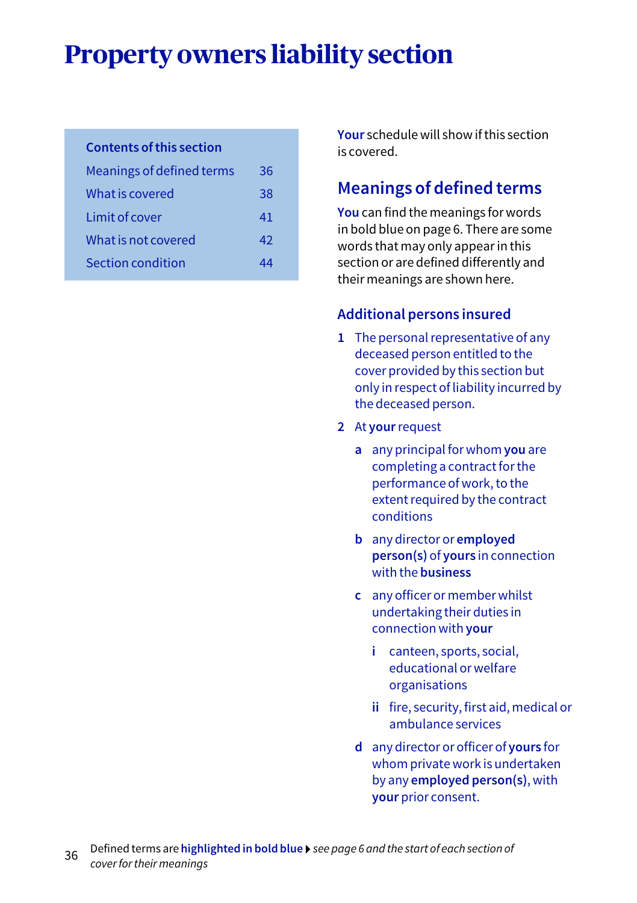# Property owners liability section

**Contents of this section**

| | |
|---|---|
| Meanings of defined terms | 36 |
| What is covered | 38 |
| Limit of cover | 41 |
| What is not covered | 42 |
| Section condition | 44 |

**Your** schedule will show if this section is covered.

## Meanings of defined terms

**You** can find the meanings for words in bold blue on page 6. There are some words that may only appear in this section or are defined differently and their meanings are shown here.

### Additional persons insured

1. The personal representative of any deceased person entitled to the cover provided by this section but only in respect of liability incurred by the deceased person.
2. At **your** request
   - **a** any principal for whom **you** are completing a contract for the performance of work, to the extent required by the contract conditions
   - **b** any director or **employed person(s)** of **yours** in connection with the **business**
   - **c** any officer or member whilst undertaking their duties in connection with **your**
     - **i** canteen, sports, social, educational or welfare organisations
     - **ii** fire, security, first aid, medical or ambulance services
   - **d** any director or officer of **yours** for whom private work is undertaken by any **employed person(s)**, with **your** prior consent.

Defined terms are **highlighted in bold blue** ▶ *see page 6 and the start of each section of cover for their meanings*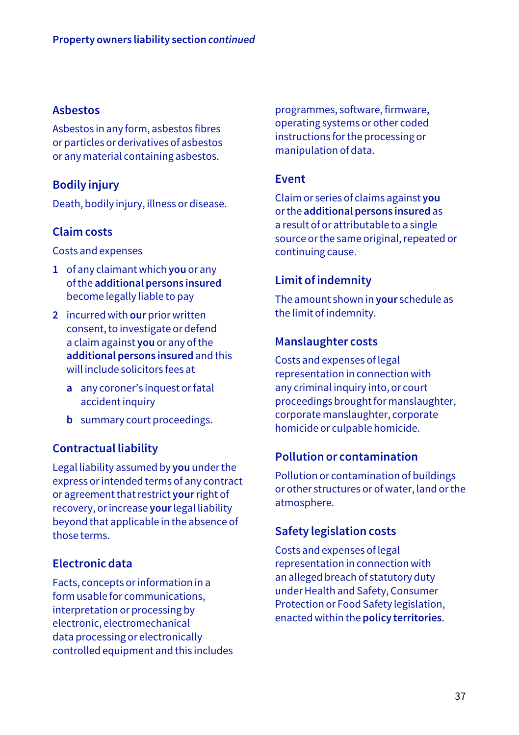### Asbestos

Asbestos in any form, asbestos fibres or particles or derivatives of asbestos or any material containing asbestos.

### Bodily injury

Death, bodily injury, illness or disease.

### Claim costs

Costs and expenses

1. of any claimant which **you** or any of the **additional persons insured** become legally liable to pay
2. incurred with **our** prior written consent, to investigate or defend a claim against **you** or any of the **additional persons insured** and this will include solicitors fees at
   - a any coroner's inquest or fatal accident inquiry
   - b summary court proceedings.

### Contractual liability

Legal liability assumed by **you** under the express or intended terms of any contract or agreement that restrict **your** right of recovery, or increase **your** legal liability beyond that applicable in the absence of those terms.

### Electronic data

Facts, concepts or information in a form usable for communications, interpretation or processing by electronic, electromechanical data processing or electronically controlled equipment and this includes programmes, software, firmware, operating systems or other coded instructions for the processing or manipulation of data.

### Event

Claim or series of claims against **you** or the **additional persons insured** as a result of or attributable to a single source or the same original, repeated or continuing cause.

### Limit of indemnity

The amount shown in **your** schedule as the limit of indemnity.

### Manslaughter costs

Costs and expenses of legal representation in connection with any criminal inquiry into, or court proceedings brought for manslaughter, corporate manslaughter, corporate homicide or culpable homicide.

### Pollution or contamination

Pollution or contamination of buildings or other structures or of water, land or the atmosphere.

### Safety legislation costs

Costs and expenses of legal representation in connection with an alleged breach of statutory duty under Health and Safety, Consumer Protection or Food Safety legislation, enacted within the **policy territories**.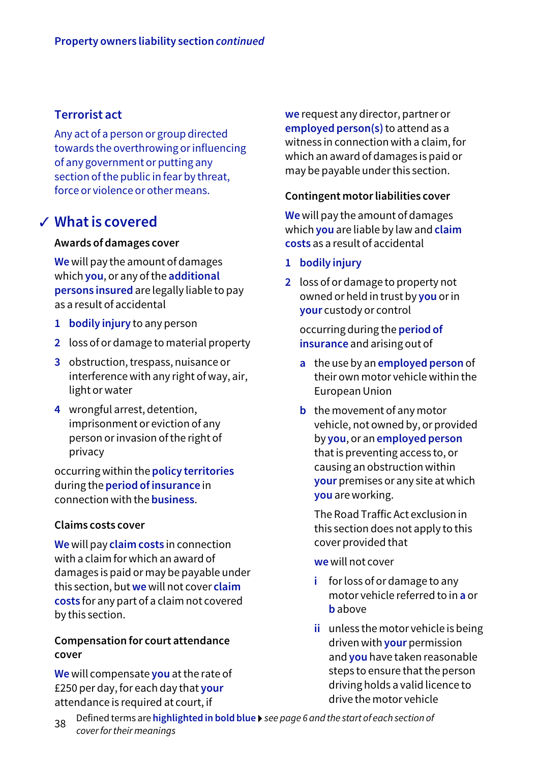## Terrorist act

Any act of a person or group directed towards the overthrowing or influencing of any government or putting any section of the public in fear by threat, force or violence or other means.

## ✓ What is covered

### Awards of damages cover

**We** will pay the amount of damages which **you**, or any of the **additional persons insured** are legally liable to pay as a result of accidental

1. **bodily injury** to any person
2. loss of or damage to material property
3. obstruction, trespass, nuisance or interference with any right of way, air, light or water
4. wrongful arrest, detention, imprisonment or eviction of any person or invasion of the right of privacy

occurring within the **policy territories** during the **period of insurance** in connection with the **business**.

### Claims costs cover

**We** will pay **claim costs** in connection with a claim for which an award of damages is paid or may be payable under this section, but **we** will not cover **claim costs** for any part of a claim not covered by this section.

### Compensation for court attendance cover

**We** will compensate **you** at the rate of £250 per day, for each day that **your** attendance is required at court, if **we** request any director, partner or **employed person(s)** to attend as a witness in connection with a claim, for which an award of damages is paid or may be payable under this section.

### Contingent motor liabilities cover

**We** will pay the amount of damages which **you** are liable by law and **claim costs** as a result of accidental

1. **bodily injury**
2. loss of or damage to property not owned or held in trust by **you** or in **your** custody or control

   occurring during the **period of insurance** and arising out of

   a. the use by an **employed person** of their own motor vehicle within the European Union
   b. the movement of any motor vehicle, not owned by, or provided by **you**, or an **employed person** that is preventing access to, or causing an obstruction within **your** premises or any site at which **you** are working.

   The Road Traffic Act exclusion in this section does not apply to this cover provided that

   **we** will not cover

   i. for loss of or damage to any motor vehicle referred to in **a** or **b** above
   ii. unless the motor vehicle is being driven with **your** permission and **you** have taken reasonable steps to ensure that the person driving holds a valid licence to drive the motor vehicle

Defined terms are **highlighted in bold blue** ▸ *see page 6 and the start of each section of cover for their meanings*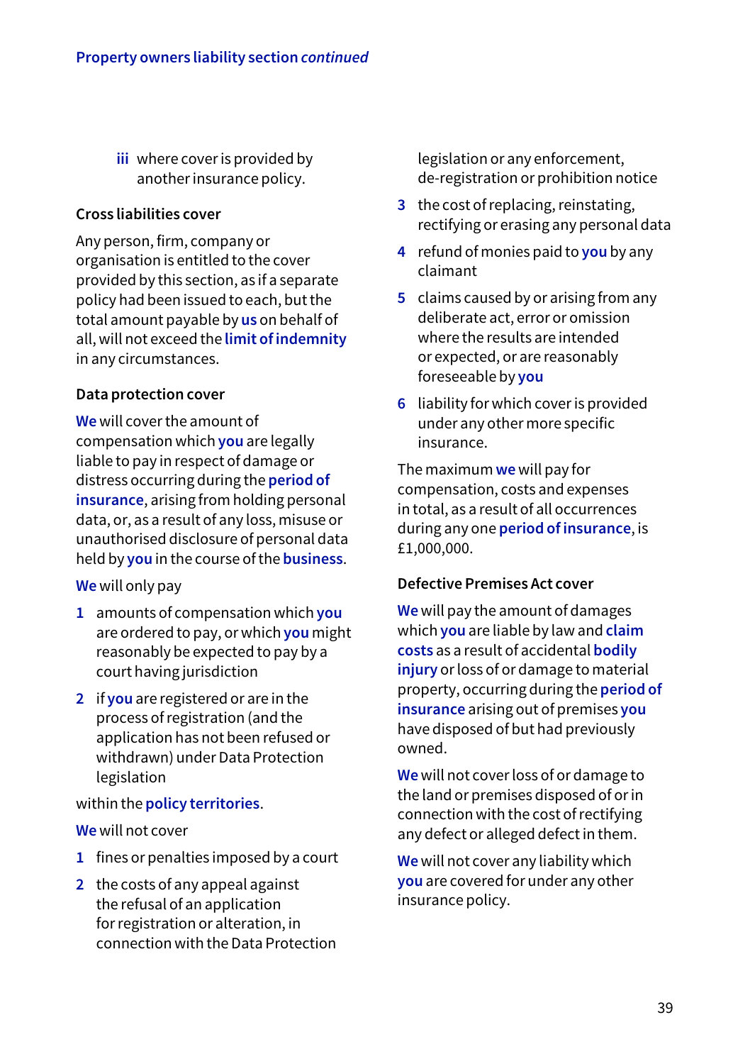iii where cover is provided by another insurance policy.

### Cross liabilities cover

Any person, firm, company or organisation is entitled to the cover provided by this section, as if a separate policy had been issued to each, but the total amount payable by **us** on behalf of all, will not exceed the **limit of indemnity** in any circumstances.

### Data protection cover

**We** will cover the amount of compensation which **you** are legally liable to pay in respect of damage or distress occurring during the **period of insurance**, arising from holding personal data, or, as a result of any loss, misuse or unauthorised disclosure of personal data held by **you** in the course of the **business**.

**We** will only pay

1. amounts of compensation which **you** are ordered to pay, or which **you** might reasonably be expected to pay by a court having jurisdiction
2. if **you** are registered or are in the process of registration (and the application has not been refused or withdrawn) under Data Protection legislation

within the **policy territories**.

**We** will not cover

1. fines or penalties imposed by a court
2. the costs of any appeal against the refusal of an application for registration or alteration, in connection with the Data Protection legislation or any enforcement, de-registration or prohibition notice
3. the cost of replacing, reinstating, rectifying or erasing any personal data
4. refund of monies paid to **you** by any claimant
5. claims caused by or arising from any deliberate act, error or omission where the results are intended or expected, or are reasonably foreseeable by **you**
6. liability for which cover is provided under any other more specific insurance.

The maximum **we** will pay for compensation, costs and expenses in total, as a result of all occurrences during any one **period of insurance**, is £1,000,000.

### Defective Premises Act cover

**We** will pay the amount of damages which **you** are liable by law and **claim costs** as a result of accidental **bodily injury** or loss of or damage to material property, occurring during the **period of insurance** arising out of premises **you** have disposed of but had previously owned.

**We** will not cover loss of or damage to the land or premises disposed of or in connection with the cost of rectifying any defect or alleged defect in them.

**We** will not cover any liability which **you** are covered for under any other insurance policy.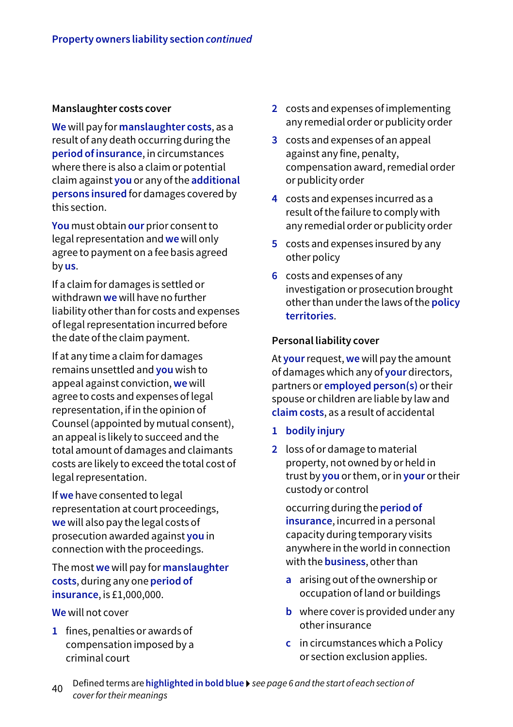### Manslaughter costs cover

**We** will pay for **manslaughter costs**, as a result of any death occurring during the **period of insurance**, in circumstances where there is also a claim or potential claim against **you** or any of the **additional persons insured** for damages covered by this section.

**You** must obtain **our** prior consent to legal representation and **we** will only agree to payment on a fee basis agreed by **us**.

If a claim for damages is settled or withdrawn **we** will have no further liability other than for costs and expenses of legal representation incurred before the date of the claim payment.

If at any time a claim for damages remains unsettled and **you** wish to appeal against conviction, **we** will agree to costs and expenses of legal representation, if in the opinion of Counsel (appointed by mutual consent), an appeal is likely to succeed and the total amount of damages and claimants costs are likely to exceed the total cost of legal representation.

If **we** have consented to legal representation at court proceedings, **we** will also pay the legal costs of prosecution awarded against **you** in connection with the proceedings.

The most **we** will pay for **manslaughter costs**, during any one **period of insurance**, is £1,000,000.

**We** will not cover

1. fines, penalties or awards of compensation imposed by a criminal court
2. costs and expenses of implementing any remedial order or publicity order
3. costs and expenses of an appeal against any fine, penalty, compensation award, remedial order or publicity order
4. costs and expenses incurred as a result of the failure to comply with any remedial order or publicity order
5. costs and expenses insured by any other policy
6. costs and expenses of any investigation or prosecution brought other than under the laws of the **policy territories**.

### Personal liability cover

At **your** request, **we** will pay the amount of damages which any of **your** directors, partners or **employed person(s)** or their spouse or children are liable by law and **claim costs**, as a result of accidental

1. **bodily injury**
2. loss of or damage to material property, not owned by or held in trust by **you** or them, or in **your** or their custody or control

occurring during the **period of insurance**, incurred in a personal capacity during temporary visits anywhere in the world in connection with the **business**, other than

a. arising out of the ownership or occupation of land or buildings
b. where cover is provided under any other insurance
c. in circumstances which a Policy or section exclusion applies.

Defined terms are **highlighted in bold blue** ▸ *see page 6 and the start of each section of cover for their meanings*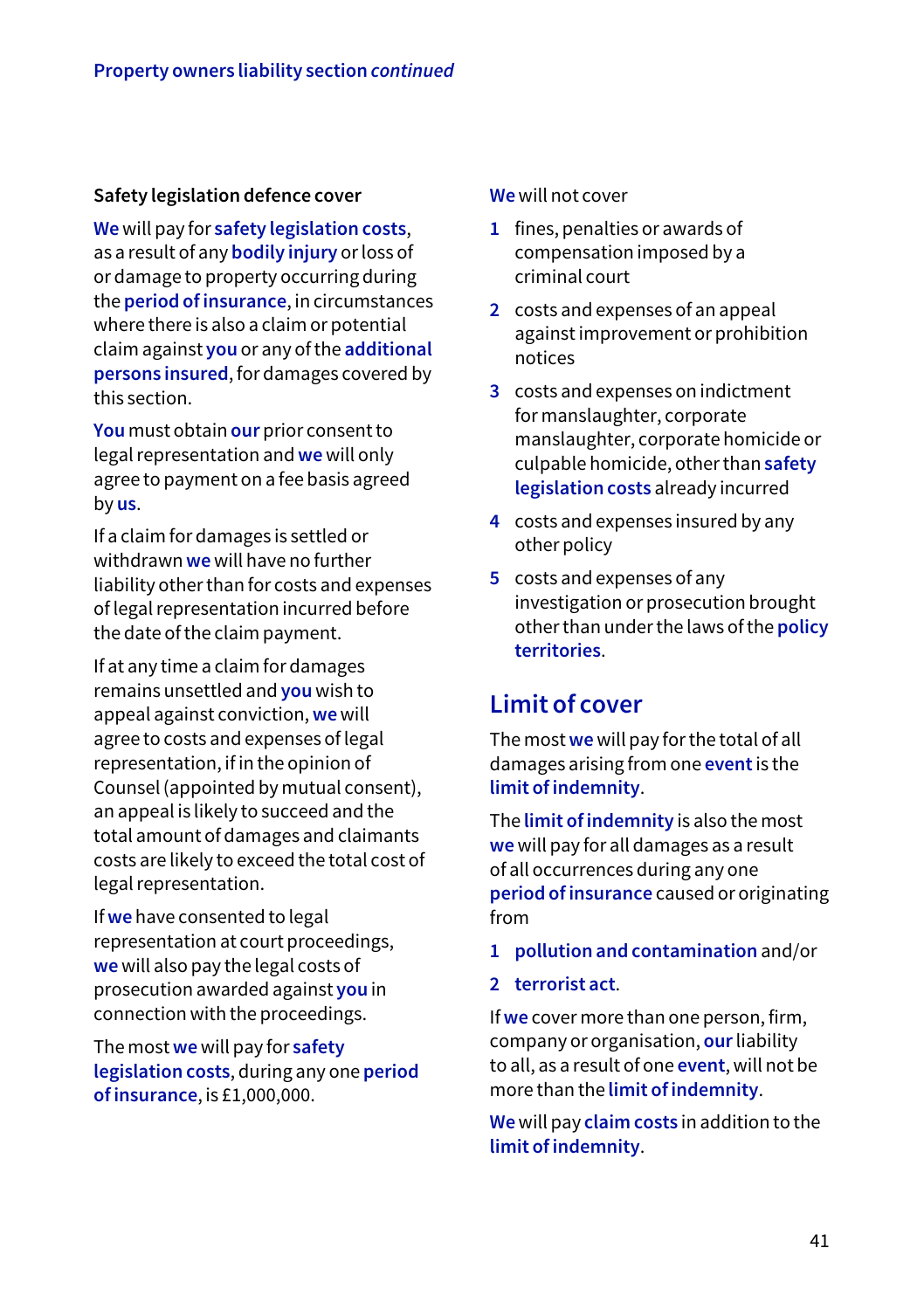### Safety legislation defence cover

**We** will pay for **safety legislation costs**, as a result of any **bodily injury** or loss of or damage to property occurring during the **period of insurance**, in circumstances where there is also a claim or potential claim against **you** or any of the **additional persons insured**, for damages covered by this section.

**You** must obtain **our** prior consent to legal representation and **we** will only agree to payment on a fee basis agreed by **us**.

If a claim for damages is settled or withdrawn **we** will have no further liability other than for costs and expenses of legal representation incurred before the date of the claim payment.

If at any time a claim for damages remains unsettled and **you** wish to appeal against conviction, **we** will agree to costs and expenses of legal representation, if in the opinion of Counsel (appointed by mutual consent), an appeal is likely to succeed and the total amount of damages and claimants costs are likely to exceed the total cost of legal representation.

If **we** have consented to legal representation at court proceedings, **we** will also pay the legal costs of prosecution awarded against **you** in connection with the proceedings.

The most **we** will pay for **safety legislation costs**, during any one **period of insurance**, is £1,000,000.

**We** will not cover

1. fines, penalties or awards of compensation imposed by a criminal court
2. costs and expenses of an appeal against improvement or prohibition notices
3. costs and expenses on indictment for manslaughter, corporate manslaughter, corporate homicide or culpable homicide, other than **safety legislation costs** already incurred
4. costs and expenses insured by any other policy
5. costs and expenses of any investigation or prosecution brought other than under the laws of the **policy territories**.

## Limit of cover

The most **we** will pay for the total of all damages arising from one **event** is the **limit of indemnity**.

The **limit of indemnity** is also the most **we** will pay for all damages as a result of all occurrences during any one **period of insurance** caused or originating from

1. **pollution and contamination** and/or
2. **terrorist act**.

If **we** cover more than one person, firm, company or organisation, **our** liability to all, as a result of one **event**, will not be more than the **limit of indemnity**.

**We** will pay **claim costs** in addition to the **limit of indemnity**.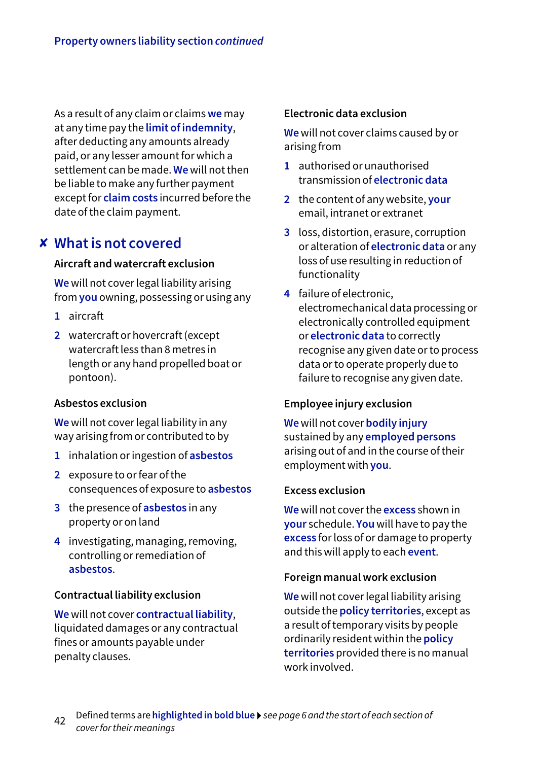As a result of any claim or claims **we** may at any time pay the **limit of indemnity**, after deducting any amounts already paid, or any lesser amount for which a settlement can be made. **We** will not then be liable to make any further payment except for **claim costs** incurred before the date of the claim payment.

## ✘ What is not covered

### Aircraft and watercraft exclusion

**We** will not cover legal liability arising from **you** owning, possessing or using any

1. aircraft
2. watercraft or hovercraft (except watercraft less than 8 metres in length or any hand propelled boat or pontoon).

### Asbestos exclusion

**We** will not cover legal liability in any way arising from or contributed to by

1. inhalation or ingestion of **asbestos**
2. exposure to or fear of the consequences of exposure to **asbestos**
3. the presence of **asbestos** in any property or on land
4. investigating, managing, removing, controlling or remediation of **asbestos**.

### Contractual liability exclusion

**We** will not cover **contractual liability**, liquidated damages or any contractual fines or amounts payable under penalty clauses.

### Electronic data exclusion

**We** will not cover claims caused by or arising from

1. authorised or unauthorised transmission of **electronic data**
2. the content of any website, **your** email, intranet or extranet
3. loss, distortion, erasure, corruption or alteration of **electronic data** or any loss of use resulting in reduction of functionality
4. failure of electronic, electromechanical data processing or electronically controlled equipment or **electronic data** to correctly recognise any given date or to process data or to operate properly due to failure to recognise any given date.

### Employee injury exclusion

**We** will not cover **bodily injury** sustained by any **employed persons** arising out of and in the course of their employment with **you**.

### Excess exclusion

**We** will not cover the **excess** shown in **your** schedule. **You** will have to pay the **excess** for loss of or damage to property and this will apply to each **event**.

### Foreign manual work exclusion

**We** will not cover legal liability arising outside the **policy territories**, except as a result of temporary visits by people ordinarily resident within the **policy territories** provided there is no manual work involved.

Defined terms are **highlighted in bold blue** ▸ *see page 6 and the start of each section of cover for their meanings*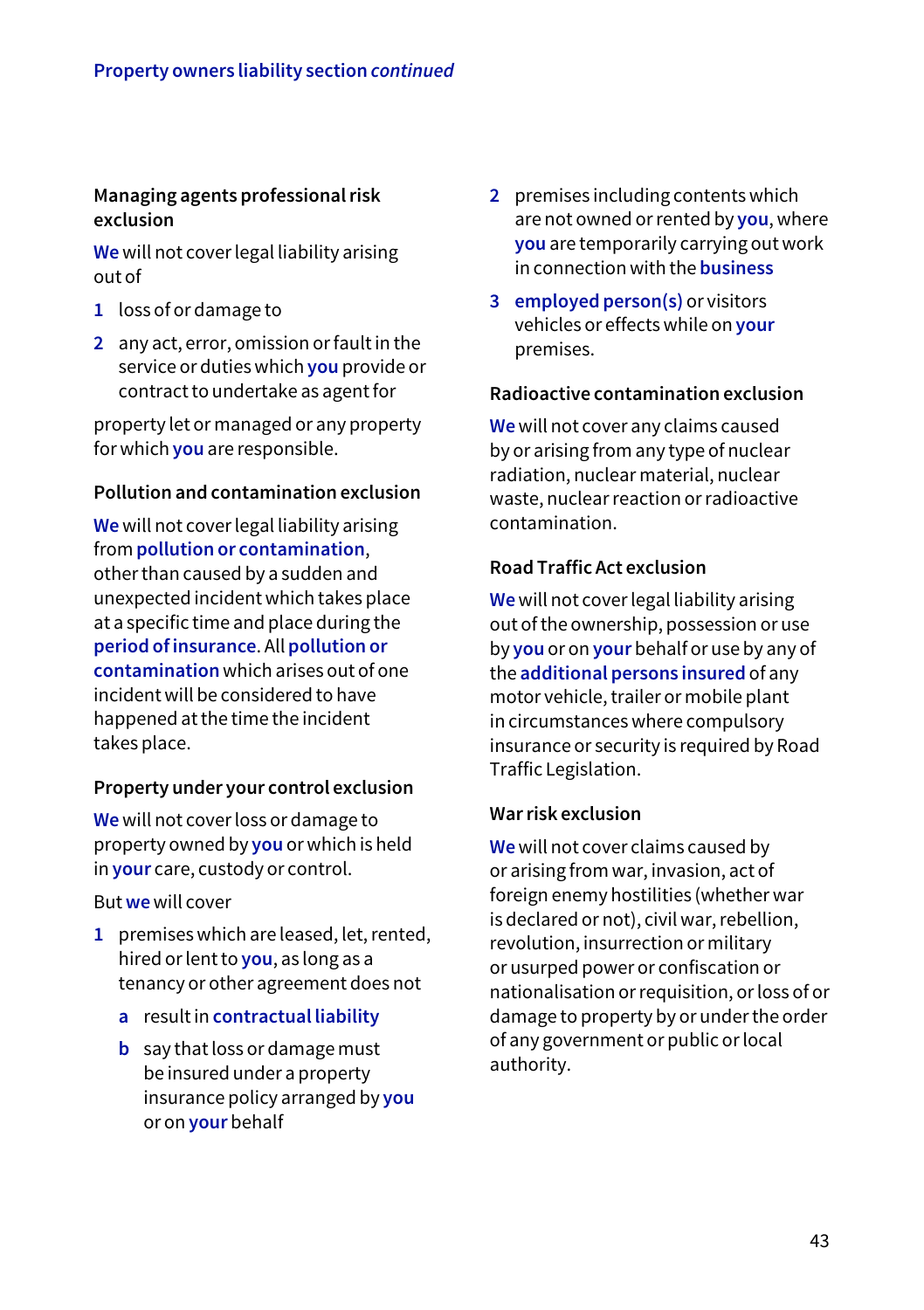## Managing agents professional risk exclusion

**We** will not cover legal liability arising out of

1. loss of or damage to
2. any act, error, omission or fault in the service or duties which **you** provide or contract to undertake as agent for

property let or managed or any property for which **you** are responsible.

## Pollution and contamination exclusion

**We** will not cover legal liability arising from **pollution or contamination**, other than caused by a sudden and unexpected incident which takes place at a specific time and place during the **period of insurance**. All **pollution or contamination** which arises out of one incident will be considered to have happened at the time the incident takes place.

## Property under your control exclusion

**We** will not cover loss or damage to property owned by **you** or which is held in **your** care, custody or control.

But **we** will cover

1. premises which are leased, let, rented, hired or lent to **you**, as long as a tenancy or other agreement does not
   a. result in **contractual liability**
   b. say that loss or damage must be insured under a property insurance policy arranged by **you** or on **your** behalf
2. premises including contents which are not owned or rented by **you**, where **you** are temporarily carrying out work in connection with the **business**
3. **employed person(s)** or visitors vehicles or effects while on **your** premises.

## Radioactive contamination exclusion

**We** will not cover any claims caused by or arising from any type of nuclear radiation, nuclear material, nuclear waste, nuclear reaction or radioactive contamination.

## Road Traffic Act exclusion

**We** will not cover legal liability arising out of the ownership, possession or use by **you** or on **your** behalf or use by any of the **additional persons insured** of any motor vehicle, trailer or mobile plant in circumstances where compulsory insurance or security is required by Road Traffic Legislation.

## War risk exclusion

**We** will not cover claims caused by or arising from war, invasion, act of foreign enemy hostilities (whether war is declared or not), civil war, rebellion, revolution, insurrection or military or usurped power or confiscation or nationalisation or requisition, or loss of or damage to property by or under the order of any government or public or local authority.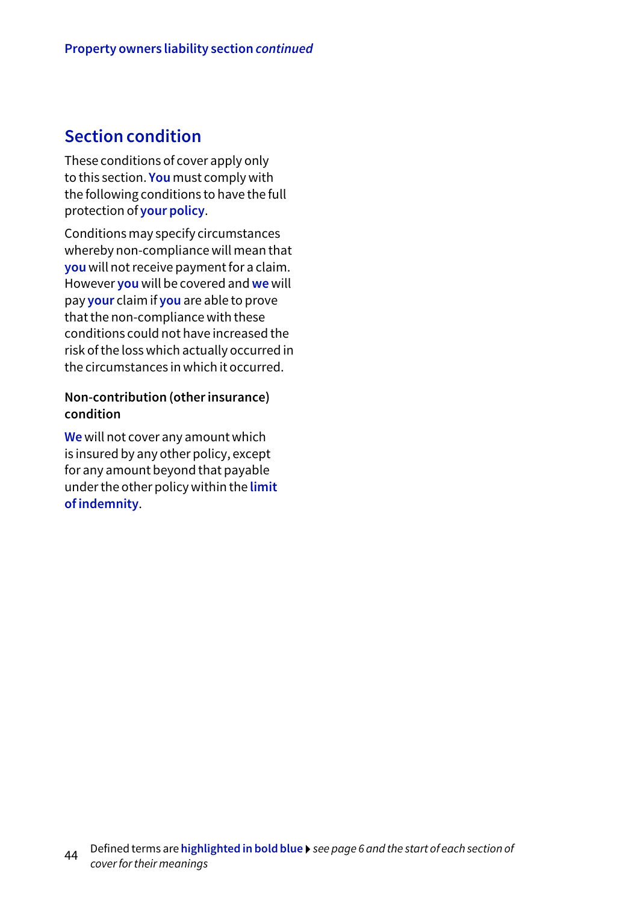## Section condition

These conditions of cover apply only to this section. **You** must comply with the following conditions to have the full protection of **your policy**.

Conditions may specify circumstances whereby non-compliance will mean that **you** will not receive payment for a claim. However **you** will be covered and **we** will pay **your** claim if **you** are able to prove that the non-compliance with these conditions could not have increased the risk of the loss which actually occurred in the circumstances in which it occurred.

### Non-contribution (other insurance) condition

**We** will not cover any amount which is insured by any other policy, except for any amount beyond that payable under the other policy within the **limit of indemnity**.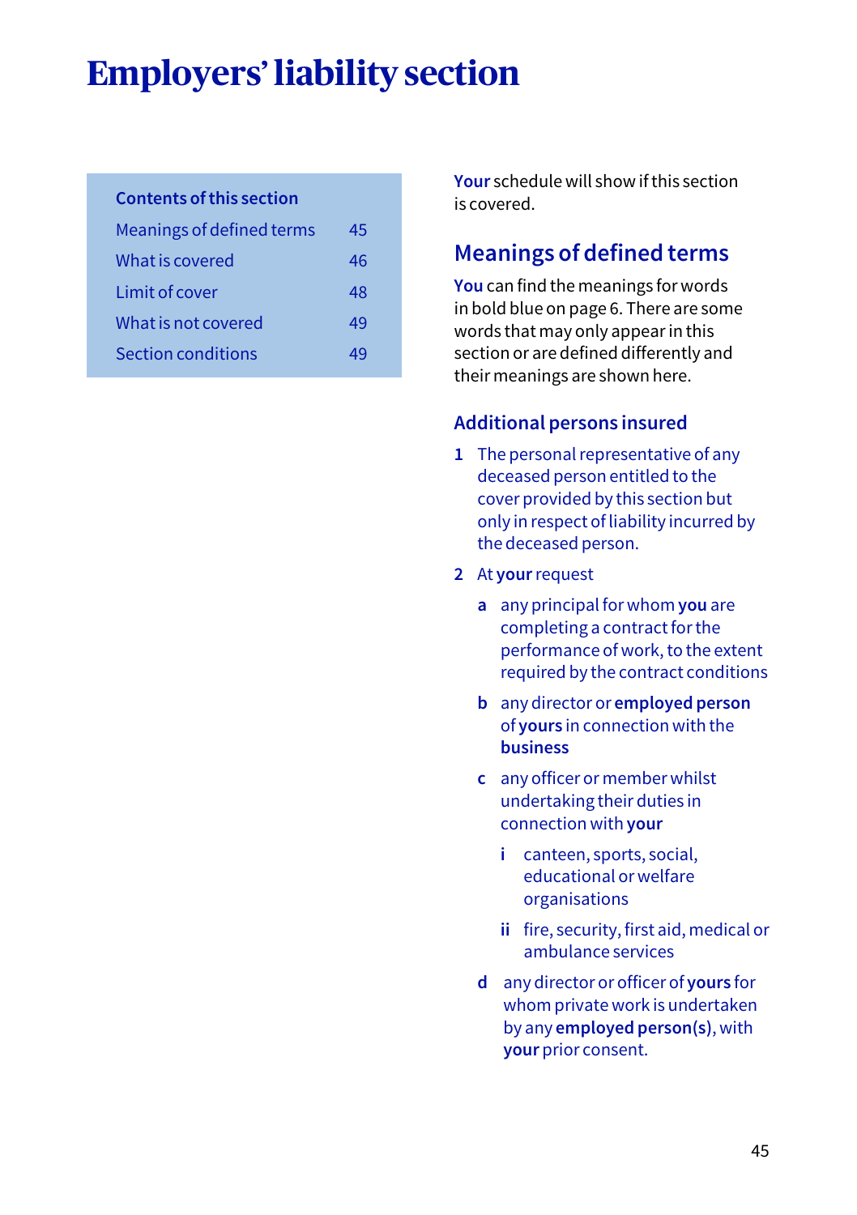# Employers' liability section

| Contents of this section | |
|---|---|
| Meanings of defined terms | 45 |
| What is covered | 46 |
| Limit of cover | 48 |
| What is not covered | 49 |
| Section conditions | 49 |

**Your** schedule will show if this section is covered.

## Meanings of defined terms

**You** can find the meanings for words in bold blue on page 6. There are some words that may only appear in this section or are defined differently and their meanings are shown here.

### Additional persons insured

1. The personal representative of any deceased person entitled to the cover provided by this section but only in respect of liability incurred by the deceased person.
2. At **your** request
   - a. any principal for whom **you** are completing a contract for the performance of work, to the extent required by the contract conditions
   - b. any director or **employed person** of **yours** in connection with the **business**
   - c. any officer or member whilst undertaking their duties in connection with **your**
     - i. canteen, sports, social, educational or welfare organisations
     - ii. fire, security, first aid, medical or ambulance services
   - d. any director or officer of **yours** for whom private work is undertaken by any **employed person(s)**, with **your** prior consent.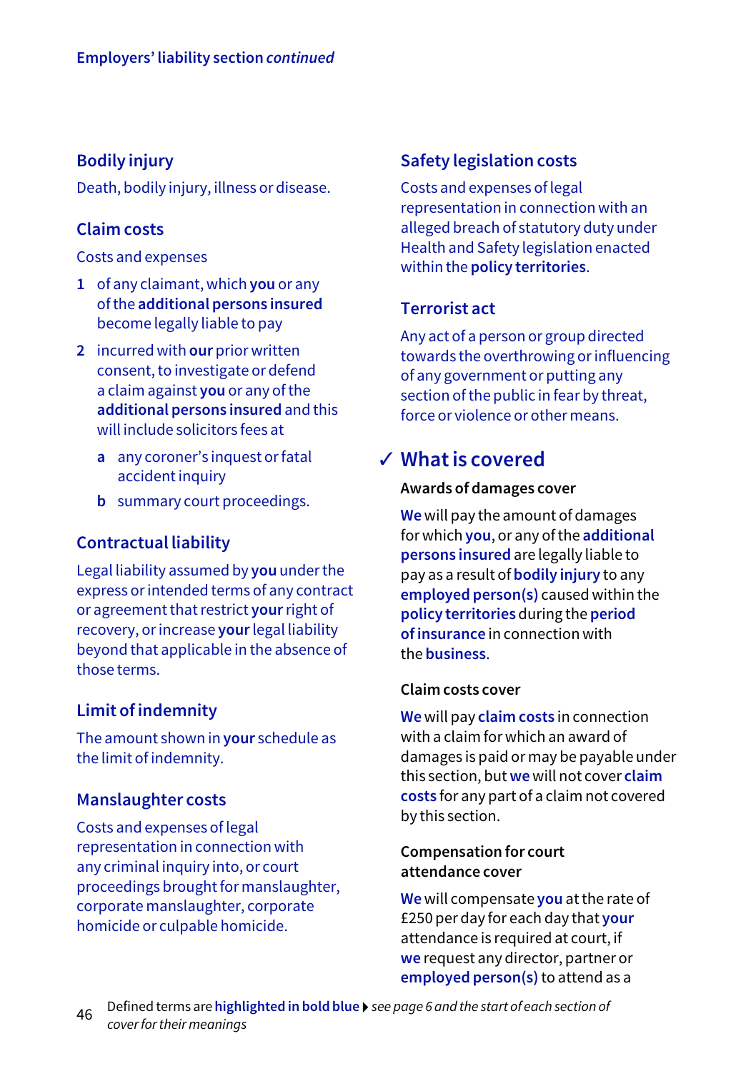Employers' liability section *continued*

## Bodily injury

Death, bodily injury, illness or disease.

## Claim costs

Costs and expenses

1. of any claimant, which **you** or any of the **additional persons insured** become legally liable to pay
2. incurred with **our** prior written consent, to investigate or defend a claim against **you** or any of the **additional persons insured** and this will include solicitors fees at
   - a any coroner's inquest or fatal accident inquiry
   - b summary court proceedings.

## Contractual liability

Legal liability assumed by **you** under the express or intended terms of any contract or agreement that restrict **your** right of recovery, or increase **your** legal liability beyond that applicable in the absence of those terms.

## Limit of indemnity

The amount shown in **your** schedule as the limit of indemnity.

## Manslaughter costs

Costs and expenses of legal representation in connection with any criminal inquiry into, or court proceedings brought for manslaughter, corporate manslaughter, corporate homicide or culpable homicide.

## Safety legislation costs

Costs and expenses of legal representation in connection with an alleged breach of statutory duty under Health and Safety legislation enacted within the **policy territories**.

## Terrorist act

Any act of a person or group directed towards the overthrowing or influencing of any government or putting any section of the public in fear by threat, force or violence or other means.

## ✓ What is covered

**Awards of damages cover**

**We** will pay the amount of damages for which **you**, or any of the **additional persons insured** are legally liable to pay as a result of **bodily injury** to any **employed person(s)** caused within the **policy territories** during the **period of insurance** in connection with the **business**.

**Claim costs cover**

**We** will pay **claim costs** in connection with a claim for which an award of damages is paid or may be payable under this section, but **we** will not cover **claim costs** for any part of a claim not covered by this section.

**Compensation for court attendance cover**

**We** will compensate **you** at the rate of £250 per day for each day that **your** attendance is required at court, if **we** request any director, partner or **employed person(s)** to attend as a

Defined terms are **highlighted in bold blue** ▸ *see page 6 and the start of each section of cover for their meanings*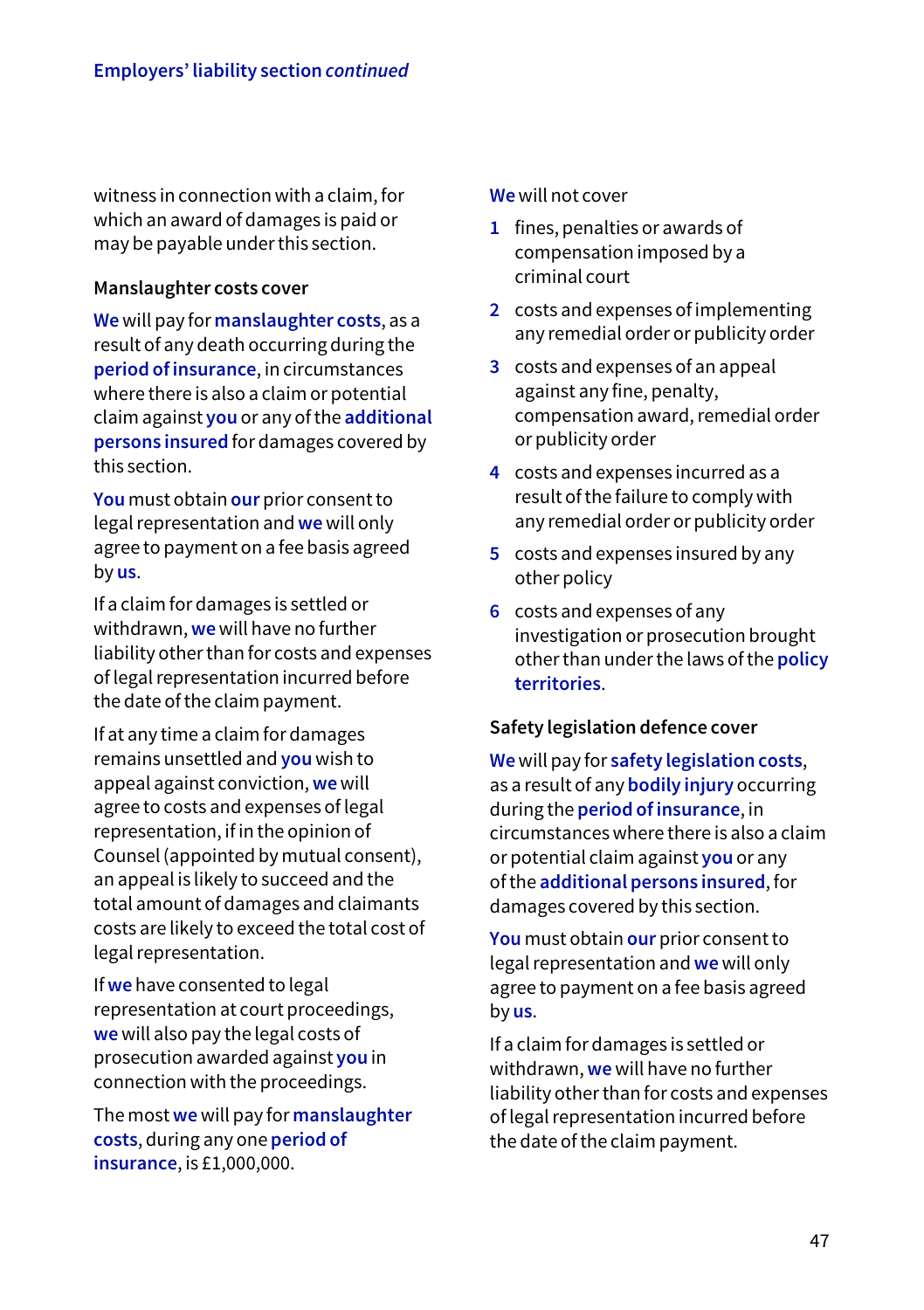witness in connection with a claim, for which an award of damages is paid or may be payable under this section.

### Manslaughter costs cover

**We** will pay for **manslaughter costs**, as a result of any death occurring during the **period of insurance**, in circumstances where there is also a claim or potential claim against **you** or any of the **additional persons insured** for damages covered by this section.

**You** must obtain **our** prior consent to legal representation and **we** will only agree to payment on a fee basis agreed by **us**.

If a claim for damages is settled or withdrawn, **we** will have no further liability other than for costs and expenses of legal representation incurred before the date of the claim payment.

If at any time a claim for damages remains unsettled and **you** wish to appeal against conviction, **we** will agree to costs and expenses of legal representation, if in the opinion of Counsel (appointed by mutual consent), an appeal is likely to succeed and the total amount of damages and claimants costs are likely to exceed the total cost of legal representation.

If **we** have consented to legal representation at court proceedings, **we** will also pay the legal costs of prosecution awarded against **you** in connection with the proceedings.

The most **we** will pay for **manslaughter costs**, during any one **period of insurance**, is £1,000,000.

**We** will not cover

1. fines, penalties or awards of compensation imposed by a criminal court
2. costs and expenses of implementing any remedial order or publicity order
3. costs and expenses of an appeal against any fine, penalty, compensation award, remedial order or publicity order
4. costs and expenses incurred as a result of the failure to comply with any remedial order or publicity order
5. costs and expenses insured by any other policy
6. costs and expenses of any investigation or prosecution brought other than under the laws of the **policy territories**.

### Safety legislation defence cover

**We** will pay for **safety legislation costs**, as a result of any **bodily injury** occurring during the **period of insurance**, in circumstances where there is also a claim or potential claim against **you** or any of the **additional persons insured**, for damages covered by this section.

**You** must obtain **our** prior consent to legal representation and **we** will only agree to payment on a fee basis agreed by **us**.

If a claim for damages is settled or withdrawn, **we** will have no further liability other than for costs and expenses of legal representation incurred before the date of the claim payment.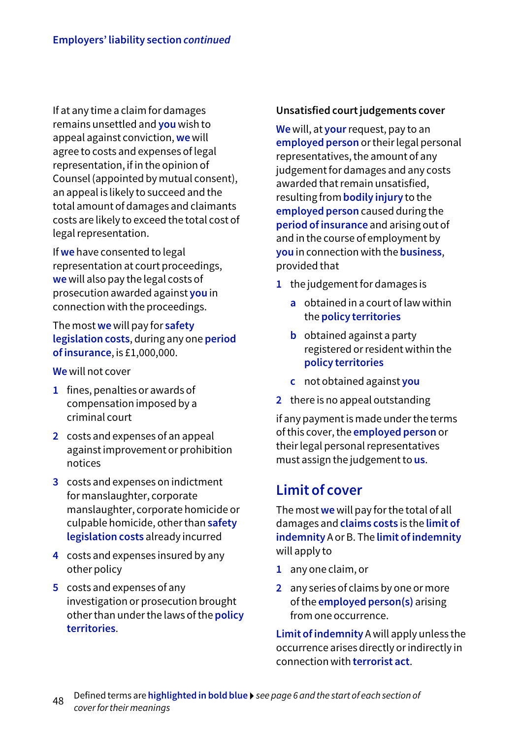If at any time a claim for damages remains unsettled and **you** wish to appeal against conviction, **we** will agree to costs and expenses of legal representation, if in the opinion of Counsel (appointed by mutual consent), an appeal is likely to succeed and the total amount of damages and claimants costs are likely to exceed the total cost of legal representation.

If **we** have consented to legal representation at court proceedings, **we** will also pay the legal costs of prosecution awarded against **you** in connection with the proceedings.

The most **we** will pay for **safety legislation costs**, during any one **period of insurance**, is £1,000,000.

**We** will not cover

1. fines, penalties or awards of compensation imposed by a criminal court
2. costs and expenses of an appeal against improvement or prohibition notices
3. costs and expenses on indictment for manslaughter, corporate manslaughter, corporate homicide or culpable homicide, other than **safety legislation costs** already incurred
4. costs and expenses insured by any other policy
5. costs and expenses of any investigation or prosecution brought other than under the laws of the **policy territories**.

**Unsatisfied court judgements cover**

**We** will, at **your** request, pay to an **employed person** or their legal personal representatives, the amount of any judgement for damages and any costs awarded that remain unsatisfied, resulting from **bodily injury** to the **employed person** caused during the **period of insurance** and arising out of and in the course of employment by **you** in connection with the **business**, provided that

1. the judgement for damages is
   a. obtained in a court of law within the **policy territories**
   b. obtained against a party registered or resident within the **policy territories**
   c. not obtained against **you**
2. there is no appeal outstanding

if any payment is made under the terms of this cover, the **employed person** or their legal personal representatives must assign the judgement to **us**.

## Limit of cover

The most **we** will pay for the total of all damages and **claims costs** is the **limit of indemnity** A or B. The **limit of indemnity** will apply to

1. any one claim, or
2. any series of claims by one or more of the **employed person(s)** arising from one occurrence.

**Limit of indemnity** A will apply unless the occurrence arises directly or indirectly in connection with **terrorist act**.

Defined terms are **highlighted in bold blue** ▸ *see page 6 and the start of each section of cover for their meanings*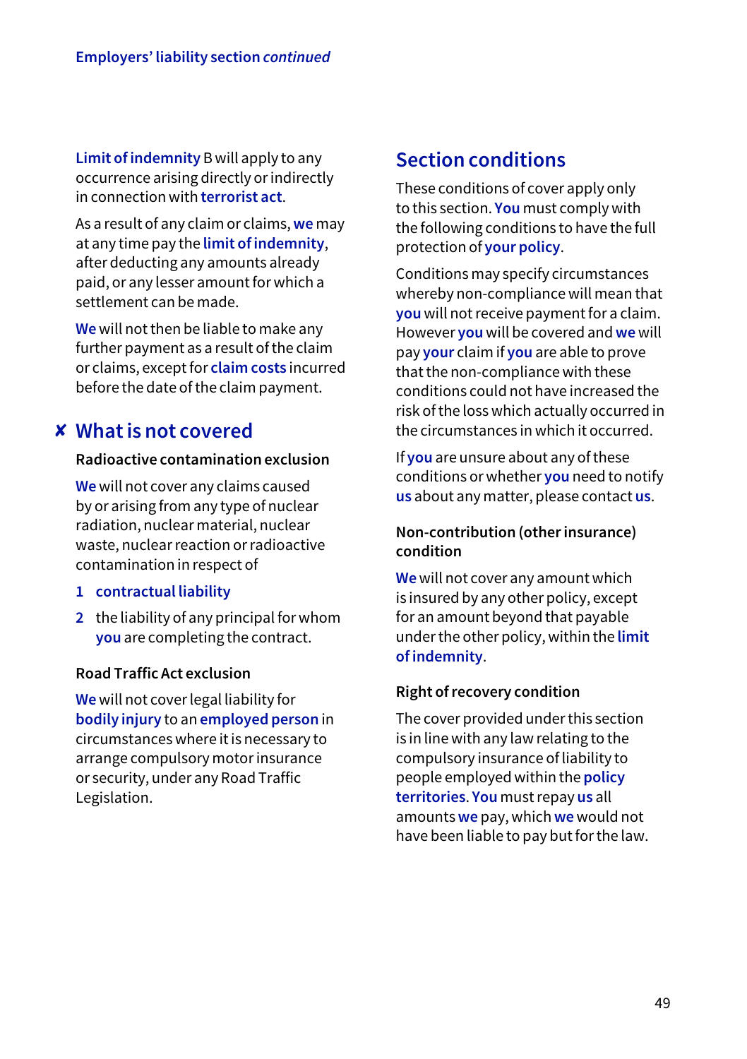Limit of indemnity B will apply to any occurrence arising directly or indirectly in connection with terrorist act.

As a result of any claim or claims, we may at any time pay the limit of indemnity, after deducting any amounts already paid, or any lesser amount for which a settlement can be made.

We will not then be liable to make any further payment as a result of the claim or claims, except for claim costs incurred before the date of the claim payment.

## ✘ What is not covered

### Radioactive contamination exclusion

We will not cover any claims caused by or arising from any type of nuclear radiation, nuclear material, nuclear waste, nuclear reaction or radioactive contamination in respect of

1. contractual liability
2. the liability of any principal for whom you are completing the contract.

### Road Traffic Act exclusion

We will not cover legal liability for bodily injury to an employed person in circumstances where it is necessary to arrange compulsory motor insurance or security, under any Road Traffic Legislation.

## Section conditions

These conditions of cover apply only to this section. You must comply with the following conditions to have the full protection of your policy.

Conditions may specify circumstances whereby non-compliance will mean that you will not receive payment for a claim. However you will be covered and we will pay your claim if you are able to prove that the non-compliance with these conditions could not have increased the risk of the loss which actually occurred in the circumstances in which it occurred.

If you are unsure about any of these conditions or whether you need to notify us about any matter, please contact us.

### Non-contribution (other insurance) condition

We will not cover any amount which is insured by any other policy, except for an amount beyond that payable under the other policy, within the limit of indemnity.

### Right of recovery condition

The cover provided under this section is in line with any law relating to the compulsory insurance of liability to people employed within the policy territories. You must repay us all amounts we pay, which we would not have been liable to pay but for the law.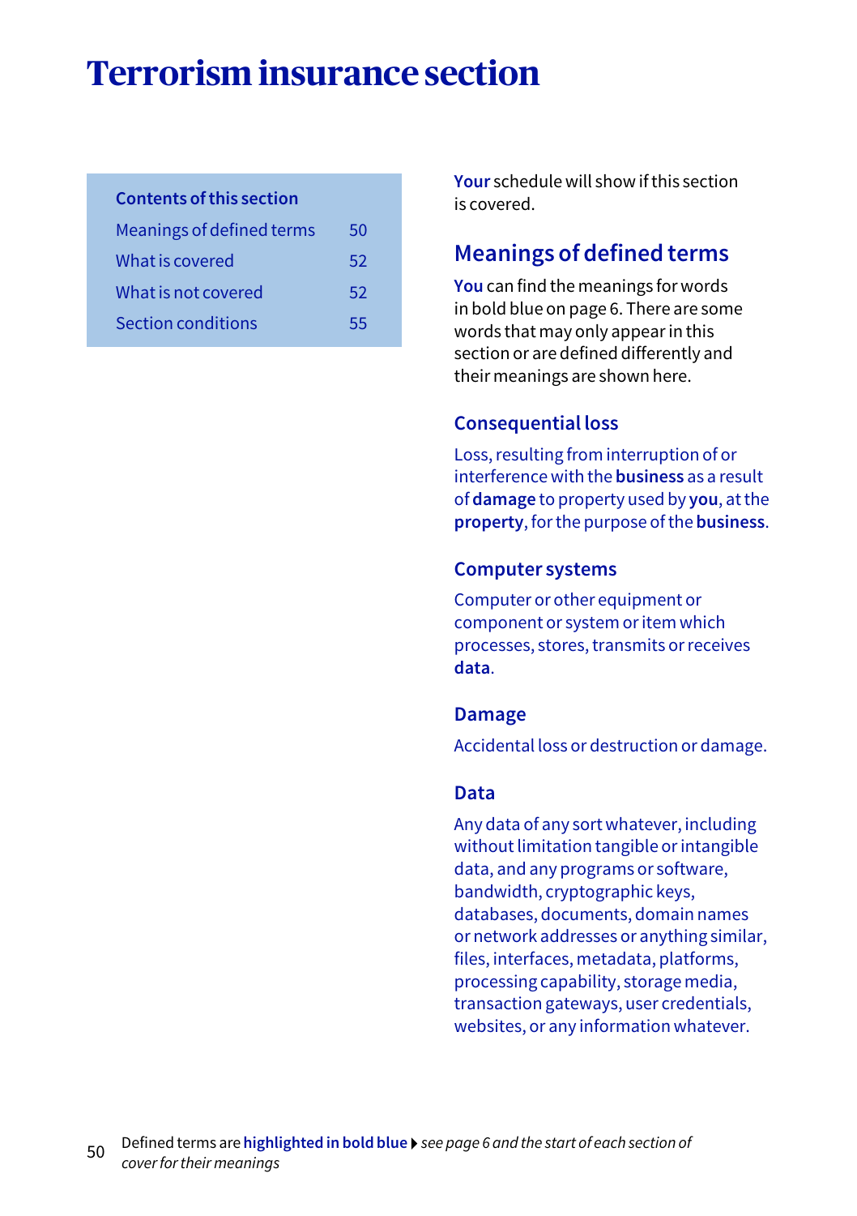# Terrorism insurance section

| Contents of this section | |
|---|---|
| Meanings of defined terms | 50 |
| What is covered | 52 |
| What is not covered | 52 |
| Section conditions | 55 |

**Your** schedule will show if this section is covered.

## Meanings of defined terms

**You** can find the meanings for words in bold blue on page 6. There are some words that may only appear in this section or are defined differently and their meanings are shown here.

### Consequential loss

Loss, resulting from interruption of or interference with the **business** as a result of **damage** to property used by **you**, at the **property**, for the purpose of the **business**.

### Computer systems

Computer or other equipment or component or system or item which processes, stores, transmits or receives **data**.

### Damage

Accidental loss or destruction or damage.

### Data

Any data of any sort whatever, including without limitation tangible or intangible data, and any programs or software, bandwidth, cryptographic keys, databases, documents, domain names or network addresses or anything similar, files, interfaces, metadata, platforms, processing capability, storage media, transaction gateways, user credentials, websites, or any information whatever.

Defined terms are **highlighted in bold blue** ▸ *see page 6 and the start of each section of cover for their meanings*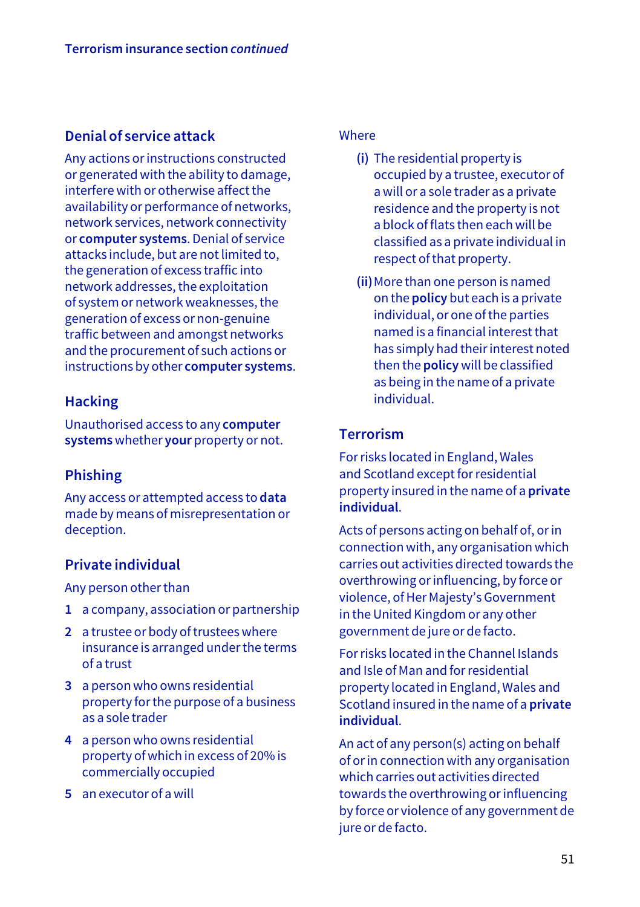## Denial of service attack

Any actions or instructions constructed or generated with the ability to damage, interfere with or otherwise affect the availability or performance of networks, network services, network connectivity or **computer systems**. Denial of service attacks include, but are not limited to, the generation of excess traffic into network addresses, the exploitation of system or network weaknesses, the generation of excess or non-genuine traffic between and amongst networks and the procurement of such actions or instructions by other **computer systems**.

## Hacking

Unauthorised access to any **computer systems** whether **your** property or not.

## Phishing

Any access or attempted access to **data** made by means of misrepresentation or deception.

## Private individual

Any person other than

1. a company, association or partnership
2. a trustee or body of trustees where insurance is arranged under the terms of a trust
3. a person who owns residential property for the purpose of a business as a sole trader
4. a person who owns residential property of which in excess of 20% is commercially occupied
5. an executor of a will

Where

**(i)** The residential property is occupied by a trustee, executor of a will or a sole trader as a private residence and the property is not a block of flats then each will be classified as a private individual in respect of that property.

**(ii)** More than one person is named on the **policy** but each is a private individual, or one of the parties named is a financial interest that has simply had their interest noted then the **policy** will be classified as being in the name of a private individual.

## Terrorism

For risks located in England, Wales and Scotland except for residential property insured in the name of a **private individual**.

Acts of persons acting on behalf of, or in connection with, any organisation which carries out activities directed towards the overthrowing or influencing, by force or violence, of Her Majesty's Government in the United Kingdom or any other government de jure or de facto.

For risks located in the Channel Islands and Isle of Man and for residential property located in England, Wales and Scotland insured in the name of a **private individual**.

An act of any person(s) acting on behalf of or in connection with any organisation which carries out activities directed towards the overthrowing or influencing by force or violence of any government de jure or de facto.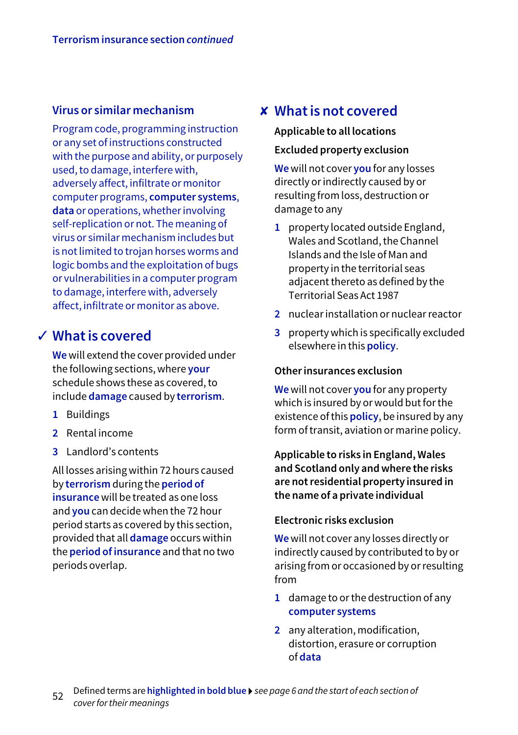Terrorism insurance section *continued*

### Virus or similar mechanism

Program code, programming instruction or any set of instructions constructed with the purpose and ability, or purposely used, to damage, interfere with, adversely affect, infiltrate or monitor computer programs, **computer systems**, **data** or operations, whether involving self-replication or not. The meaning of virus or similar mechanism includes but is not limited to trojan horses worms and logic bombs and the exploitation of bugs or vulnerabilities in a computer program to damage, interfere with, adversely affect, infiltrate or monitor as above.

## ✓ What is covered

**We** will extend the cover provided under the following sections, where **your** schedule shows these as covered, to include **damage** caused by **terrorism**.

1 Buildings

2 Rental income

3 Landlord's contents

All losses arising within 72 hours caused by **terrorism** during the **period of insurance** will be treated as one loss and **you** can decide when the 72 hour period starts as covered by this section, provided that all **damage** occurs within the **period of insurance** and that no two periods overlap.

## ✘ What is not covered

**Applicable to all locations**

**Excluded property exclusion**

**We** will not cover **you** for any losses directly or indirectly caused by or resulting from loss, destruction or damage to any

1 property located outside England, Wales and Scotland, the Channel Islands and the Isle of Man and property in the territorial seas adjacent thereto as defined by the Territorial Seas Act 1987

2 nuclear installation or nuclear reactor

3 property which is specifically excluded elsewhere in this **policy**.

**Other insurances exclusion**

**We** will not cover **you** for any property which is insured by or would but for the existence of this **policy**, be insured by any form of transit, aviation or marine policy.

**Applicable to risks in England, Wales and Scotland only and where the risks are not residential property insured in the name of a private individual**

**Electronic risks exclusion**

**We** will not cover any losses directly or indirectly caused by contributed to by or arising from or occasioned by or resulting from

1 damage to or the destruction of any **computer systems**

2 any alteration, modification, distortion, erasure or corruption of **data**

Defined terms are **highlighted in bold blue** ▸ *see page 6 and the start of each section of cover for their meanings*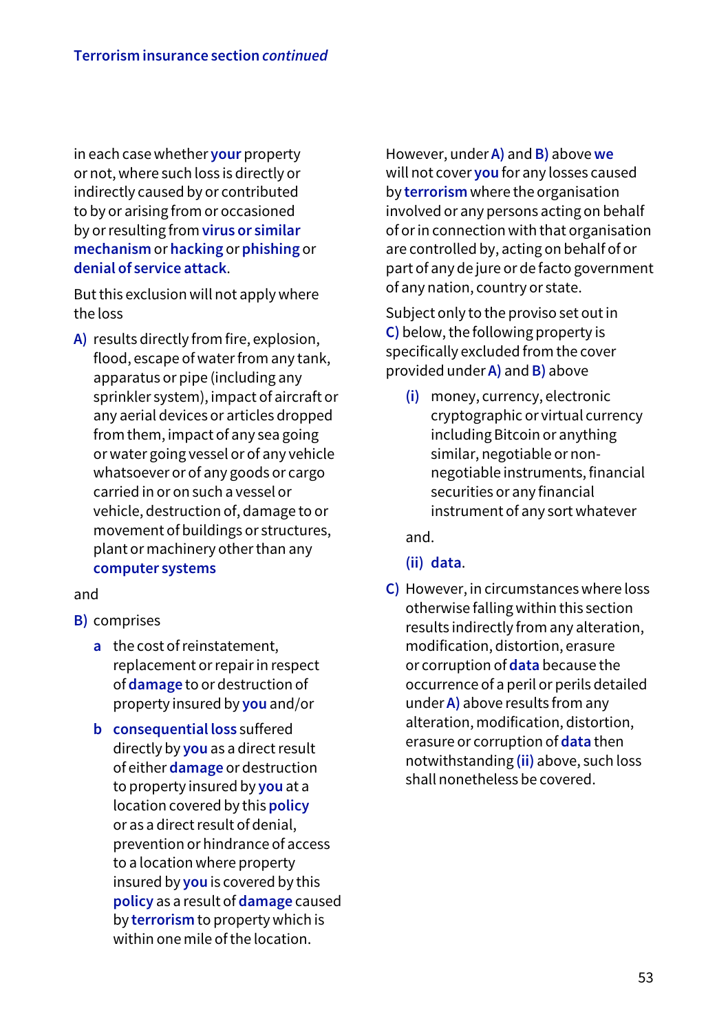in each case whether **your** property or not, where such loss is directly or indirectly caused by or contributed to by or arising from or occasioned by or resulting from **virus or similar mechanism** or **hacking** or **phishing** or **denial of service attack**.

But this exclusion will not apply where the loss

**A)** results directly from fire, explosion, flood, escape of water from any tank, apparatus or pipe (including any sprinkler system), impact of aircraft or any aerial devices or articles dropped from them, impact of any sea going or water going vessel or of any vehicle whatsoever or of any goods or cargo carried in or on such a vessel or vehicle, destruction of, damage to or movement of buildings or structures, plant or machinery other than any **computer systems**

and

**B)** comprises

- **a** the cost of reinstatement, replacement or repair in respect of **damage** to or destruction of property insured by **you** and/or
- **b** **consequential loss** suffered directly by **you** as a direct result of either **damage** or destruction to property insured by **you** at a location covered by this **policy** or as a direct result of denial, prevention or hindrance of access to a location where property insured by **you** is covered by this **policy** as a result of **damage** caused by **terrorism** to property which is within one mile of the location.

However, under **A)** and **B)** above **we** will not cover **you** for any losses caused by **terrorism** where the organisation involved or any persons acting on behalf of or in connection with that organisation are controlled by, acting on behalf of or part of any de jure or de facto government of any nation, country or state.

Subject only to the proviso set out in **C)** below, the following property is specifically excluded from the cover provided under **A)** and **B)** above

- **(i)** money, currency, electronic cryptographic or virtual currency including Bitcoin or anything similar, negotiable or non-negotiable instruments, financial securities or any financial instrument of any sort whatever

and.

- **(ii)** **data**.

**C)** However, in circumstances where loss otherwise falling within this section results indirectly from any alteration, modification, distortion, erasure or corruption of **data** because the occurrence of a peril or perils detailed under **A)** above results from any alteration, modification, distortion, erasure or corruption of **data** then notwithstanding **(ii)** above, such loss shall nonetheless be covered.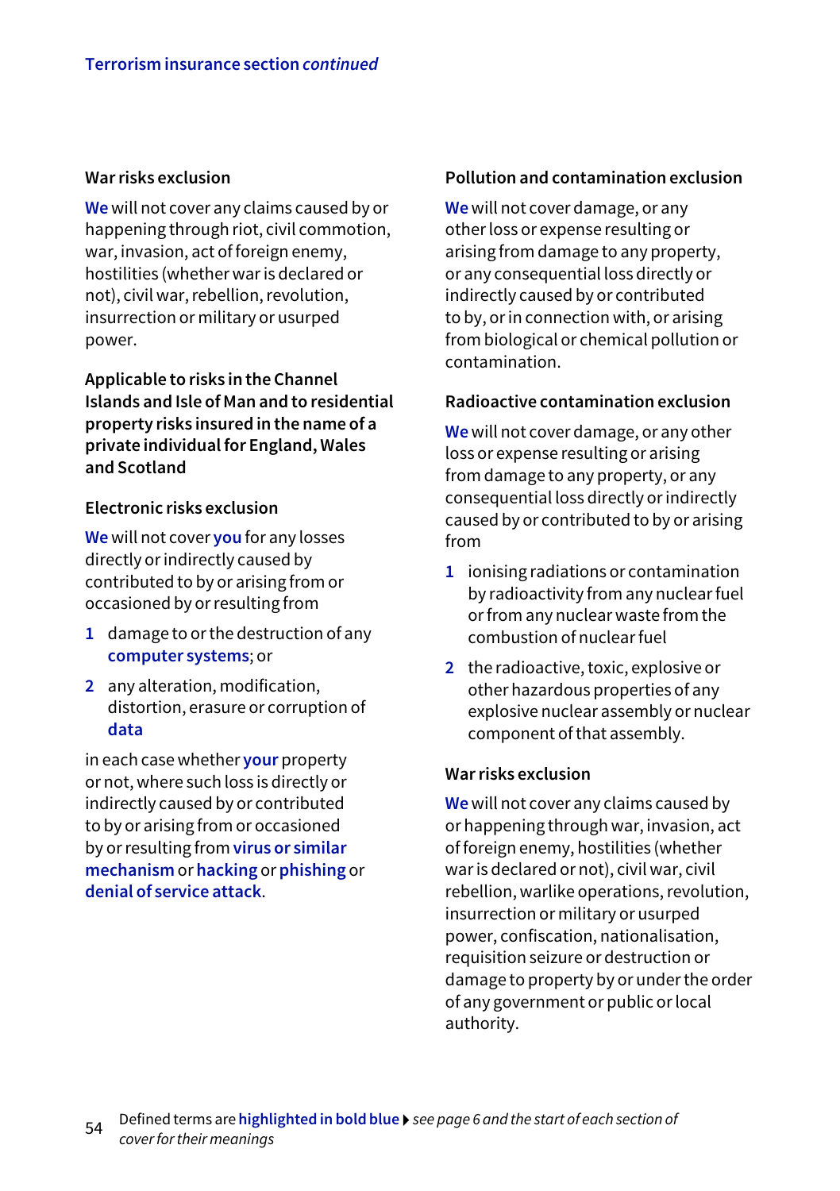### War risks exclusion

**We** will not cover any claims caused by or happening through riot, civil commotion, war, invasion, act of foreign enemy, hostilities (whether war is declared or not), civil war, rebellion, revolution, insurrection or military or usurped power.

### Applicable to risks in the Channel Islands and Isle of Man and to residential property risks insured in the name of a private individual for England, Wales and Scotland

### Electronic risks exclusion

**We** will not cover **you** for any losses directly or indirectly caused by contributed to by or arising from or occasioned by or resulting from

1. damage to or the destruction of any **computer systems**; or
2. any alteration, modification, distortion, erasure or corruption of **data**

in each case whether **your** property or not, where such loss is directly or indirectly caused by or contributed to by or arising from or occasioned by or resulting from **virus or similar mechanism** or **hacking** or **phishing** or **denial of service attack**.

### Pollution and contamination exclusion

**We** will not cover damage, or any other loss or expense resulting or arising from damage to any property, or any consequential loss directly or indirectly caused by or contributed to by, or in connection with, or arising from biological or chemical pollution or contamination.

### Radioactive contamination exclusion

**We** will not cover damage, or any other loss or expense resulting or arising from damage to any property, or any consequential loss directly or indirectly caused by or contributed to by or arising from

1. ionising radiations or contamination by radioactivity from any nuclear fuel or from any nuclear waste from the combustion of nuclear fuel
2. the radioactive, toxic, explosive or other hazardous properties of any explosive nuclear assembly or nuclear component of that assembly.

### War risks exclusion

**We** will not cover any claims caused by or happening through war, invasion, act of foreign enemy, hostilities (whether war is declared or not), civil war, civil rebellion, warlike operations, revolution, insurrection or military or usurped power, confiscation, nationalisation, requisition seizure or destruction or damage to property by or under the order of any government or public or local authority.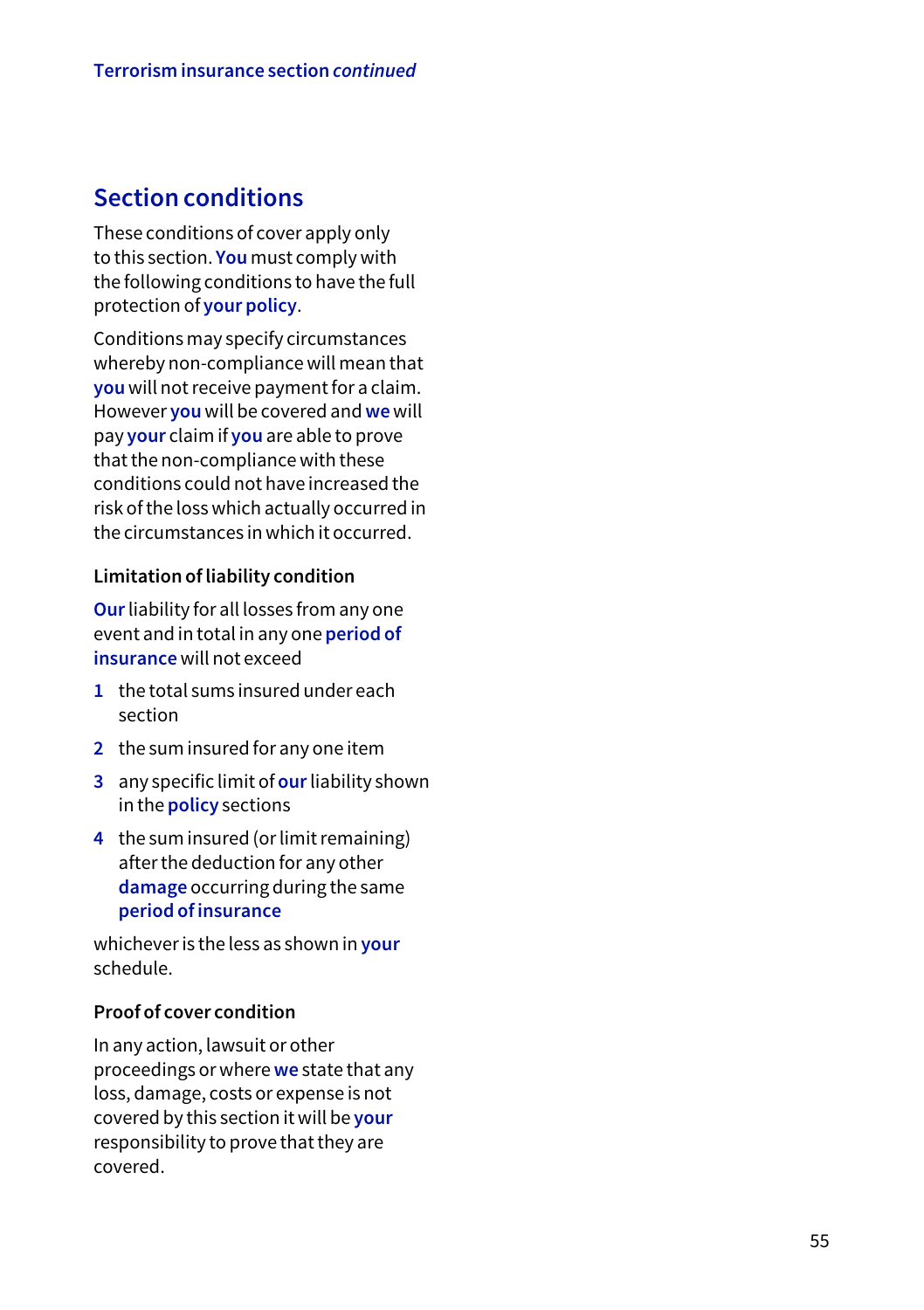## Section conditions

These conditions of cover apply only to this section. **You** must comply with the following conditions to have the full protection of **your policy**.

Conditions may specify circumstances whereby non-compliance will mean that **you** will not receive payment for a claim. However **you** will be covered and **we** will pay **your** claim if **you** are able to prove that the non-compliance with these conditions could not have increased the risk of the loss which actually occurred in the circumstances in which it occurred.

### Limitation of liability condition

**Our** liability for all losses from any one event and in total in any one **period of insurance** will not exceed

1. the total sums insured under each section
2. the sum insured for any one item
3. any specific limit of **our** liability shown in the **policy** sections
4. the sum insured (or limit remaining) after the deduction for any other **damage** occurring during the same **period of insurance**

whichever is the less as shown in **your** schedule.

### Proof of cover condition

In any action, lawsuit or other proceedings or where **we** state that any loss, damage, costs or expense is not covered by this section it will be **your** responsibility to prove that they are covered.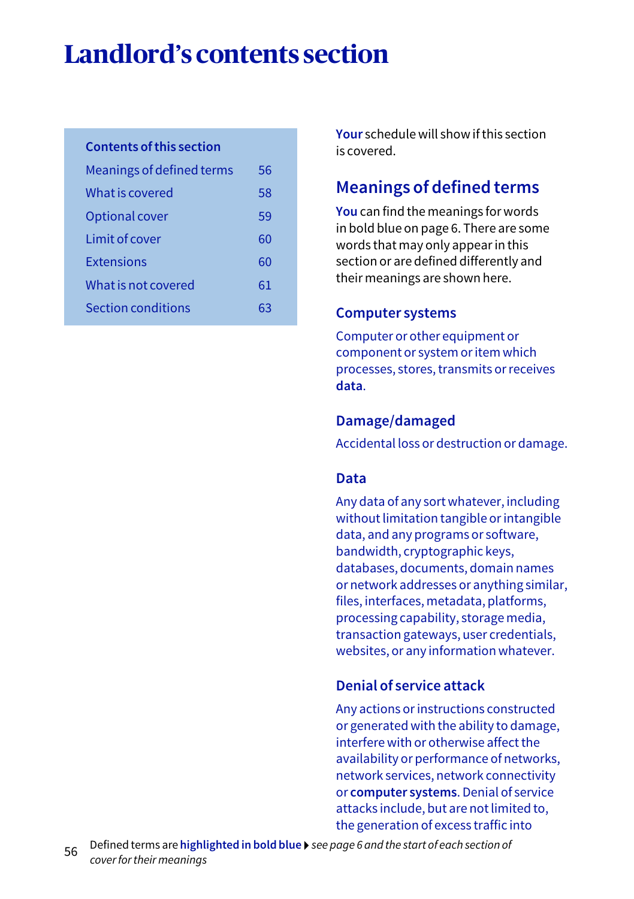# Landlord's contents section

| Contents of this section | |
|---|---|
| Meanings of defined terms | 56 |
| What is covered | 58 |
| Optional cover | 59 |
| Limit of cover | 60 |
| Extensions | 60 |
| What is not covered | 61 |
| Section conditions | 63 |

**Your** schedule will show if this section is covered.

## Meanings of defined terms

**You** can find the meanings for words in bold blue on page 6. There are some words that may only appear in this section or are defined differently and their meanings are shown here.

### Computer systems

Computer or other equipment or component or system or item which processes, stores, transmits or receives **data**.

### Damage/damaged

Accidental loss or destruction or damage.

### Data

Any data of any sort whatever, including without limitation tangible or intangible data, and any programs or software, bandwidth, cryptographic keys, databases, documents, domain names or network addresses or anything similar, files, interfaces, metadata, platforms, processing capability, storage media, transaction gateways, user credentials, websites, or any information whatever.

### Denial of service attack

Any actions or instructions constructed or generated with the ability to damage, interfere with or otherwise affect the availability or performance of networks, network services, network connectivity or **computer systems**. Denial of service attacks include, but are not limited to, the generation of excess traffic into

Defined terms are **highlighted in bold blue** ▸ *see page 6 and the start of each section of cover for their meanings*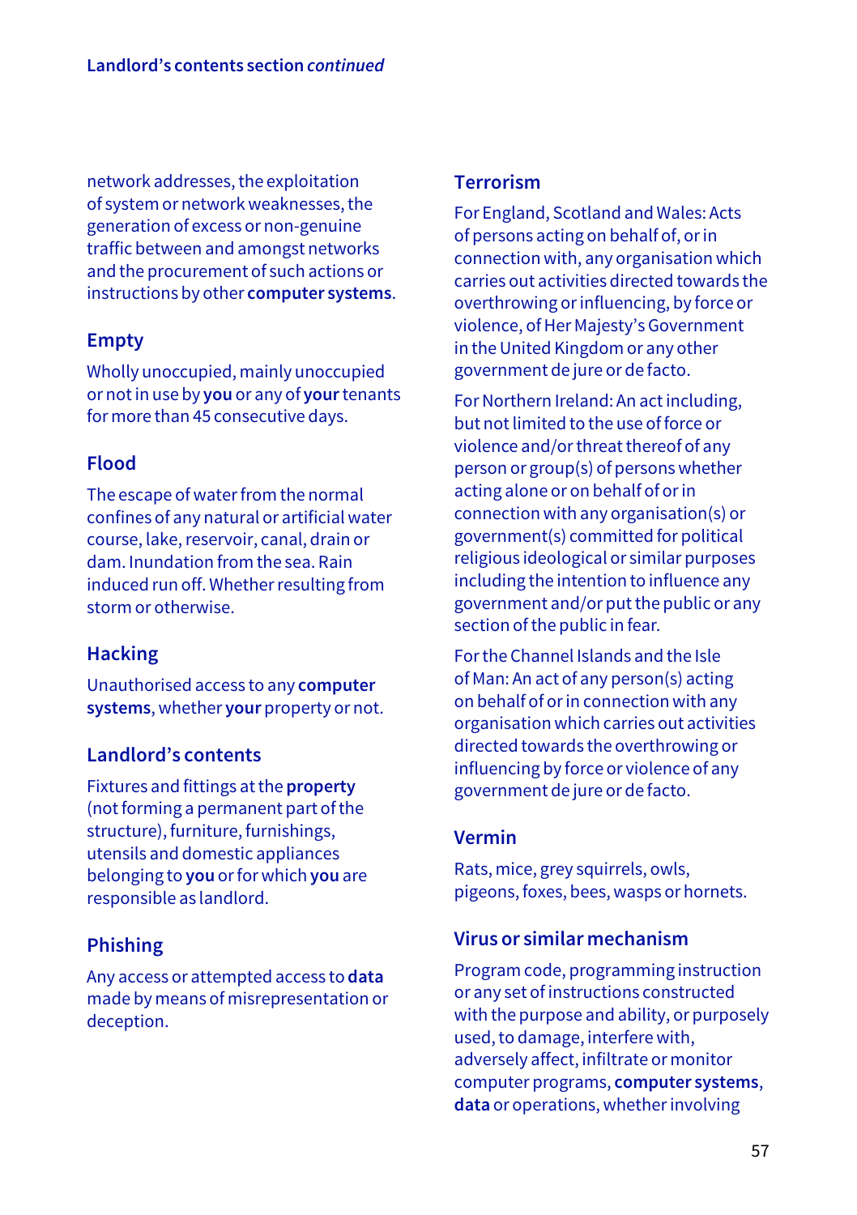network addresses, the exploitation of system or network weaknesses, the generation of excess or non-genuine traffic between and amongst networks and the procurement of such actions or instructions by other **computer systems**.

### Empty

Wholly unoccupied, mainly unoccupied or not in use by **you** or any of **your** tenants for more than 45 consecutive days.

### Flood

The escape of water from the normal confines of any natural or artificial water course, lake, reservoir, canal, drain or dam. Inundation from the sea. Rain induced run off. Whether resulting from storm or otherwise.

### Hacking

Unauthorised access to any **computer systems**, whether **your** property or not.

### Landlord's contents

Fixtures and fittings at the **property** (not forming a permanent part of the structure), furniture, furnishings, utensils and domestic appliances belonging to **you** or for which **you** are responsible as landlord.

### Phishing

Any access or attempted access to **data** made by means of misrepresentation or deception.

### Terrorism

For England, Scotland and Wales: Acts of persons acting on behalf of, or in connection with, any organisation which carries out activities directed towards the overthrowing or influencing, by force or violence, of Her Majesty's Government in the United Kingdom or any other government de jure or de facto.

For Northern Ireland: An act including, but not limited to the use of force or violence and/or threat thereof of any person or group(s) of persons whether acting alone or on behalf of or in connection with any organisation(s) or government(s) committed for political religious ideological or similar purposes including the intention to influence any government and/or put the public or any section of the public in fear.

For the Channel Islands and the Isle of Man: An act of any person(s) acting on behalf of or in connection with any organisation which carries out activities directed towards the overthrowing or influencing by force or violence of any government de jure or de facto.

### Vermin

Rats, mice, grey squirrels, owls, pigeons, foxes, bees, wasps or hornets.

### Virus or similar mechanism

Program code, programming instruction or any set of instructions constructed with the purpose and ability, or purposely used, to damage, interfere with, adversely affect, infiltrate or monitor computer programs, **computer systems**, **data** or operations, whether involving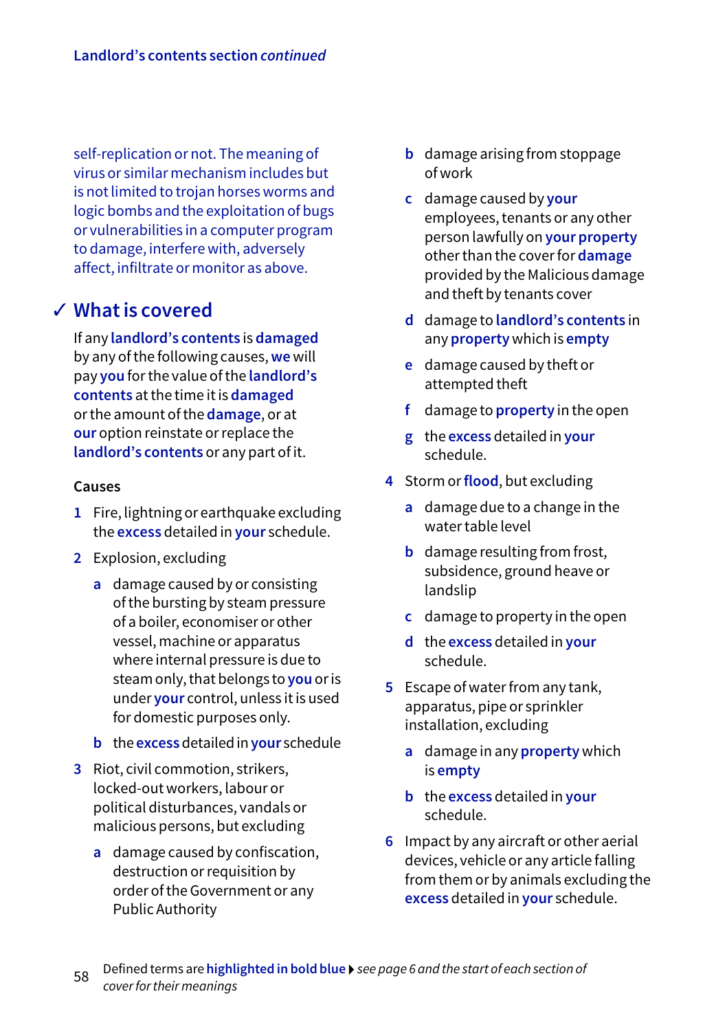self-replication or not. The meaning of virus or similar mechanism includes but is not limited to trojan horses worms and logic bombs and the exploitation of bugs or vulnerabilities in a computer program to damage, interfere with, adversely affect, infiltrate or monitor as above.

## ✓ What is covered

If any **landlord's contents** is **damaged** by any of the following causes, **we** will pay **you** for the value of the **landlord's contents** at the time it is **damaged** or the amount of the **damage**, or at **our** option reinstate or replace the **landlord's contents** or any part of it.

### Causes

1. Fire, lightning or earthquake excluding the **excess** detailed in **your** schedule.
2. Explosion, excluding
   - a. damage caused by or consisting of the bursting by steam pressure of a boiler, economiser or other vessel, machine or apparatus where internal pressure is due to steam only, that belongs to **you** or is under **your** control, unless it is used for domestic purposes only.
   - b. the **excess** detailed in **your** schedule
3. Riot, civil commotion, strikers, locked-out workers, labour or political disturbances, vandals or malicious persons, but excluding
   - a. damage caused by confiscation, destruction or requisition by order of the Government or any Public Authority
   - b. damage arising from stoppage of work
   - c. damage caused by **your** employees, tenants or any other person lawfully on **your property** other than the cover for **damage** provided by the Malicious damage and theft by tenants cover
   - d. damage to **landlord's contents** in any **property** which is **empty**
   - e. damage caused by theft or attempted theft
   - f. damage to **property** in the open
   - g. the **excess** detailed in **your** schedule.
4. Storm or **flood**, but excluding
   - a. damage due to a change in the water table level
   - b. damage resulting from frost, subsidence, ground heave or landslip
   - c. damage to property in the open
   - d. the **excess** detailed in **your** schedule.
5. Escape of water from any tank, apparatus, pipe or sprinkler installation, excluding
   - a. damage in any **property** which is **empty**
   - b. the **excess** detailed in **your** schedule.
6. Impact by any aircraft or other aerial devices, vehicle or any article falling from them or by animals excluding the **excess** detailed in **your** schedule.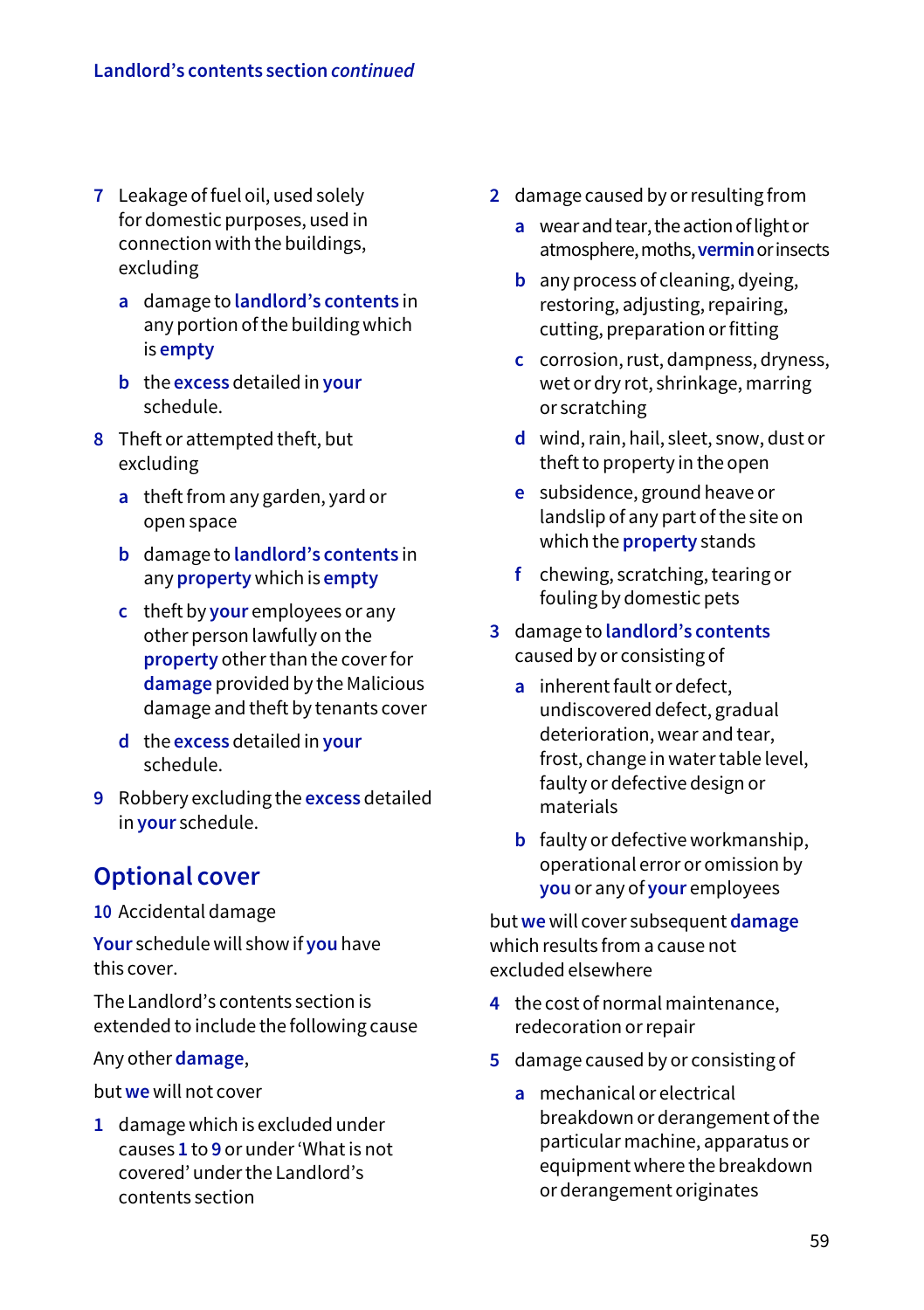7 Leakage of fuel oil, used solely for domestic purposes, used in connection with the buildings, excluding

   a damage to **landlord's contents** in any portion of the building which is **empty**

   b the **excess** detailed in **your** schedule.

8 Theft or attempted theft, but excluding

   a theft from any garden, yard or open space

   b damage to **landlord's contents** in any **property** which is **empty**

   c theft by **your** employees or any other person lawfully on the **property** other than the cover for **damage** provided by the Malicious damage and theft by tenants cover

   d the **excess** detailed in **your** schedule.

9 Robbery excluding the **excess** detailed in **your** schedule.

## Optional cover

10 Accidental damage

**Your** schedule will show if **you** have this cover.

The Landlord's contents section is extended to include the following cause

Any other **damage**,

but **we** will not cover

1 damage which is excluded under causes **1** to **9** or under 'What is not covered' under the Landlord's contents section

2 damage caused by or resulting from

   a wear and tear, the action of light or atmosphere, moths, **vermin** or insects

   b any process of cleaning, dyeing, restoring, adjusting, repairing, cutting, preparation or fitting

   c corrosion, rust, dampness, dryness, wet or dry rot, shrinkage, marring or scratching

   d wind, rain, hail, sleet, snow, dust or theft to property in the open

   e subsidence, ground heave or landslip of any part of the site on which the **property** stands

   f chewing, scratching, tearing or fouling by domestic pets

3 damage to **landlord's contents** caused by or consisting of

   a inherent fault or defect, undiscovered defect, gradual deterioration, wear and tear, frost, change in water table level, faulty or defective design or materials

   b faulty or defective workmanship, operational error or omission by **you** or any of **your** employees

but **we** will cover subsequent **damage** which results from a cause not excluded elsewhere

4 the cost of normal maintenance, redecoration or repair

5 damage caused by or consisting of

   a mechanical or electrical breakdown or derangement of the particular machine, apparatus or equipment where the breakdown or derangement originates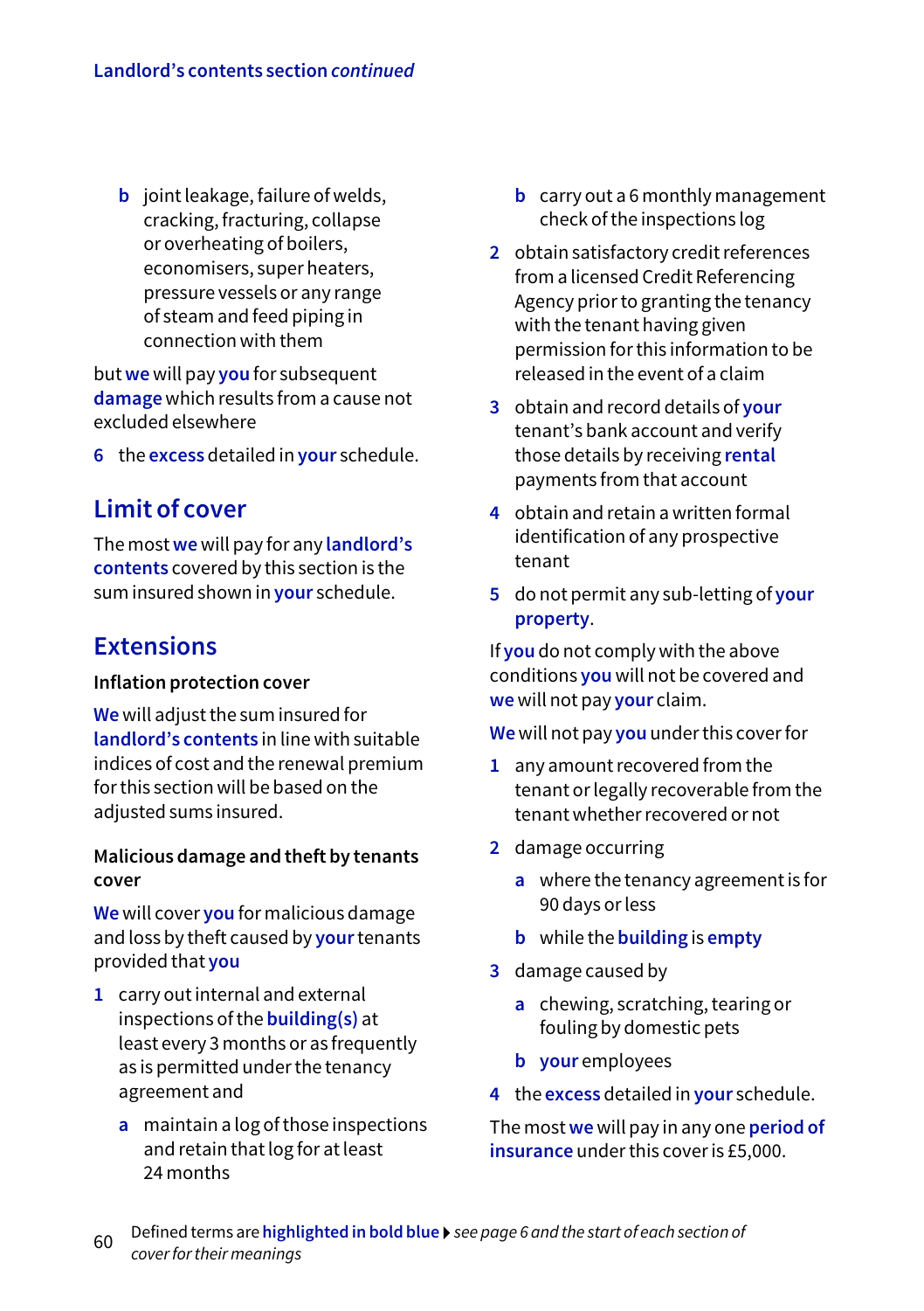b joint leakage, failure of welds, cracking, fracturing, collapse or overheating of boilers, economisers, super heaters, pressure vessels or any range of steam and feed piping in connection with them

but **we** will pay **you** for subsequent **damage** which results from a cause not excluded elsewhere

6 the **excess** detailed in **your** schedule.

## Limit of cover

The most **we** will pay for any **landlord's contents** covered by this section is the sum insured shown in **your** schedule.

## Extensions

### Inflation protection cover

**We** will adjust the sum insured for **landlord's contents** in line with suitable indices of cost and the renewal premium for this section will be based on the adjusted sums insured.

### Malicious damage and theft by tenants cover

**We** will cover **you** for malicious damage and loss by theft caused by **your** tenants provided that **you**

1 carry out internal and external inspections of the **building(s)** at least every 3 months or as frequently as is permitted under the tenancy agreement and

   a maintain a log of those inspections and retain that log for at least 24 months

   b carry out a 6 monthly management check of the inspections log

2 obtain satisfactory credit references from a licensed Credit Referencing Agency prior to granting the tenancy with the tenant having given permission for this information to be released in the event of a claim

3 obtain and record details of **your** tenant's bank account and verify those details by receiving **rental** payments from that account

4 obtain and retain a written formal identification of any prospective tenant

5 do not permit any sub-letting of **your property**.

If **you** do not comply with the above conditions **you** will not be covered and **we** will not pay **your** claim.

**We** will not pay **you** under this cover for

1 any amount recovered from the tenant or legally recoverable from the tenant whether recovered or not

2 damage occurring

   a where the tenancy agreement is for 90 days or less

   b while the **building** is **empty**

3 damage caused by

   a chewing, scratching, tearing or fouling by domestic pets

   b **your** employees

4 the **excess** detailed in **your** schedule.

The most **we** will pay in any one **period of insurance** under this cover is £5,000.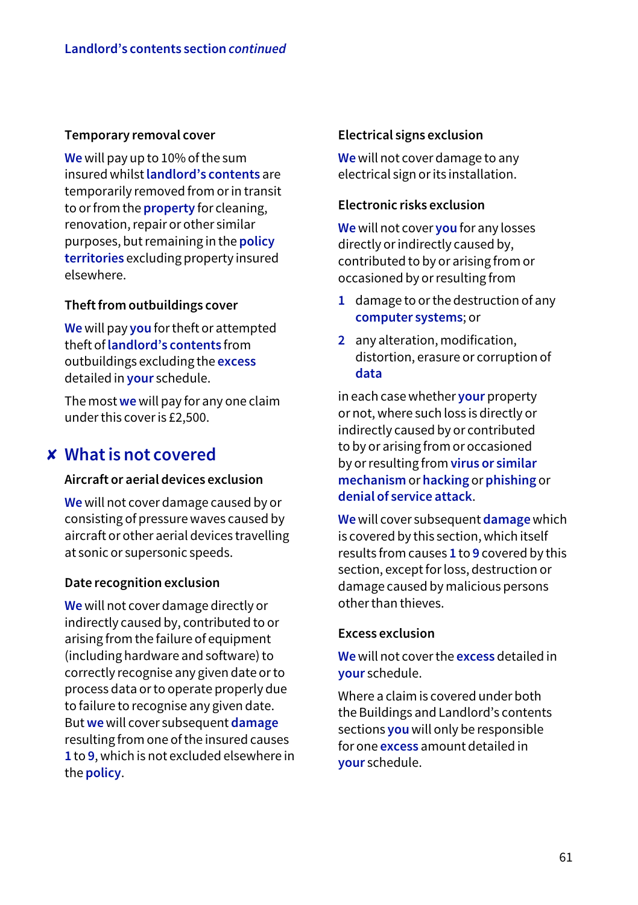### Temporary removal cover

**We** will pay up to 10% of the sum insured whilst **landlord's contents** are temporarily removed from or in transit to or from the **property** for cleaning, renovation, repair or other similar purposes, but remaining in the **policy territories** excluding property insured elsewhere.

### Theft from outbuildings cover

**We** will pay **you** for theft or attempted theft of **landlord's contents** from outbuildings excluding the **excess** detailed in **your** schedule.

The most **we** will pay for any one claim under this cover is £2,500.

## ✘ What is not covered

### Aircraft or aerial devices exclusion

**We** will not cover damage caused by or consisting of pressure waves caused by aircraft or other aerial devices travelling at sonic or supersonic speeds.

### Date recognition exclusion

**We** will not cover damage directly or indirectly caused by, contributed to or arising from the failure of equipment (including hardware and software) to correctly recognise any given date or to process data or to operate properly due to failure to recognise any given date. But **we** will cover subsequent **damage** resulting from one of the insured causes **1** to **9**, which is not excluded elsewhere in the **policy**.

### Electrical signs exclusion

**We** will not cover damage to any electrical sign or its installation.

### Electronic risks exclusion

**We** will not cover **you** for any losses directly or indirectly caused by, contributed to by or arising from or occasioned by or resulting from

1. damage to or the destruction of any **computer systems**; or
2. any alteration, modification, distortion, erasure or corruption of **data**

in each case whether **your** property or not, where such loss is directly or indirectly caused by or contributed to by or arising from or occasioned by or resulting from **virus or similar mechanism** or **hacking** or **phishing** or **denial of service attack**.

**We** will cover subsequent **damage** which is covered by this section, which itself results from causes **1** to **9** covered by this section, except for loss, destruction or damage caused by malicious persons other than thieves.

### Excess exclusion

**We** will not cover the **excess** detailed in **your** schedule.

Where a claim is covered under both the Buildings and Landlord's contents sections **you** will only be responsible for one **excess** amount detailed in **your** schedule.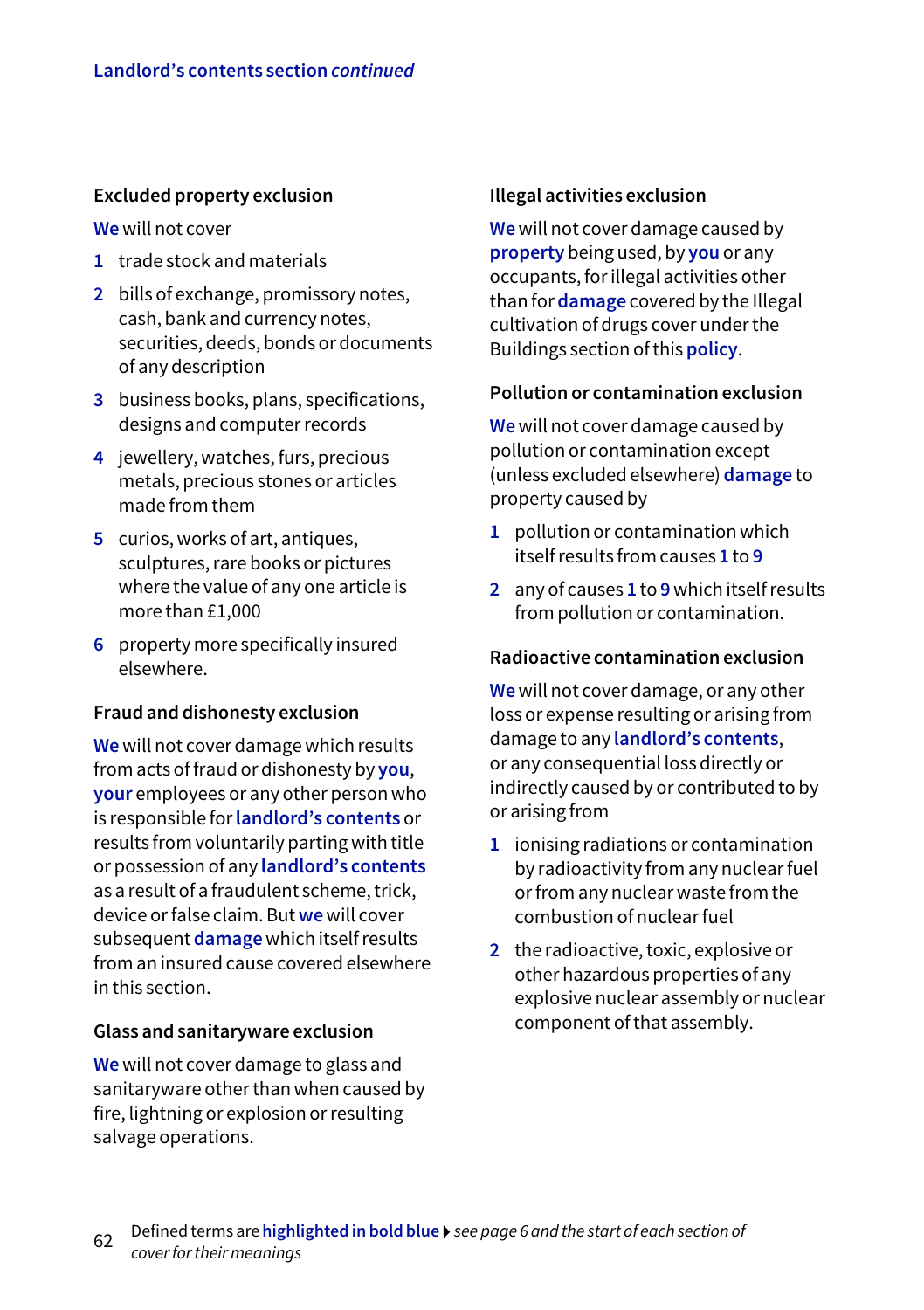### Excluded property exclusion

**We** will not cover

1. trade stock and materials
2. bills of exchange, promissory notes, cash, bank and currency notes, securities, deeds, bonds or documents of any description
3. business books, plans, specifications, designs and computer records
4. jewellery, watches, furs, precious metals, precious stones or articles made from them
5. curios, works of art, antiques, sculptures, rare books or pictures where the value of any one article is more than £1,000
6. property more specifically insured elsewhere.

### Fraud and dishonesty exclusion

**We** will not cover damage which results from acts of fraud or dishonesty by **you**, **your** employees or any other person who is responsible for **landlord's contents** or results from voluntarily parting with title or possession of any **landlord's contents** as a result of a fraudulent scheme, trick, device or false claim. But **we** will cover subsequent **damage** which itself results from an insured cause covered elsewhere in this section.

### Glass and sanitaryware exclusion

**We** will not cover damage to glass and sanitaryware other than when caused by fire, lightning or explosion or resulting salvage operations.

### Illegal activities exclusion

**We** will not cover damage caused by **property** being used, by **you** or any occupants, for illegal activities other than for **damage** covered by the Illegal cultivation of drugs cover under the Buildings section of this **policy**.

### Pollution or contamination exclusion

**We** will not cover damage caused by pollution or contamination except (unless excluded elsewhere) **damage** to property caused by

1. pollution or contamination which itself results from causes **1** to **9**
2. any of causes **1** to **9** which itself results from pollution or contamination.

### Radioactive contamination exclusion

**We** will not cover damage, or any other loss or expense resulting or arising from damage to any **landlord's contents**, or any consequential loss directly or indirectly caused by or contributed to by or arising from

1. ionising radiations or contamination by radioactivity from any nuclear fuel or from any nuclear waste from the combustion of nuclear fuel
2. the radioactive, toxic, explosive or other hazardous properties of any explosive nuclear assembly or nuclear component of that assembly.

Defined terms are **highlighted in bold blue** ▸ *see page 6 and the start of each section of cover for their meanings*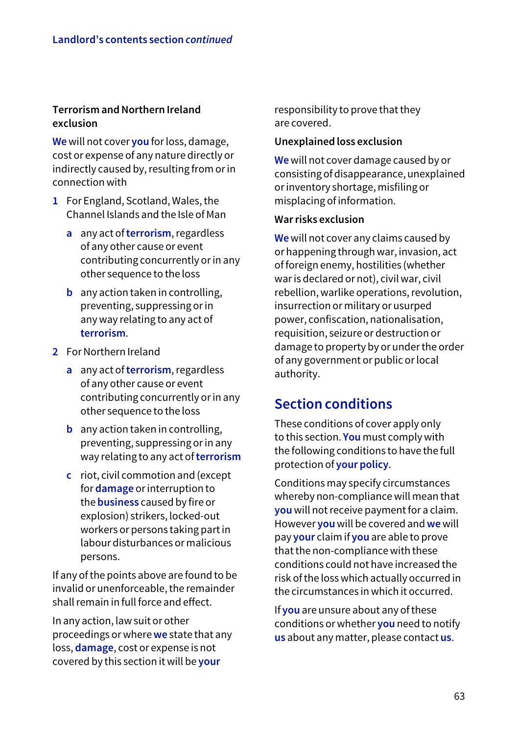### Terrorism and Northern Ireland exclusion

**We** will not cover **you** for loss, damage, cost or expense of any nature directly or indirectly caused by, resulting from or in connection with

1. For England, Scotland, Wales, the Channel Islands and the Isle of Man
   a. any act of **terrorism**, regardless of any other cause or event contributing concurrently or in any other sequence to the loss
   b. any action taken in controlling, preventing, suppressing or in any way relating to any act of **terrorism**.
2. For Northern Ireland
   a. any act of **terrorism**, regardless of any other cause or event contributing concurrently or in any other sequence to the loss
   b. any action taken in controlling, preventing, suppressing or in any way relating to any act of **terrorism**
   c. riot, civil commotion and (except for **damage** or interruption to the **business** caused by fire or explosion) strikers, locked-out workers or persons taking part in labour disturbances or malicious persons.

If any of the points above are found to be invalid or unenforceable, the remainder shall remain in full force and effect.

In any action, law suit or other proceedings or where **we** state that any loss, **damage**, cost or expense is not covered by this section it will be **your** responsibility to prove that they are covered.

### Unexplained loss exclusion

**We** will not cover damage caused by or consisting of disappearance, unexplained or inventory shortage, misfiling or misplacing of information.

### War risks exclusion

**We** will not cover any claims caused by or happening through war, invasion, act of foreign enemy, hostilities (whether war is declared or not), civil war, civil rebellion, warlike operations, revolution, insurrection or military or usurped power, confiscation, nationalisation, requisition, seizure or destruction or damage to property by or under the order of any government or public or local authority.

## Section conditions

These conditions of cover apply only to this section. **You** must comply with the following conditions to have the full protection of **your policy**.

Conditions may specify circumstances whereby non-compliance will mean that **you** will not receive payment for a claim. However **you** will be covered and **we** will pay **your** claim if **you** are able to prove that the non-compliance with these conditions could not have increased the risk of the loss which actually occurred in the circumstances in which it occurred.

If **you** are unsure about any of these conditions or whether **you** need to notify **us** about any matter, please contact **us**.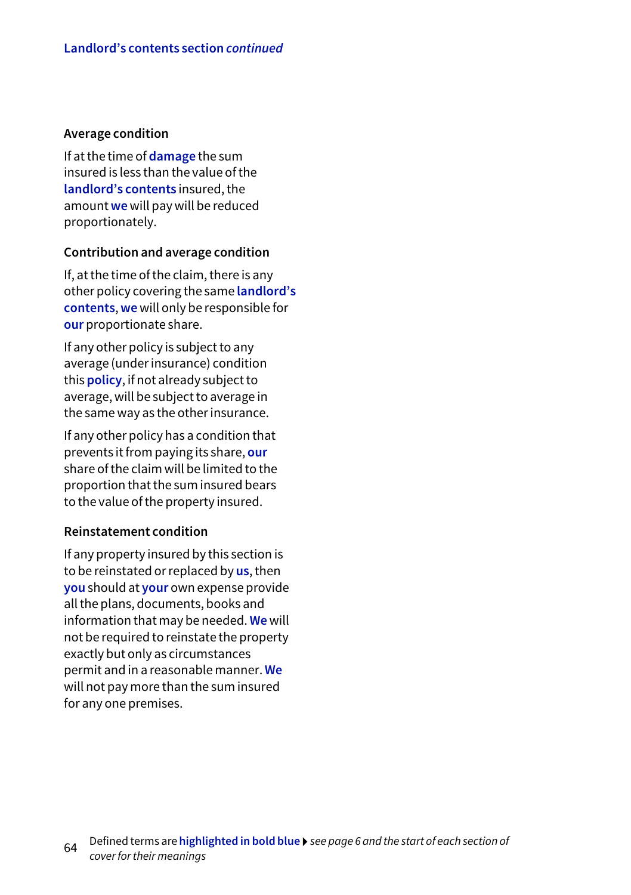## Average condition

If at the time of **damage** the sum insured is less than the value of the **landlord's contents** insured, the amount **we** will pay will be reduced proportionately.

## Contribution and average condition

If, at the time of the claim, there is any other policy covering the same **landlord's contents**, **we** will only be responsible for **our** proportionate share.

If any other policy is subject to any average (under insurance) condition this **policy**, if not already subject to average, will be subject to average in the same way as the other insurance.

If any other policy has a condition that prevents it from paying its share, **our** share of the claim will be limited to the proportion that the sum insured bears to the value of the property insured.

## Reinstatement condition

If any property insured by this section is to be reinstated or replaced by **us**, then **you** should at **your** own expense provide all the plans, documents, books and information that may be needed. **We** will not be required to reinstate the property exactly but only as circumstances permit and in a reasonable manner. **We** will not pay more than the sum insured for any one premises.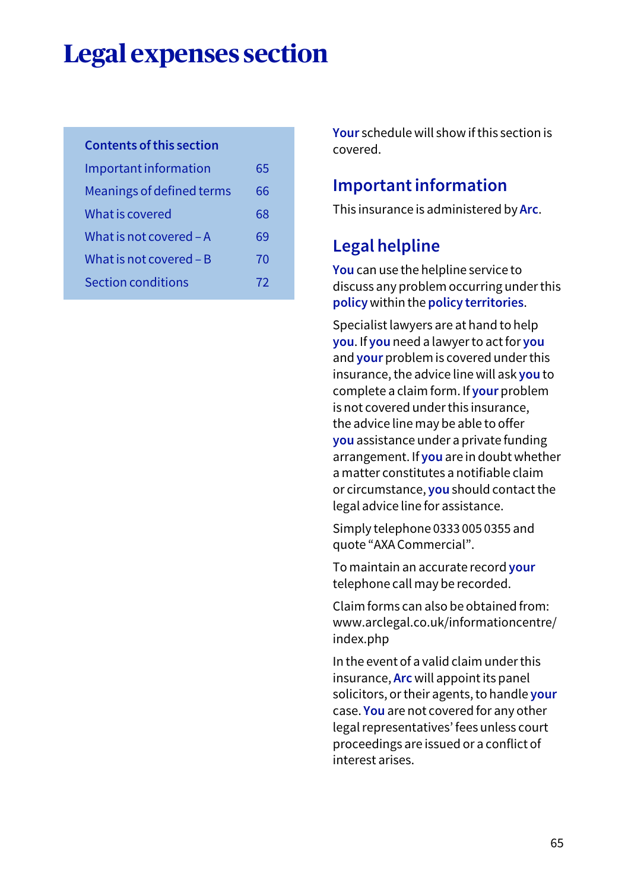# Legal expenses section

| Contents of this section | |
|---|---|
| Important information | 65 |
| Meanings of defined terms | 66 |
| What is covered | 68 |
| What is not covered – A | 69 |
| What is not covered – B | 70 |
| Section conditions | 72 |

**Your** schedule will show if this section is covered.

## Important information

This insurance is administered by **Arc**.

## Legal helpline

**You** can use the helpline service to discuss any problem occurring under this **policy** within the **policy territories**.

Specialist lawyers are at hand to help **you**. If **you** need a lawyer to act for **you** and **your** problem is covered under this insurance, the advice line will ask **you** to complete a claim form. If **your** problem is not covered under this insurance, the advice line may be able to offer **you** assistance under a private funding arrangement. If **you** are in doubt whether a matter constitutes a notifiable claim or circumstance, **you** should contact the legal advice line for assistance.

Simply telephone 0333 005 0355 and quote "AXA Commercial".

To maintain an accurate record **your** telephone call may be recorded.

Claim forms can also be obtained from: www.arclegal.co.uk/informationcentre/index.php

In the event of a valid claim under this insurance, **Arc** will appoint its panel solicitors, or their agents, to handle **your** case. **You** are not covered for any other legal representatives' fees unless court proceedings are issued or a conflict of interest arises.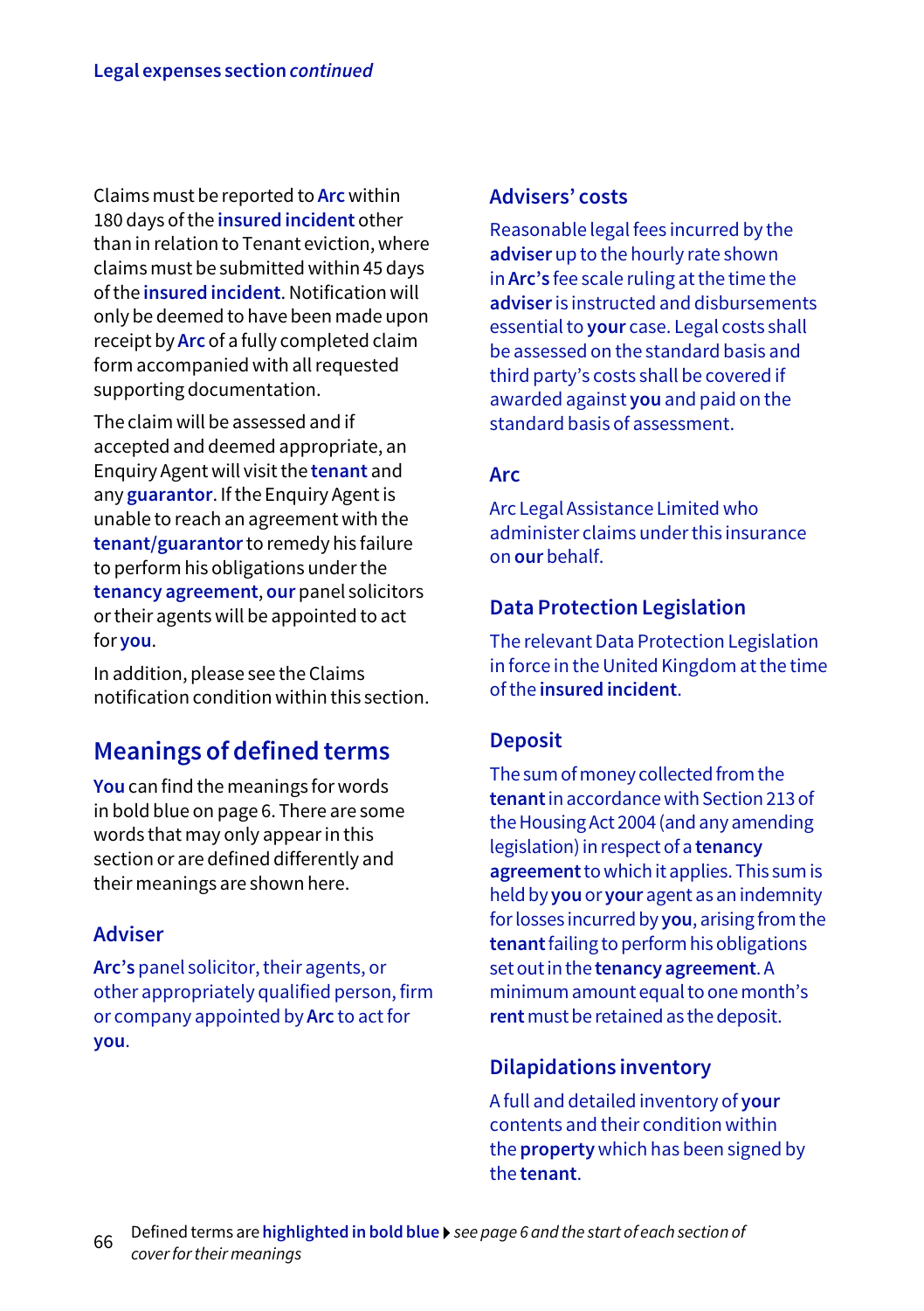Claims must be reported to **Arc** within 180 days of the **insured incident** other than in relation to Tenant eviction, where claims must be submitted within 45 days of the **insured incident**. Notification will only be deemed to have been made upon receipt by **Arc** of a fully completed claim form accompanied with all requested supporting documentation.

The claim will be assessed and if accepted and deemed appropriate, an Enquiry Agent will visit the **tenant** and any **guarantor**. If the Enquiry Agent is unable to reach an agreement with the **tenant/guarantor** to remedy his failure to perform his obligations under the **tenancy agreement**, **our** panel solicitors or their agents will be appointed to act for **you**.

In addition, please see the Claims notification condition within this section.

## Meanings of defined terms

**You** can find the meanings for words in bold blue on page 6. There are some words that may only appear in this section or are defined differently and their meanings are shown here.

### Adviser

**Arc's** panel solicitor, their agents, or other appropriately qualified person, firm or company appointed by **Arc** to act for **you**.

### Advisers' costs

Reasonable legal fees incurred by the **adviser** up to the hourly rate shown in **Arc's** fee scale ruling at the time the **adviser** is instructed and disbursements essential to **your** case. Legal costs shall be assessed on the standard basis and third party's costs shall be covered if awarded against **you** and paid on the standard basis of assessment.

### Arc

Arc Legal Assistance Limited who administer claims under this insurance on **our** behalf.

### Data Protection Legislation

The relevant Data Protection Legislation in force in the United Kingdom at the time of the **insured incident**.

### Deposit

The sum of money collected from the **tenant** in accordance with Section 213 of the Housing Act 2004 (and any amending legislation) in respect of a **tenancy agreement** to which it applies. This sum is held by **you** or **your** agent as an indemnity for losses incurred by **you**, arising from the **tenant** failing to perform his obligations set out in the **tenancy agreement**. A minimum amount equal to one month's **rent** must be retained as the deposit.

### Dilapidations inventory

A full and detailed inventory of **your** contents and their condition within the **property** which has been signed by the **tenant**.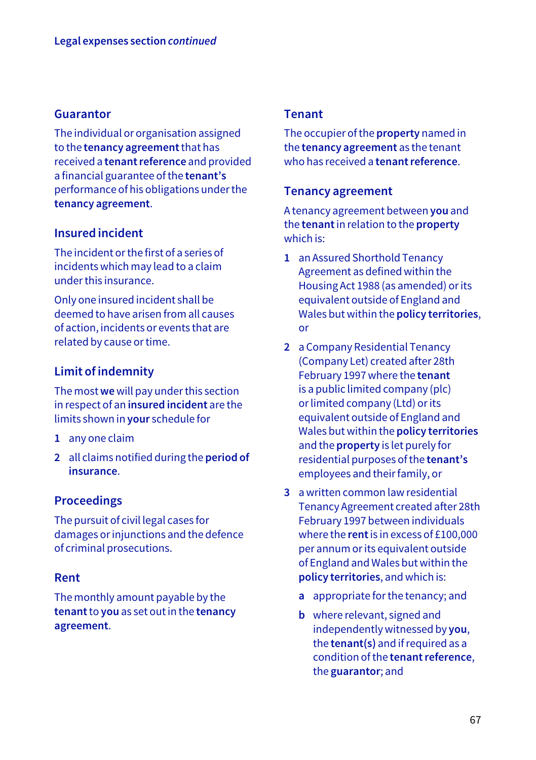### Guarantor

The individual or organisation assigned to the **tenancy agreement** that has received a **tenant reference** and provided a financial guarantee of the **tenant's** performance of his obligations under the **tenancy agreement**.

### Insured incident

The incident or the first of a series of incidents which may lead to a claim under this insurance.

Only one insured incident shall be deemed to have arisen from all causes of action, incidents or events that are related by cause or time.

### Limit of indemnity

The most **we** will pay under this section in respect of an **insured incident** are the limits shown in **your** schedule for

1. any one claim
2. all claims notified during the **period of insurance**.

### Proceedings

The pursuit of civil legal cases for damages or injunctions and the defence of criminal prosecutions.

### Rent

The monthly amount payable by the **tenant** to **you** as set out in the **tenancy agreement**.

### Tenant

The occupier of the **property** named in the **tenancy agreement** as the tenant who has received a **tenant reference**.

### Tenancy agreement

A tenancy agreement between **you** and the **tenant** in relation to the **property** which is:

1. an Assured Shorthold Tenancy Agreement as defined within the Housing Act 1988 (as amended) or its equivalent outside of England and Wales but within the **policy territories**, or
2. a Company Residential Tenancy (Company Let) created after 28th February 1997 where the **tenant** is a public limited company (plc) or limited company (Ltd) or its equivalent outside of England and Wales but within the **policy territories** and the **property** is let purely for residential purposes of the **tenant's** employees and their family, or
3. a written common law residential Tenancy Agreement created after 28th February 1997 between individuals where the **rent** is in excess of £100,000 per annum or its equivalent outside of England and Wales but within the **policy territories**, and which is:
   a. appropriate for the tenancy; and
   b. where relevant, signed and independently witnessed by **you**, the **tenant(s)** and if required as a condition of the **tenant reference**, the **guarantor**; and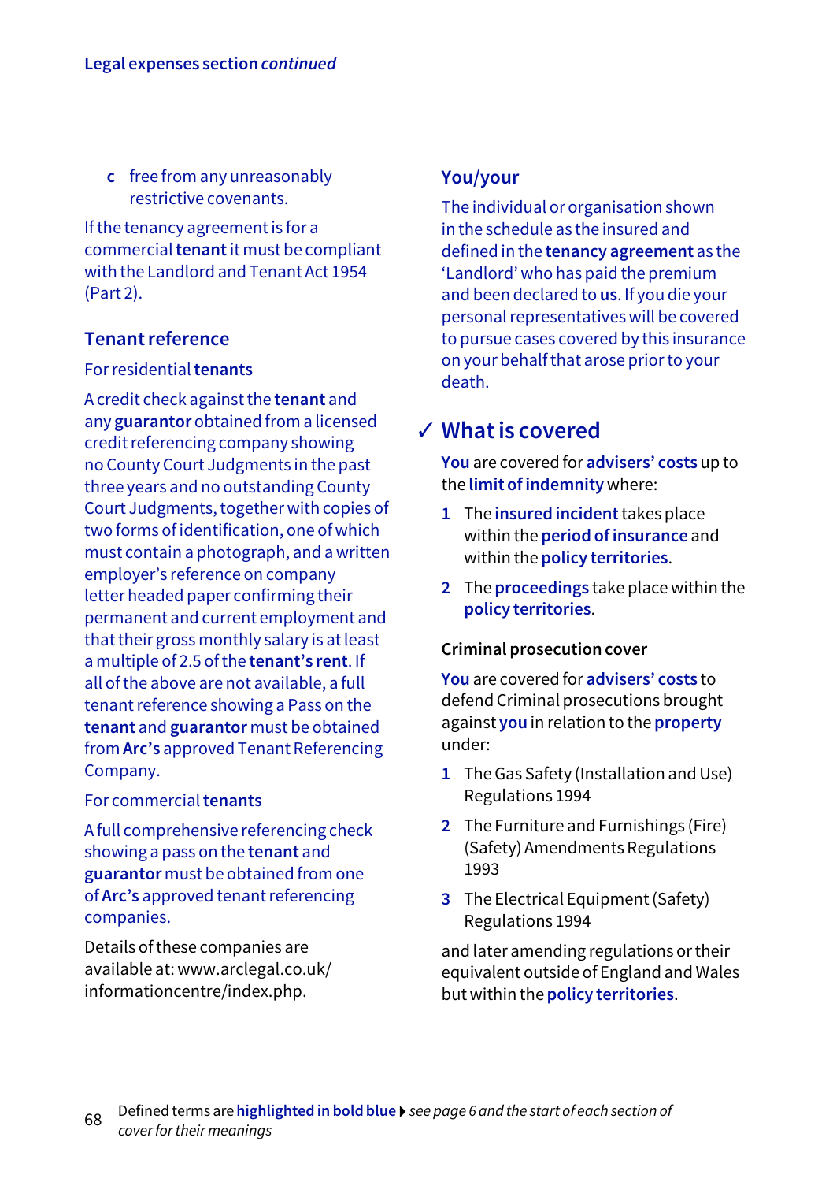c free from any unreasonably restrictive covenants.

If the tenancy agreement is for a commercial **tenant** it must be compliant with the Landlord and Tenant Act 1954 (Part 2).

### Tenant reference

For residential **tenants**

A credit check against the **tenant** and any **guarantor** obtained from a licensed credit referencing company showing no County Court Judgments in the past three years and no outstanding County Court Judgments, together with copies of two forms of identification, one of which must contain a photograph, and a written employer's reference on company letter headed paper confirming their permanent and current employment and that their gross monthly salary is at least a multiple of 2.5 of the **tenant's rent**. If all of the above are not available, a full tenant reference showing a Pass on the **tenant** and **guarantor** must be obtained from **Arc's** approved Tenant Referencing Company.

For commercial **tenants**

A full comprehensive referencing check showing a pass on the **tenant** and **guarantor** must be obtained from one of **Arc's** approved tenant referencing companies.

Details of these companies are available at: www.arclegal.co.uk/informationcentre/index.php.

### You/your

The individual or organisation shown in the schedule as the insured and defined in the **tenancy agreement** as the 'Landlord' who has paid the premium and been declared to **us**. If you die your personal representatives will be covered to pursue cases covered by this insurance on your behalf that arose prior to your death.

## ✓ What is covered

**You** are covered for **advisers' costs** up to the **limit of indemnity** where:

1. The **insured incident** takes place within the **period of insurance** and within the **policy territories**.
2. The **proceedings** take place within the **policy territories**.

**Criminal prosecution cover**

**You** are covered for **advisers' costs** to defend Criminal prosecutions brought against **you** in relation to the **property** under:

1. The Gas Safety (Installation and Use) Regulations 1994
2. The Furniture and Furnishings (Fire) (Safety) Amendments Regulations 1993
3. The Electrical Equipment (Safety) Regulations 1994

and later amending regulations or their equivalent outside of England and Wales but within the **policy territories**.

Defined terms are **highlighted in bold blue** ▸ *see page 6 and the start of each section of cover for their meanings*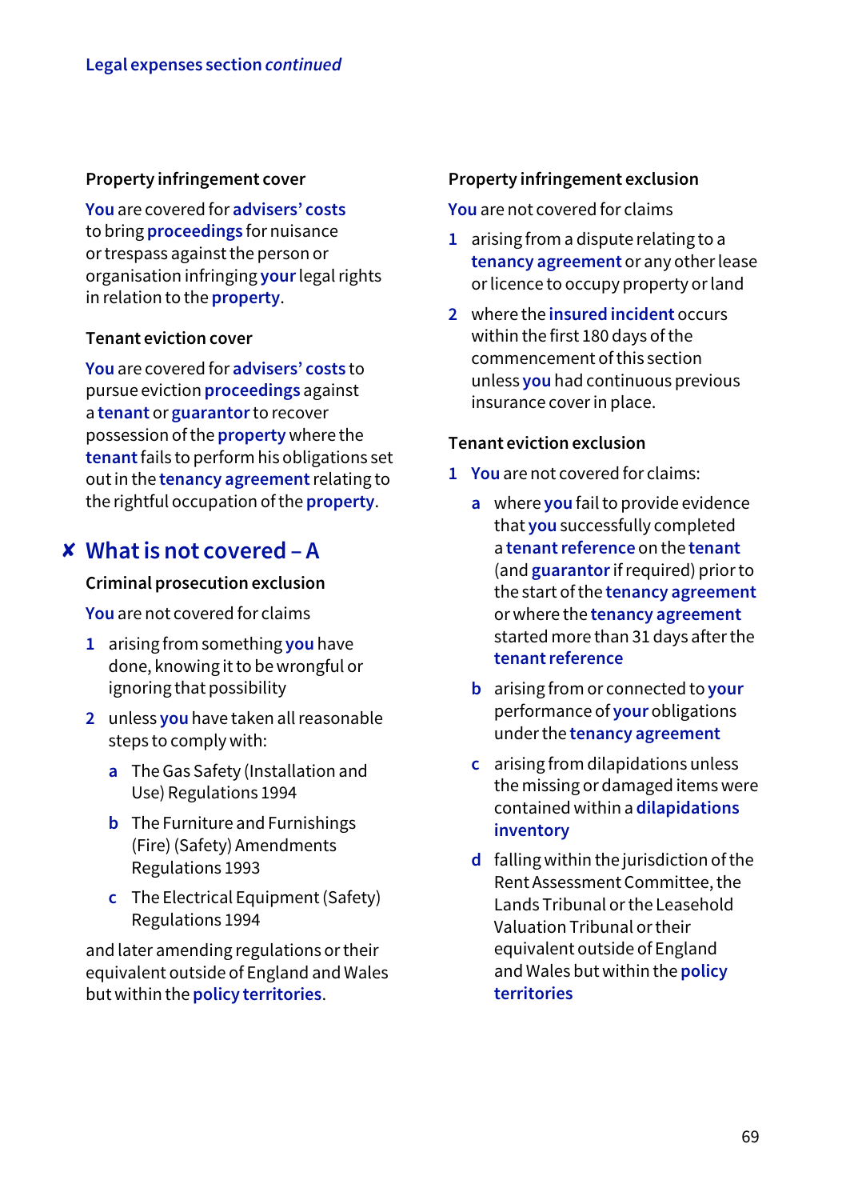Legal expenses section *continued*

### Property infringement cover

**You** are covered for **advisers' costs** to bring **proceedings** for nuisance or trespass against the person or organisation infringing **your** legal rights in relation to the **property**.

### Tenant eviction cover

**You** are covered for **advisers' costs** to pursue eviction **proceedings** against a **tenant** or **guarantor** to recover possession of the **property** where the **tenant** fails to perform his obligations set out in the **tenancy agreement** relating to the rightful occupation of the **property**.

## ✘ What is not covered – A

### Criminal prosecution exclusion

**You** are not covered for claims

1. arising from something **you** have done, knowing it to be wrongful or ignoring that possibility
2. unless **you** have taken all reasonable steps to comply with:
   a. The Gas Safety (Installation and Use) Regulations 1994
   b. The Furniture and Furnishings (Fire) (Safety) Amendments Regulations 1993
   c. The Electrical Equipment (Safety) Regulations 1994

and later amending regulations or their equivalent outside of England and Wales but within the **policy territories**.

### Property infringement exclusion

**You** are not covered for claims

1. arising from a dispute relating to a **tenancy agreement** or any other lease or licence to occupy property or land
2. where the **insured incident** occurs within the first 180 days of the commencement of this section unless **you** had continuous previous insurance cover in place.

### Tenant eviction exclusion

1. **You** are not covered for claims:
   a. where **you** fail to provide evidence that **you** successfully completed a **tenant reference** on the **tenant** (and **guarantor** if required) prior to the start of the **tenancy agreement** or where the **tenancy agreement** started more than 31 days after the **tenant reference**
   b. arising from or connected to **your** performance of **your** obligations under the **tenancy agreement**
   c. arising from dilapidations unless the missing or damaged items were contained within a **dilapidations inventory**
   d. falling within the jurisdiction of the Rent Assessment Committee, the Lands Tribunal or the Leasehold Valuation Tribunal or their equivalent outside of England and Wales but within the **policy territories**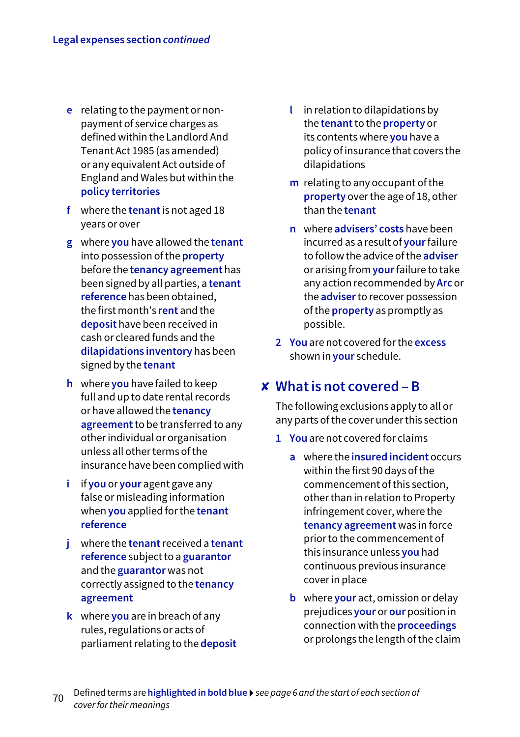Legal expenses section *continued*

- e relating to the payment or non-payment of service charges as defined within the Landlord And Tenant Act 1985 (as amended) or any equivalent Act outside of England and Wales but within the **policy territories**
- f where the **tenant** is not aged 18 years or over
- g where **you** have allowed the **tenant** into possession of the **property** before the **tenancy agreement** has been signed by all parties, a **tenant reference** has been obtained, the first month's **rent** and the **deposit** have been received in cash or cleared funds and the **dilapidations inventory** has been signed by the **tenant**
- h where **you** have failed to keep full and up to date rental records or have allowed the **tenancy agreement** to be transferred to any other individual or organisation unless all other terms of the insurance have been complied with
- i if **you** or **your** agent gave any false or misleading information when **you** applied for the **tenant reference**
- j where the **tenant** received a **tenant reference** subject to a **guarantor** and the **guarantor** was not correctly assigned to the **tenancy agreement**
- k where **you** are in breach of any rules, regulations or acts of parliament relating to the **deposit**
- l in relation to dilapidations by the **tenant** to the **property** or its contents where **you** have a policy of insurance that covers the dilapidations
- m relating to any occupant of the **property** over the age of 18, other than the **tenant**
- n where **advisers' costs** have been incurred as a result of **your** failure to follow the advice of the **adviser** or arising from **your** failure to take any action recommended by **Arc** or the **adviser** to recover possession of the **property** as promptly as possible.

2 **You** are not covered for the **excess** shown in **your** schedule.

## ✘ What is not covered – B

The following exclusions apply to all or any parts of the cover under this section

1 **You** are not covered for claims

- a where the **insured incident** occurs within the first 90 days of the commencement of this section, other than in relation to Property infringement cover, where the **tenancy agreement** was in force prior to the commencement of this insurance unless **you** had continuous previous insurance cover in place
- b where **your** act, omission or delay prejudices **your** or **our** position in connection with the **proceedings** or prolongs the length of the claim

Defined terms are **highlighted in bold blue** ▸ *see page 6 and the start of each section of cover for their meanings*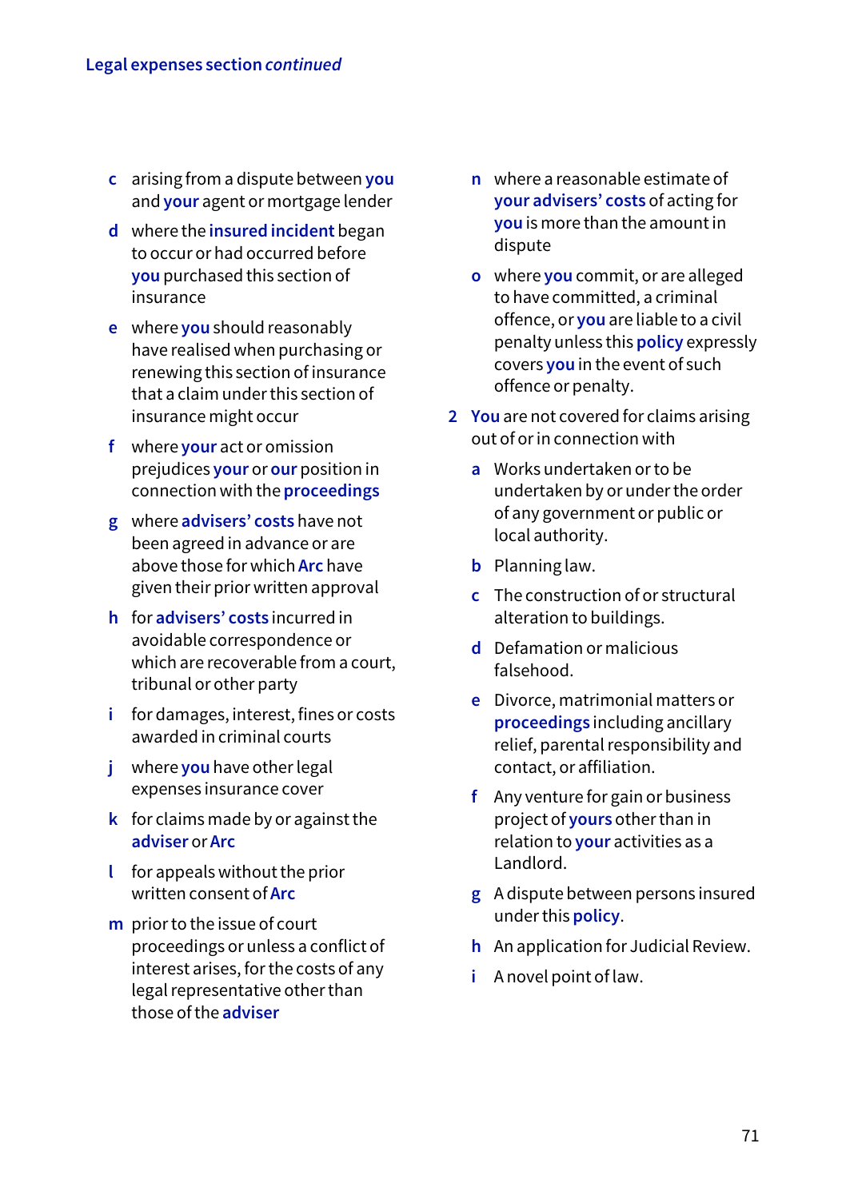c. arising from a dispute between **you** and **your** agent or mortgage lender

d. where the **insured incident** began to occur or had occurred before **you** purchased this section of insurance

e. where **you** should reasonably have realised when purchasing or renewing this section of insurance that a claim under this section of insurance might occur

f. where **your** act or omission prejudices **your** or **our** position in connection with the **proceedings**

g. where **advisers' costs** have not been agreed in advance or are above those for which **Arc** have given their prior written approval

h. for **advisers' costs** incurred in avoidable correspondence or which are recoverable from a court, tribunal or other party

i. for damages, interest, fines or costs awarded in criminal courts

j. where **you** have other legal expenses insurance cover

k. for claims made by or against the **adviser** or **Arc**

l. for appeals without the prior written consent of **Arc**

m. prior to the issue of court proceedings or unless a conflict of interest arises, for the costs of any legal representative other than those of the **adviser**

n. where a reasonable estimate of **your advisers' costs** of acting for **you** is more than the amount in dispute

o. where **you** commit, or are alleged to have committed, a criminal offence, or **you** are liable to a civil penalty unless this **policy** expressly covers **you** in the event of such offence or penalty.

2. **You** are not covered for claims arising out of or in connection with

   a. Works undertaken or to be undertaken by or under the order of any government or public or local authority.

   b. Planning law.

   c. The construction of or structural alteration to buildings.

   d. Defamation or malicious falsehood.

   e. Divorce, matrimonial matters or **proceedings** including ancillary relief, parental responsibility and contact, or affiliation.

   f. Any venture for gain or business project of **yours** other than in relation to **your** activities as a Landlord.

   g. A dispute between persons insured under this **policy**.

   h. An application for Judicial Review.

   i. A novel point of law.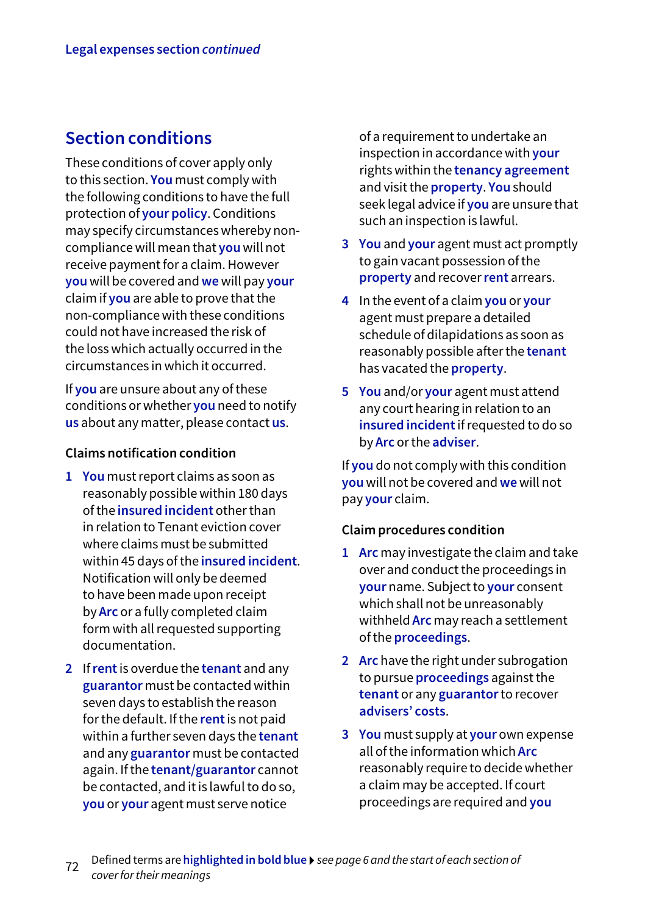## Section conditions

These conditions of cover apply only to this section. **You** must comply with the following conditions to have the full protection of **your policy**. Conditions may specify circumstances whereby non-compliance will mean that **you** will not receive payment for a claim. However **you** will be covered and **we** will pay **your** claim if **you** are able to prove that the non-compliance with these conditions could not have increased the risk of the loss which actually occurred in the circumstances in which it occurred.

If **you** are unsure about any of these conditions or whether **you** need to notify **us** about any matter, please contact **us**.

### Claims notification condition

1. **You** must report claims as soon as reasonably possible within 180 days of the **insured incident** other than in relation to Tenant eviction cover where claims must be submitted within 45 days of the **insured incident**. Notification will only be deemed to have been made upon receipt by **Arc** or a fully completed claim form with all requested supporting documentation.
2. If **rent** is overdue the **tenant** and any **guarantor** must be contacted within seven days to establish the reason for the default. If the **rent** is not paid within a further seven days the **tenant** and any **guarantor** must be contacted again. If the **tenant/guarantor** cannot be contacted, and it is lawful to do so, **you** or **your** agent must serve notice of a requirement to undertake an inspection in accordance with **your** rights within the **tenancy agreement** and visit the **property**. **You** should seek legal advice if **you** are unsure that such an inspection is lawful.
3. **You** and **your** agent must act promptly to gain vacant possession of the **property** and recover **rent** arrears.
4. In the event of a claim **you** or **your** agent must prepare a detailed schedule of dilapidations as soon as reasonably possible after the **tenant** has vacated the **property**.
5. **You** and/or **your** agent must attend any court hearing in relation to an **insured incident** if requested to do so by **Arc** or the **adviser**.

If **you** do not comply with this condition **you** will not be covered and **we** will not pay **your** claim.

### Claim procedures condition

1. **Arc** may investigate the claim and take over and conduct the proceedings in **your** name. Subject to **your** consent which shall not be unreasonably withheld **Arc** may reach a settlement of the **proceedings**.
2. **Arc** have the right under subrogation to pursue **proceedings** against the **tenant** or any **guarantor** to recover **advisers' costs**.
3. **You** must supply at **your** own expense all of the information which **Arc** reasonably require to decide whether a claim may be accepted. If court proceedings are required and **you**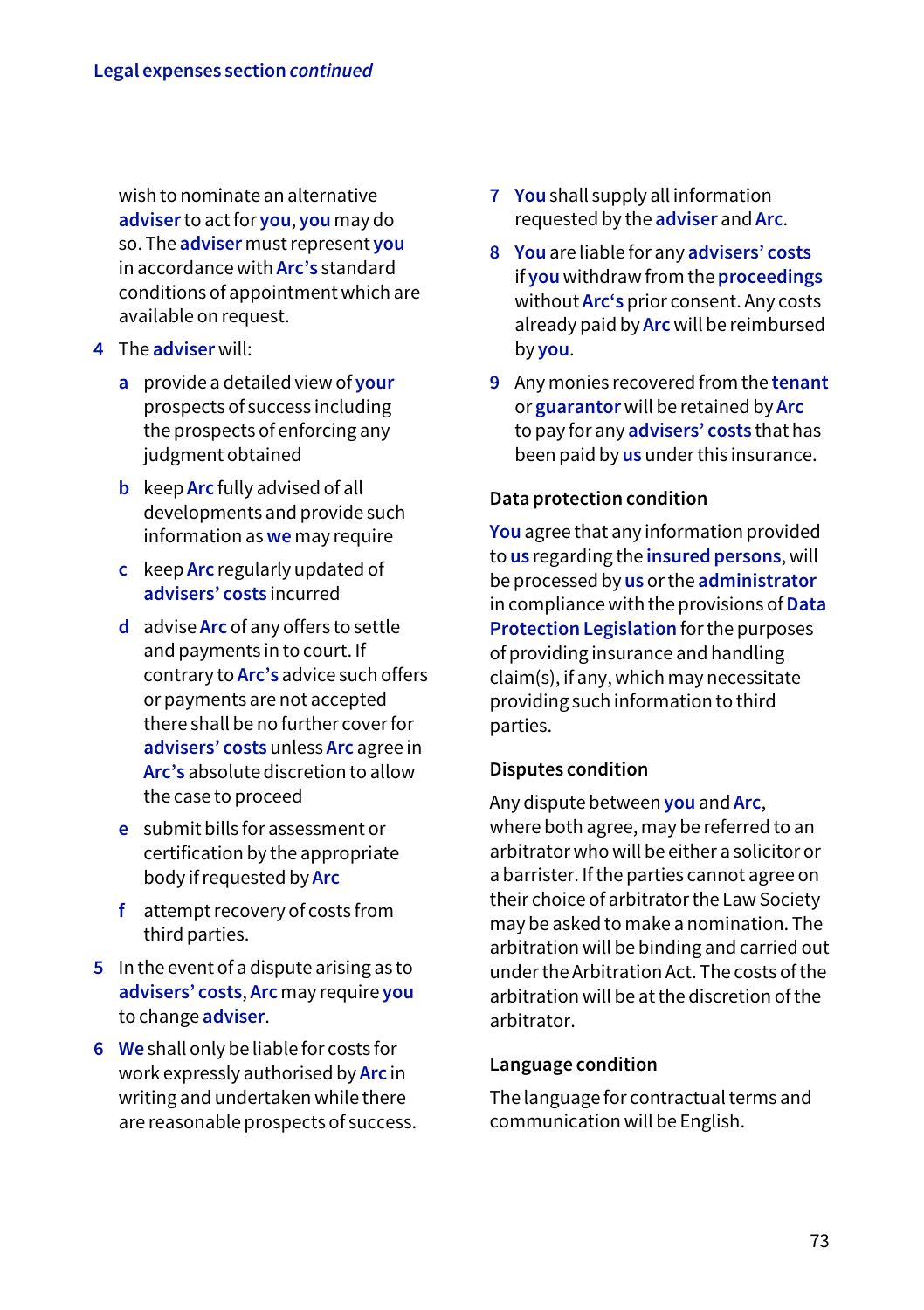wish to nominate an alternative **adviser** to act for **you**, **you** may do so. The **adviser** must represent **you** in accordance with **Arc's** standard conditions of appointment which are available on request.

4 The **adviser** will:

   a provide a detailed view of **your** prospects of success including the prospects of enforcing any judgment obtained

   b keep **Arc** fully advised of all developments and provide such information as **we** may require

   c keep **Arc** regularly updated of **advisers' costs** incurred

   d advise **Arc** of any offers to settle and payments in to court. If contrary to **Arc's** advice such offers or payments are not accepted there shall be no further cover for **advisers' costs** unless **Arc** agree in **Arc's** absolute discretion to allow the case to proceed

   e submit bills for assessment or certification by the appropriate body if requested by **Arc**

   f attempt recovery of costs from third parties.

5 In the event of a dispute arising as to **advisers' costs**, **Arc** may require **you** to change **adviser**.

6 **We** shall only be liable for costs for work expressly authorised by **Arc** in writing and undertaken while there are reasonable prospects of success.

7 **You** shall supply all information requested by the **adviser** and **Arc**.

8 **You** are liable for any **advisers' costs** if **you** withdraw from the **proceedings** without **Arc's** prior consent. Any costs already paid by **Arc** will be reimbursed by **you**.

9 Any monies recovered from the **tenant** or **guarantor** will be retained by **Arc** to pay for any **advisers' costs** that has been paid by **us** under this insurance.

### Data protection condition

**You** agree that any information provided to **us** regarding the **insured persons**, will be processed by **us** or the **administrator** in compliance with the provisions of **Data Protection Legislation** for the purposes of providing insurance and handling claim(s), if any, which may necessitate providing such information to third parties.

### Disputes condition

Any dispute between **you** and **Arc**, where both agree, may be referred to an arbitrator who will be either a solicitor or a barrister. If the parties cannot agree on their choice of arbitrator the Law Society may be asked to make a nomination. The arbitration will be binding and carried out under the Arbitration Act. The costs of the arbitration will be at the discretion of the arbitrator.

### Language condition

The language for contractual terms and communication will be English.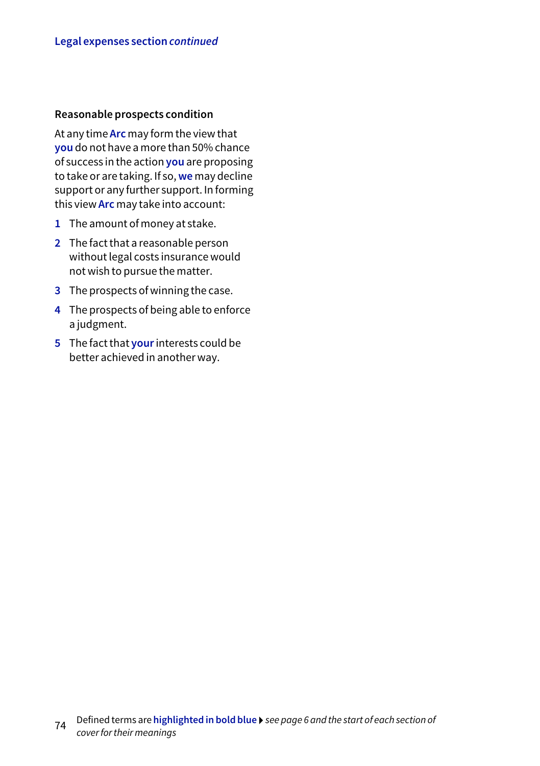### Reasonable prospects condition

At any time **Arc** may form the view that **you** do not have a more than 50% chance of success in the action **you** are proposing to take or are taking. If so, **we** may decline support or any further support. In forming this view **Arc** may take into account:

1. The amount of money at stake.
2. The fact that a reasonable person without legal costs insurance would not wish to pursue the matter.
3. The prospects of winning the case.
4. The prospects of being able to enforce a judgment.
5. The fact that **your** interests could be better achieved in another way.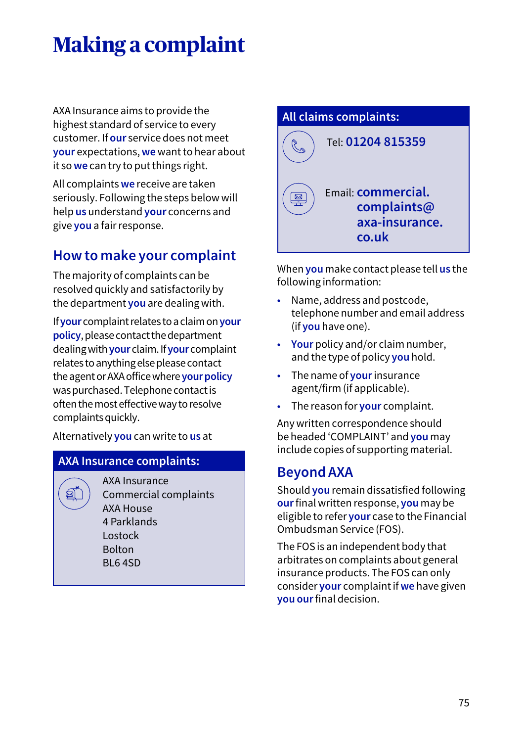# Making a complaint

AXA Insurance aims to provide the highest standard of service to every customer. If **our** service does not meet **your** expectations, **we** want to hear about it so **we** can try to put things right.

All complaints **we** receive are taken seriously. Following the steps below will help **us** understand **your** concerns and give **you** a fair response.

## How to make your complaint

The majority of complaints can be resolved quickly and satisfactorily by the department **you** are dealing with.

If **your** complaint relates to a claim on **your policy**, please contact the department dealing with **your** claim. If **your** complaint relates to anything else please contact the agent or AXA office where **your policy** was purchased. Telephone contact is often the most effective way to resolve complaints quickly.

Alternatively **you** can write to **us** at

**AXA Insurance complaints:**

AXA Insurance
Commercial complaints
AXA House
4 Parklands
Lostock
Bolton
BL6 4SD

**All claims complaints:**

Tel: **01204 815359**

Email: **commercial.complaints@axa-insurance.co.uk**

When **you** make contact please tell **us** the following information:

- Name, address and postcode, telephone number and email address (if **you** have one).
- **Your** policy and/or claim number, and the type of policy **you** hold.
- The name of **your** insurance agent/firm (if applicable).
- The reason for **your** complaint.

Any written correspondence should be headed 'COMPLAINT' and **you** may include copies of supporting material.

## Beyond AXA

Should **you** remain dissatisfied following **our** final written response, **you** may be eligible to refer **your** case to the Financial Ombudsman Service (FOS).

The FOS is an independent body that arbitrates on complaints about general insurance products. The FOS can only consider **your** complaint if **we** have given **you our** final decision.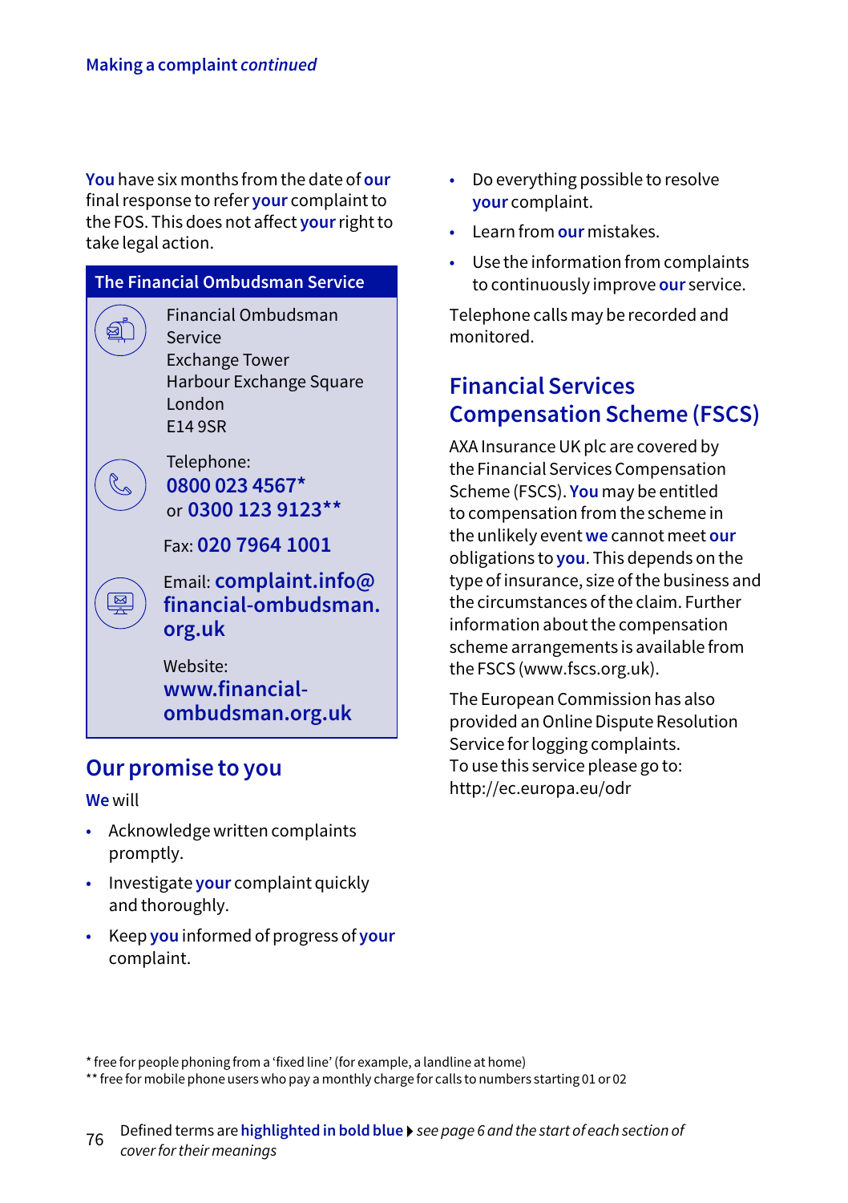Making a complaint *continued*

**You** have six months from the date of **our** final response to refer **your** complaint to the FOS. This does not affect **your** right to take legal action.

**The Financial Ombudsman Service**

Financial Ombudsman Service
Exchange Tower
Harbour Exchange Square
London
E14 9SR

Telephone:
**0800 023 4567***
or **0300 123 9123****

Fax: **020 7964 1001**

Email: **complaint.info@financial-ombudsman.org.uk**

Website:
**www.financial-ombudsman.org.uk**

## Our promise to you

**We** will

- Acknowledge written complaints promptly.
- Investigate **your** complaint quickly and thoroughly.
- Keep **you** informed of progress of **your** complaint.
- Do everything possible to resolve **your** complaint.
- Learn from **our** mistakes.
- Use the information from complaints to continuously improve **our** service.

Telephone calls may be recorded and monitored.

## Financial Services Compensation Scheme (FSCS)

AXA Insurance UK plc are covered by the Financial Services Compensation Scheme (FSCS). **You** may be entitled to compensation from the scheme in the unlikely event **we** cannot meet **our** obligations to **you**. This depends on the type of insurance, size of the business and the circumstances of the claim. Further information about the compensation scheme arrangements is available from the FSCS (www.fscs.org.uk).

The European Commission has also provided an Online Dispute Resolution Service for logging complaints.
To use this service please go to:
http://ec.europa.eu/odr

* free for people phoning from a 'fixed line' (for example, a landline at home)
** free for mobile phone users who pay a monthly charge for calls to numbers starting 01 or 02

Defined terms are **highlighted in bold blue** ▸ *see page 6 and the start of each section of cover for their meanings*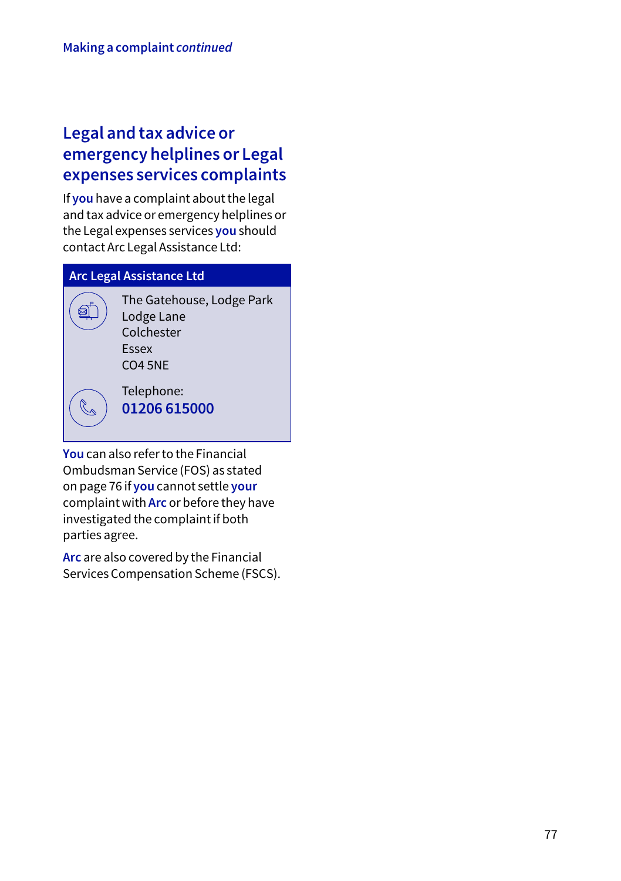## Legal and tax advice or emergency helplines or Legal expenses services complaints

If **you** have a complaint about the legal and tax advice or emergency helplines or the Legal expenses services **you** should contact Arc Legal Assistance Ltd:

**Arc Legal Assistance Ltd**

The Gatehouse, Lodge Park
Lodge Lane
Colchester
Essex
CO4 5NE

Telephone:
**01206 615000**

**You** can also refer to the Financial Ombudsman Service (FOS) as stated on page 76 if **you** cannot settle **your** complaint with **Arc** or before they have investigated the complaint if both parties agree.

**Arc** are also covered by the Financial Services Compensation Scheme (FSCS).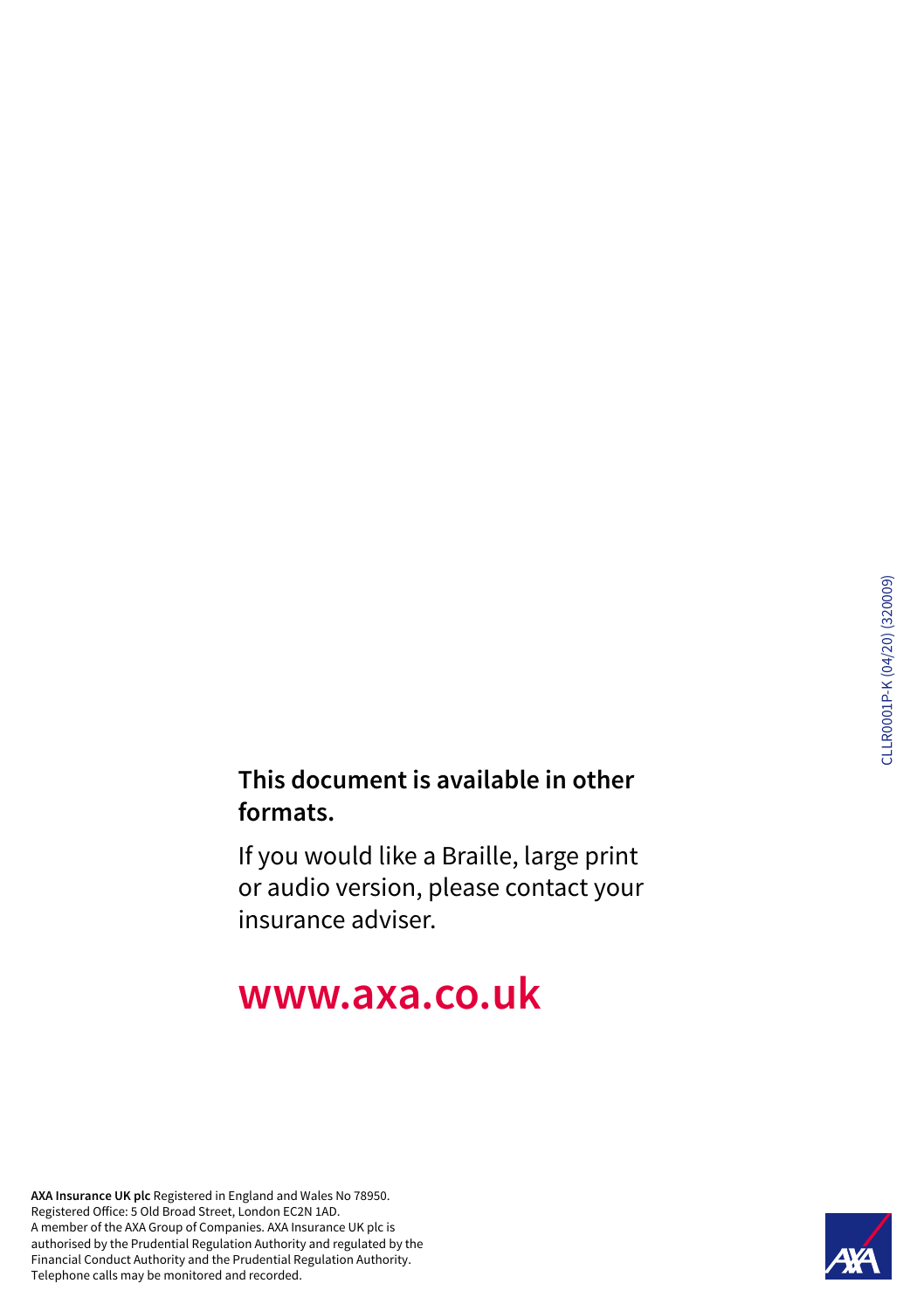**This document is available in other formats.**

If you would like a Braille, large print or audio version, please contact your insurance adviser.

**www.axa.co.uk**

CLLR0001P-K (04/20) (320009)

**AXA Insurance UK plc** Registered in England and Wales No 78950.
Registered Office: 5 Old Broad Street, London EC2N 1AD.
A member of the AXA Group of Companies. AXA Insurance UK plc is authorised by the Prudential Regulation Authority and regulated by the Financial Conduct Authority and the Prudential Regulation Authority.
Telephone calls may be monitored and recorded.